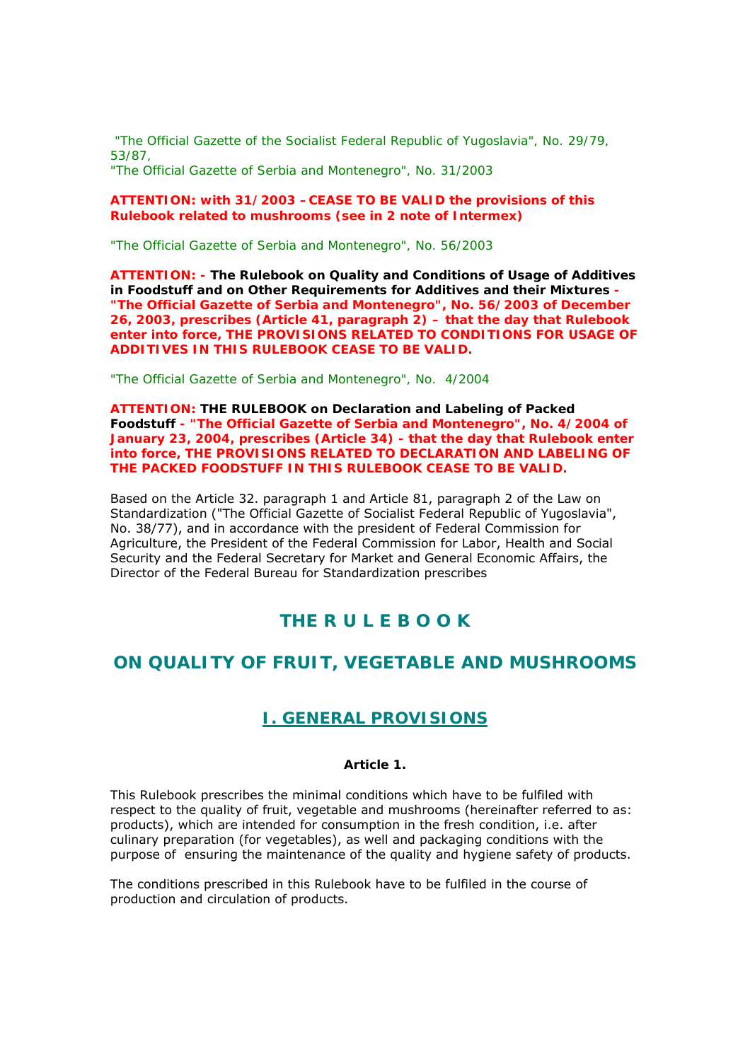"The Official Gazette of the Socialist Federal Republic of Yugoslavia", No. 29/79, 53/87,
"The Official Gazette of Serbia and Montenegro", No. 31/2003

**ATTENTION: with 31/2003 – CEASE TO BE VALID the provisions of this Rulebook related to mushrooms (see in 2 note of Intermex)**

"The Official Gazette of Serbia and Montenegro", No. 56/2003

**ATTENTION: - The Rulebook on Quality and Conditions of Usage of Additives in Foodstuff and on Other Requirements for Additives and their Mixtures - "The Official Gazette of Serbia and Montenegro", No. 56/2003 of December 26, 2003, prescribes (Article 41, paragraph 2) – that the day that Rulebook enter into force, THE PROVISIONS RELATED TO CONDITIONS FOR USAGE OF ADDITIVES IN THIS RULEBOOK CEASE TO BE VALID.**

"The Official Gazette of Serbia and Montenegro", No. 4/2004

**ATTENTION: THE RULEBOOK on Declaration and Labeling of Packed Foodstuff - "The Official Gazette of Serbia and Montenegro", No. 4/2004 of January 23, 2004, prescribes (Article 34) - that the day that Rulebook enter into force, THE PROVISIONS RELATED TO DECLARATION AND LABELING OF THE PACKED FOODSTUFF IN THIS RULEBOOK CEASE TO BE VALID.**

Based on the Article 32. paragraph 1 and Article 81, paragraph 2 of the Law on Standardization ("The Official Gazette of Socialist Federal Republic of Yugoslavia", No. 38/77), and in accordance with the president of Federal Commission for Agriculture, the President of the Federal Commission for Labor, Health and Social Security and the Federal Secretary for Market and General Economic Affairs, the Director of the Federal Bureau for Standardization prescribes

# THE R U L E B O O K

# ON QUALITY OF FRUIT, VEGETABLE AND MUSHROOMS

## I. GENERAL PROVISIONS

### Article 1.

This Rulebook prescribes the minimal conditions which have to be fulfiled with respect to the quality of fruit, vegetable and mushrooms (hereinafter referred to as: products), which are intended for consumption in the fresh condition, i.e. after culinary preparation (for vegetables), as well and packaging conditions with the purpose of ensuring the maintenance of the quality and hygiene safety of products.

The conditions prescribed in this Rulebook have to be fulfiled in the course of production and circulation of products.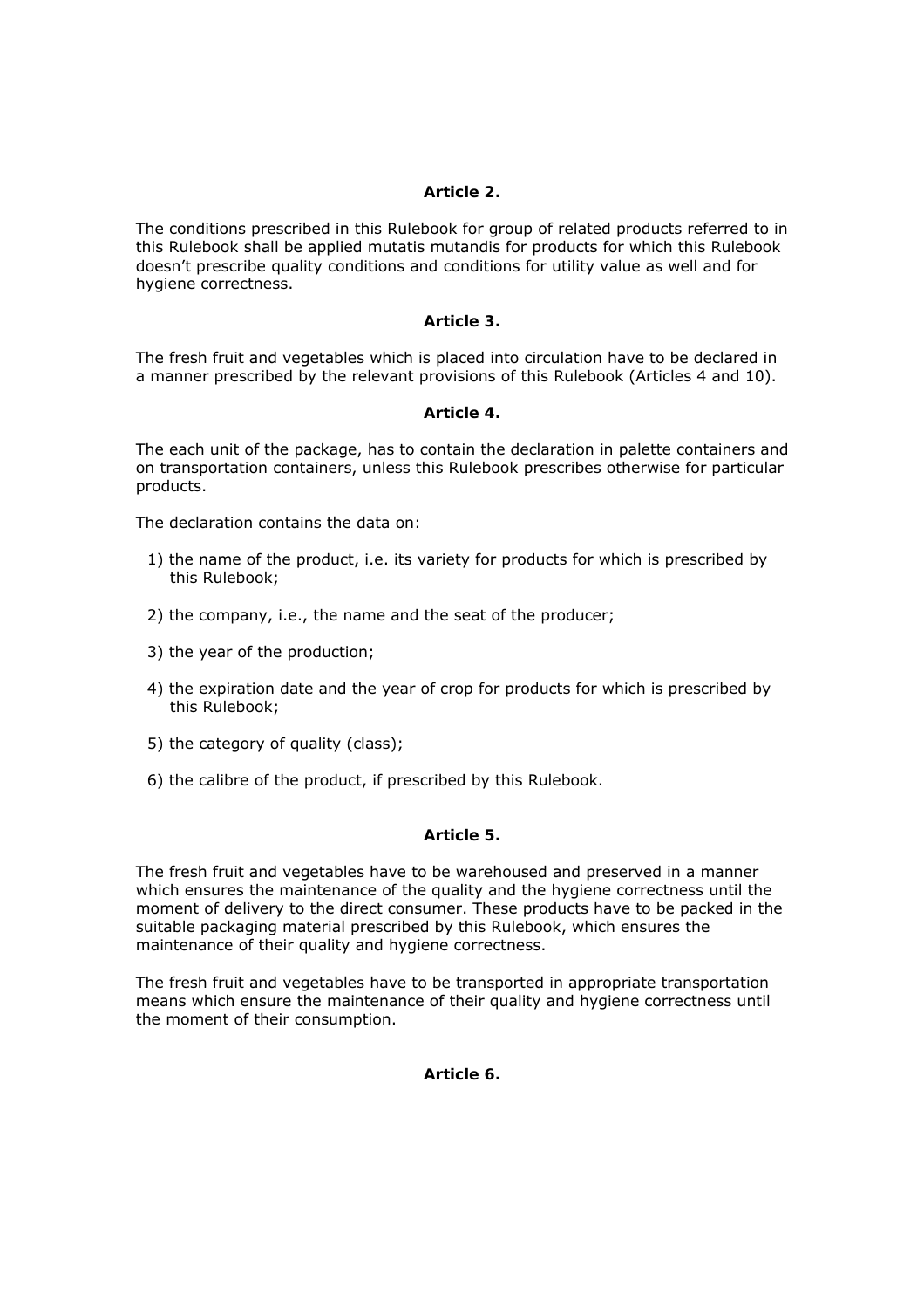**Article 2.**

The conditions prescribed in this Rulebook for group of related products referred to in this Rulebook shall be applied mutatis mutandis for products for which this Rulebook doesn't prescribe quality conditions and conditions for utility value as well and for hygiene correctness.

**Article 3.**

The fresh fruit and vegetables which is placed into circulation have to be declared in a manner prescribed by the relevant provisions of this Rulebook (Articles 4 and 10).

**Article 4.**

The each unit of the package, has to contain the declaration in palette containers and on transportation containers, unless this Rulebook prescribes otherwise for particular products.

The declaration contains the data on:

1) the name of the product, i.e. its variety for products for which is prescribed by this Rulebook;

2) the company, i.e., the name and the seat of the producer;

3) the year of the production;

4) the expiration date and the year of crop for products for which is prescribed by this Rulebook;

5) the category of quality (class);

6) the calibre of the product, if prescribed by this Rulebook.

**Article 5.**

The fresh fruit and vegetables have to be warehoused and preserved in a manner which ensures the maintenance of the quality and the hygiene correctness until the moment of delivery to the direct consumer. These products have to be packed in the suitable packaging material prescribed by this Rulebook, which ensures the maintenance of their quality and hygiene correctness.

The fresh fruit and vegetables have to be transported in appropriate transportation means which ensure the maintenance of their quality and hygiene correctness until the moment of their consumption.

**Article 6.**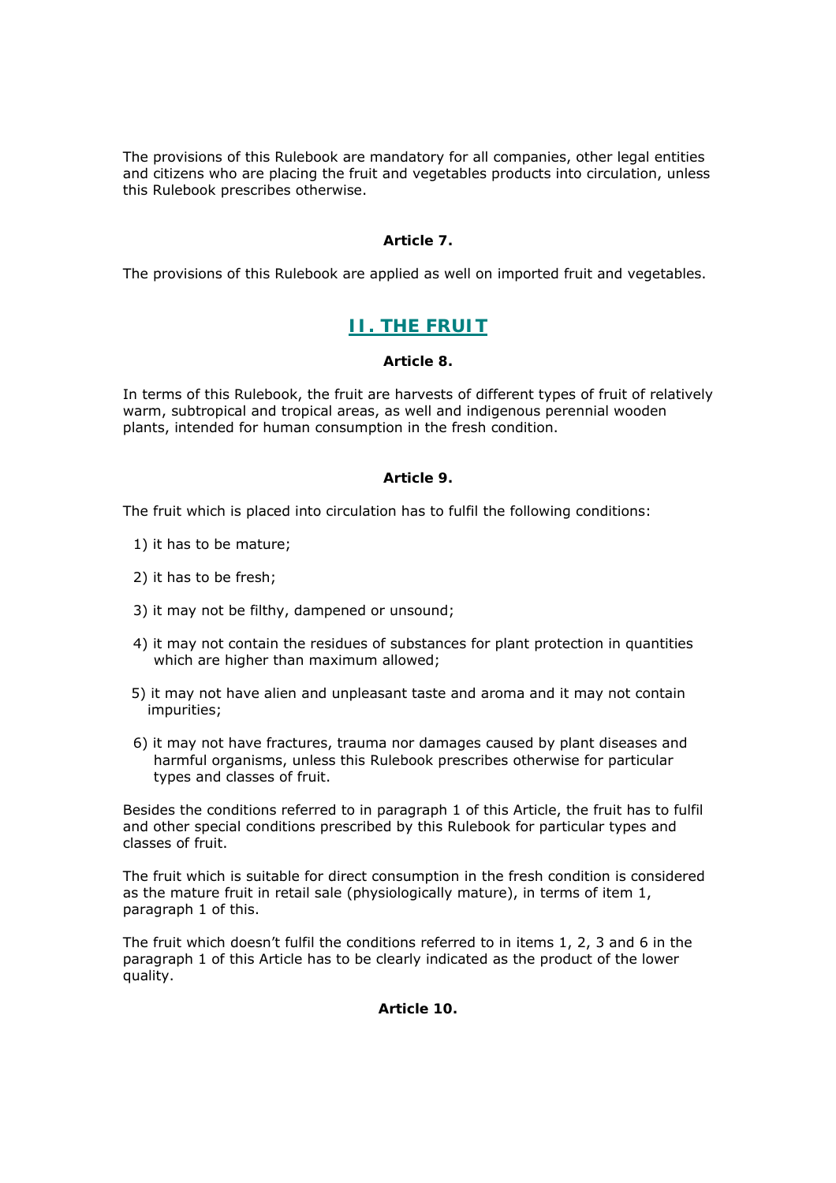The provisions of this Rulebook are mandatory for all companies, other legal entities and citizens who are placing the fruit and vegetables products into circulation, unless this Rulebook prescribes otherwise.

#### Article 7.

The provisions of this Rulebook are applied as well on imported fruit and vegetables.

## II. THE FRUIT

#### Article 8.

In terms of this Rulebook, the fruit are harvests of different types of fruit of relatively warm, subtropical and tropical areas, as well and indigenous perennial wooden plants, intended for human consumption in the fresh condition.

#### Article 9.

The fruit which is placed into circulation has to fulfil the following conditions:

1) it has to be mature;

2) it has to be fresh;

3) it may not be filthy, dampened or unsound;

4) it may not contain the residues of substances for plant protection in quantities which are higher than maximum allowed;

5) it may not have alien and unpleasant taste and aroma and it may not contain impurities;

6) it may not have fractures, trauma nor damages caused by plant diseases and harmful organisms, unless this Rulebook prescribes otherwise for particular types and classes of fruit.

Besides the conditions referred to in paragraph 1 of this Article, the fruit has to fulfil and other special conditions prescribed by this Rulebook for particular types and classes of fruit.

The fruit which is suitable for direct consumption in the fresh condition is considered as the mature fruit in retail sale (physiologically mature), in terms of item 1, paragraph 1 of this.

The fruit which doesn't fulfil the conditions referred to in items 1, 2, 3 and 6 in the paragraph 1 of this Article has to be clearly indicated as the product of the lower quality.

#### Article 10.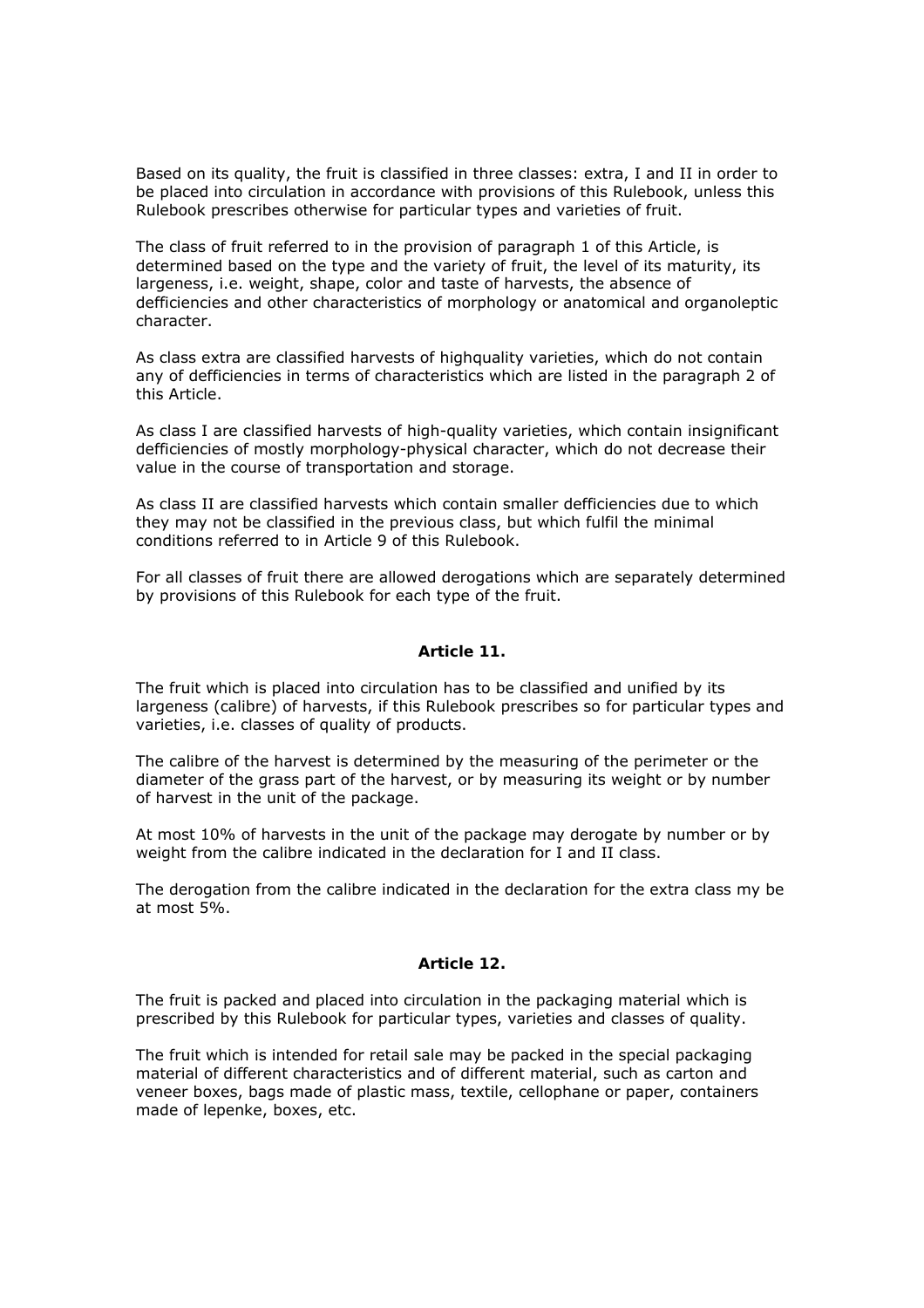Based on its quality, the fruit is classified in three classes: extra, I and II in order to be placed into circulation in accordance with provisions of this Rulebook, unless this Rulebook prescribes otherwise for particular types and varieties of fruit.

The class of fruit referred to in the provision of paragraph 1 of this Article, is determined based on the type and the variety of fruit, the level of its maturity, its largeness, i.e. weight, shape, color and taste of harvests, the absence of defficiencies and other characteristics of morphology or anatomical and organoleptic character.

As class extra are classified harvests of highquality varieties, which do not contain any of defficiencies in terms of characteristics which are listed in the paragraph 2 of this Article.

As class I are classified harvests of high-quality varieties, which contain insignificant defficiencies of mostly morphology-physical character, which do not decrease their value in the course of transportation and storage.

As class II are classified harvests which contain smaller defficiencies due to which they may not be classified in the previous class, but which fulfil the minimal conditions referred to in Article 9 of this Rulebook.

For all classes of fruit there are allowed derogations which are separately determined by provisions of this Rulebook for each type of the fruit.

**Article 11.**

The fruit which is placed into circulation has to be classified and unified by its largeness (calibre) of harvests, if this Rulebook prescribes so for particular types and varieties, i.e. classes of quality of products.

The calibre of the harvest is determined by the measuring of the perimeter or the diameter of the grass part of the harvest, or by measuring its weight or by number of harvest in the unit of the package.

At most 10% of harvests in the unit of the package may derogate by number or by weight from the calibre indicated in the declaration for I and II class.

The derogation from the calibre indicated in the declaration for the extra class my be at most 5%.

**Article 12.**

The fruit is packed and placed into circulation in the packaging material which is prescribed by this Rulebook for particular types, varieties and classes of quality.

The fruit which is intended for retail sale may be packed in the special packaging material of different characteristics and of different material, such as carton and veneer boxes, bags made of plastic mass, textile, cellophane or paper, containers made of lepenke, boxes, etc.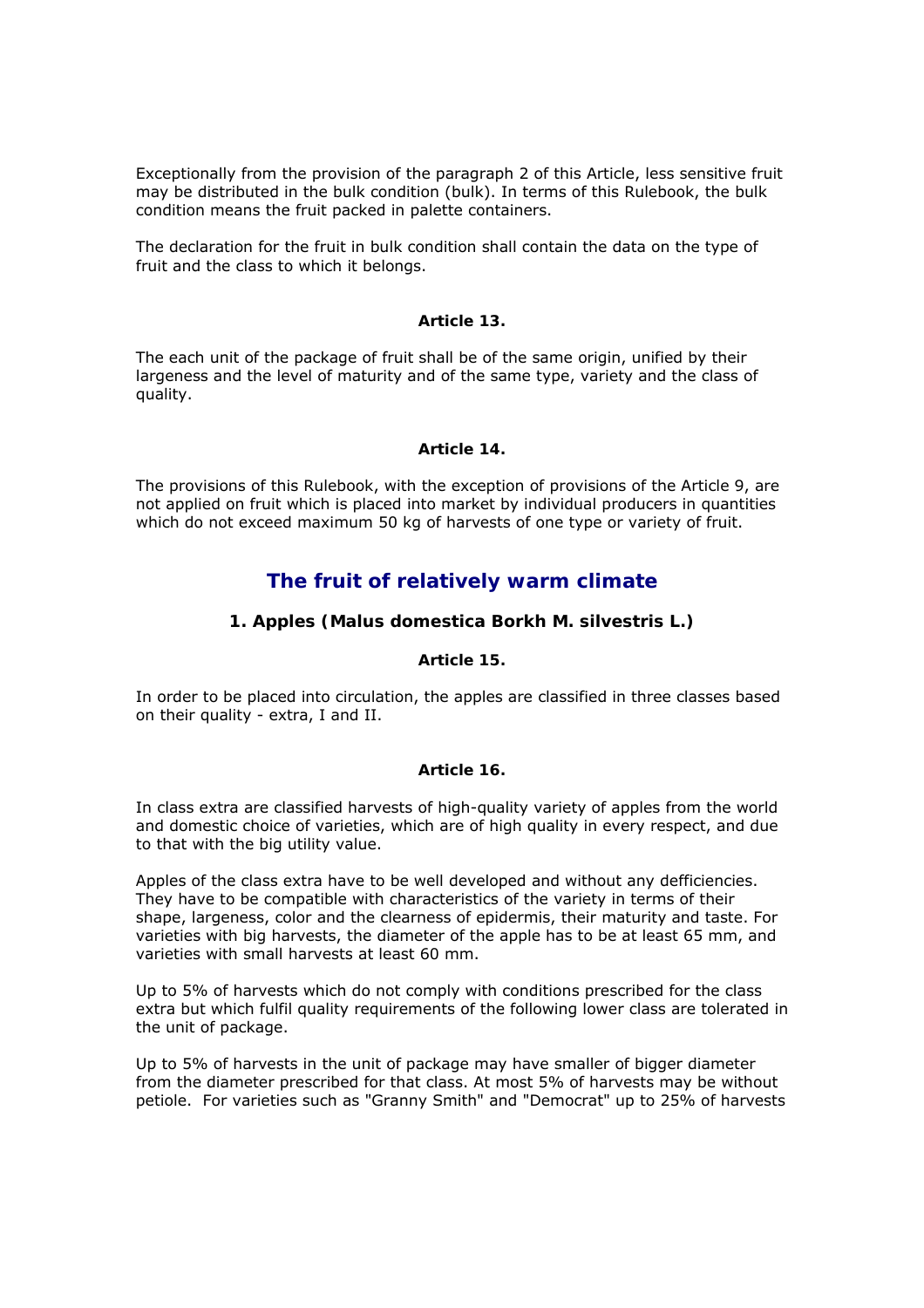Exceptionally from the provision of the paragraph 2 of this Article, less sensitive fruit may be distributed in the bulk condition (bulk). In terms of this Rulebook, the bulk condition means the fruit packed in palette containers.

The declaration for the fruit in bulk condition shall contain the data on the type of fruit and the class to which it belongs.

#### Article 13.

The each unit of the package of fruit shall be of the same origin, unified by their largeness and the level of maturity and of the same type, variety and the class of quality.

#### Article 14.

The provisions of this Rulebook, with the exception of provisions of the Article 9, are not applied on fruit which is placed into market by individual producers in quantities which do not exceed maximum 50 kg of harvests of one type or variety of fruit.

## The fruit of relatively warm climate

### 1. Apples (Malus domestica Borkh M. silvestris L.)

#### Article 15.

In order to be placed into circulation, the apples are classified in three classes based on their quality - extra, I and II.

#### Article 16.

In class extra are classified harvests of high-quality variety of apples from the world and domestic choice of varieties, which are of high quality in every respect, and due to that with the big utility value.

Apples of the class extra have to be well developed and without any defficiencies. They have to be compatible with characteristics of the variety in terms of their shape, largeness, color and the clearness of epidermis, their maturity and taste. For varieties with big harvests, the diameter of the apple has to be at least 65 mm, and varieties with small harvests at least 60 mm.

Up to 5% of harvests which do not comply with conditions prescribed for the class extra but which fulfil quality requirements of the following lower class are tolerated in the unit of package.

Up to 5% of harvests in the unit of package may have smaller of bigger diameter from the diameter prescribed for that class. At most 5% of harvests may be without petiole. For varieties such as "Granny Smith" and "Democrat" up to 25% of harvests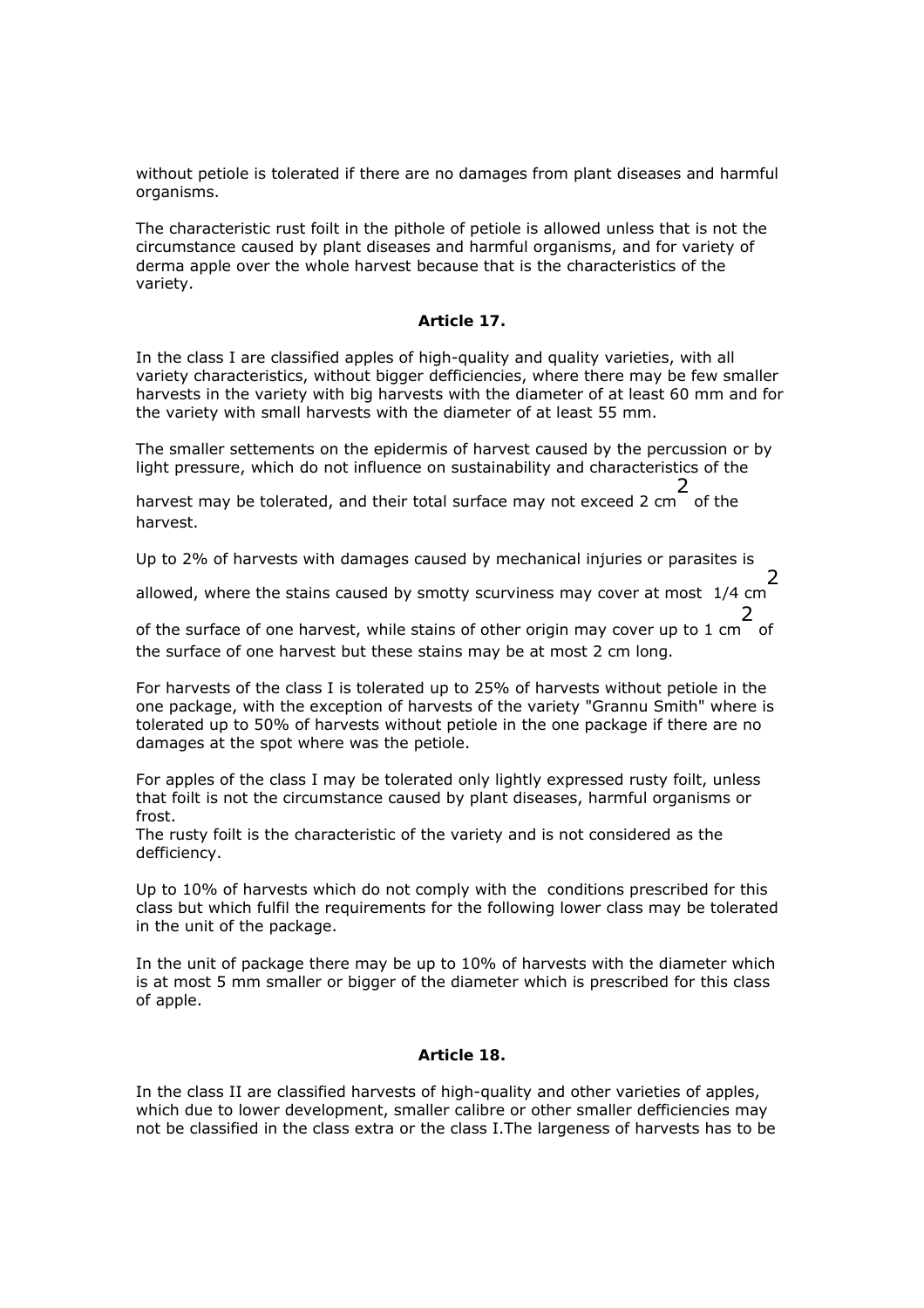without petiole is tolerated if there are no damages from plant diseases and harmful organisms.

The characteristic rust foilt in the pithole of petiole is allowed unless that is not the circumstance caused by plant diseases and harmful organisms, and for variety of derma apple over the whole harvest because that is the characteristics of the variety.

### Article 17.

In the class I are classified apples of high-quality and quality varieties, with all variety characteristics, without bigger defficiencies, where there may be few smaller harvests in the variety with big harvests with the diameter of at least 60 mm and for the variety with small harvests with the diameter of at least 55 mm.

The smaller settements on the epidermis of harvest caused by the percussion or by light pressure, which do not influence on sustainability and characteristics of the harvest may be tolerated, and their total surface may not exceed 2 $cm^2$ of the harvest.

Up to 2% of harvests with damages caused by mechanical injuries or parasites is allowed, where the stains caused by smotty scurviness may cover at most 1/4 $cm^2$ of the surface of one harvest, while stains of other origin may cover up to 1 $cm^2$ of the surface of one harvest but these stains may be at most 2 cm long.

For harvests of the class I is tolerated up to 25% of harvests without petiole in the one package, with the exception of harvests of the variety "Grannu Smith" where is tolerated up to 50% of harvests without petiole in the one package if there are no damages at the spot where was the petiole.

For apples of the class I may be tolerated only lightly expressed rusty foilt, unless that foilt is not the circumstance caused by plant diseases, harmful organisms or frost.
The rusty foilt is the characteristic of the variety and is not considered as the defficiency.

Up to 10% of harvests which do not comply with the conditions prescribed for this class but which fulfil the requirements for the following lower class may be tolerated in the unit of the package.

In the unit of package there may be up to 10% of harvests with the diameter which is at most 5 mm smaller or bigger of the diameter which is prescribed for this class of apple.

### Article 18.

In the class II are classified harvests of high-quality and other varieties of apples, which due to lower development, smaller calibre or other smaller defficiencies may not be classified in the class extra or the class I.The largeness of harvests has to be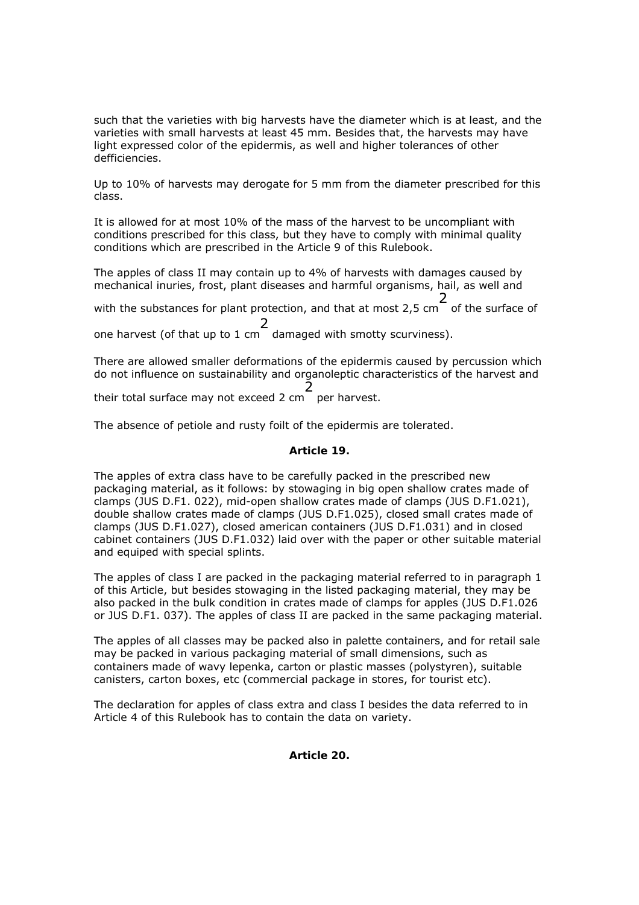such that the varieties with big harvests have the diameter which is at least, and the varieties with small harvests at least 45 mm. Besides that, the harvests may have light expressed color of the epidermis, as well and higher tolerances of other defficiencies.

Up to 10% of harvests may derogate for 5 mm from the diameter prescribed for this class.

It is allowed for at most 10% of the mass of the harvest to be uncompliant with conditions prescribed for this class, but they have to comply with minimal quality conditions which are prescribed in the Article 9 of this Rulebook.

The apples of class II may contain up to 4% of harvests with damages caused by mechanical inuries, frost, plant diseases and harmful organisms, hail, as well and with the substances for plant protection, and that at most 2,5 $cm^2$ of the surface of one harvest (of that up to 1 $cm^2$ damaged with smotty scurviness).

There are allowed smaller deformations of the epidermis caused by percussion which do not influence on sustainability and organoleptic characteristics of the harvest and their total surface may not exceed 2 $cm^2$ per harvest.

The absence of petiole and rusty foilt of the epidermis are tolerated.

**Article 19.**

The apples of extra class have to be carefully packed in the prescribed new packaging material, as it follows: by stowaging in big open shallow crates made of clamps (JUS D.F1. 022), mid-open shallow crates made of clamps (JUS D.F1.021), double shallow crates made of clamps (JUS D.F1.025), closed small crates made of clamps (JUS D.F1.027), closed american containers (JUS D.F1.031) and in closed cabinet containers (JUS D.F1.032) laid over with the paper or other suitable material and equiped with special splints.

The apples of class I are packed in the packaging material referred to in paragraph 1 of this Article, but besides stowaging in the listed packaging material, they may be also packed in the bulk condition in crates made of clamps for apples (JUS D.F1.026 or JUS D.F1. 037). The apples of class II are packed in the same packaging material.

The apples of all classes may be packed also in palette containers, and for retail sale may be packed in various packaging material of small dimensions, such as containers made of wavy lepenka, carton or plastic masses (polystyren), suitable canisters, carton boxes, etc (commercial package in stores, for tourist etc).

The declaration for apples of class extra and class I besides the data referred to in Article 4 of this Rulebook has to contain the data on variety.

**Article 20.**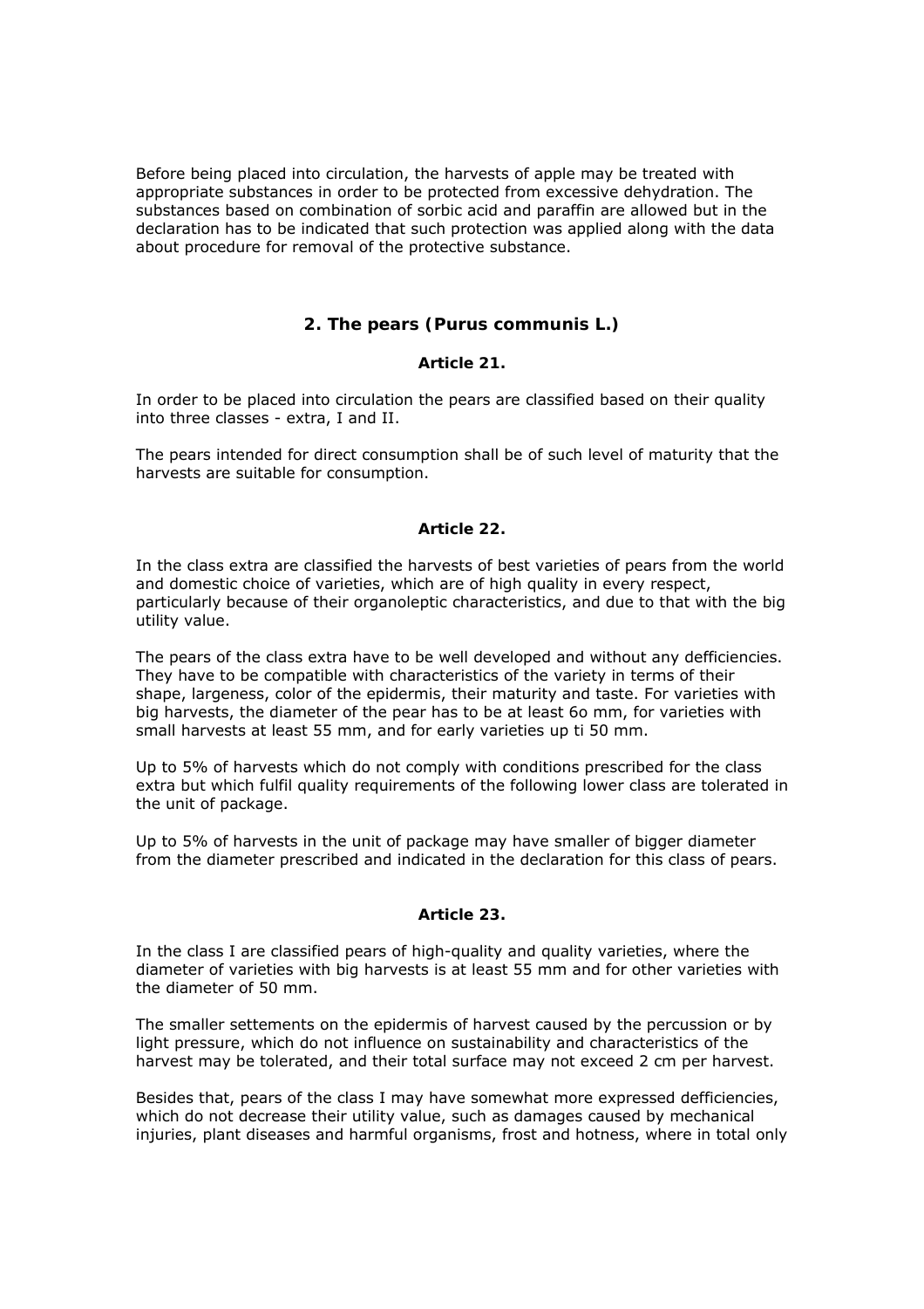Before being placed into circulation, the harvests of apple may be treated with appropriate substances in order to be protected from excessive dehydration. The substances based on combination of sorbic acid and paraffin are allowed but in the declaration has to be indicated that such protection was applied along with the data about procedure for removal of the protective substance.

### 2. The pears (*Purus communis L.*)

#### Article 21.

In order to be placed into circulation the pears are classified based on their quality into three classes - extra, I and II.

The pears intended for direct consumption shall be of such level of maturity that the harvests are suitable for consumption.

#### Article 22.

In the class extra are classified the harvests of best varieties of pears from the world and domestic choice of varieties, which are of high quality in every respect, particularly because of their organoleptic characteristics, and due to that with the big utility value.

The pears of the class extra have to be well developed and without any defficiencies. They have to be compatible with characteristics of the variety in terms of their shape, largeness, color of the epidermis, their maturity and taste. For varieties with big harvests, the diameter of the pear has to be at least 6o mm, for varieties with small harvests at least 55 mm, and for early varieties up ti 50 mm.

Up to 5% of harvests which do not comply with conditions prescribed for the class extra but which fulfil quality requirements of the following lower class are tolerated in the unit of package.

Up to 5% of harvests in the unit of package may have smaller of bigger diameter from the diameter prescribed and indicated in the declaration for this class of pears.

#### Article 23.

In the class I are classified pears of high-quality and quality varieties, where the diameter of varieties with big harvests is at least 55 mm and for other varieties with the diameter of 50 mm.

The smaller settements on the epidermis of harvest caused by the percussion or by light pressure, which do not influence on sustainability and characteristics of the harvest may be tolerated, and their total surface may not exceed 2 cm per harvest.

Besides that, pears of the class I may have somewhat more expressed defficiencies, which do not decrease their utility value, such as damages caused by mechanical injuries, plant diseases and harmful organisms, frost and hotness, where in total only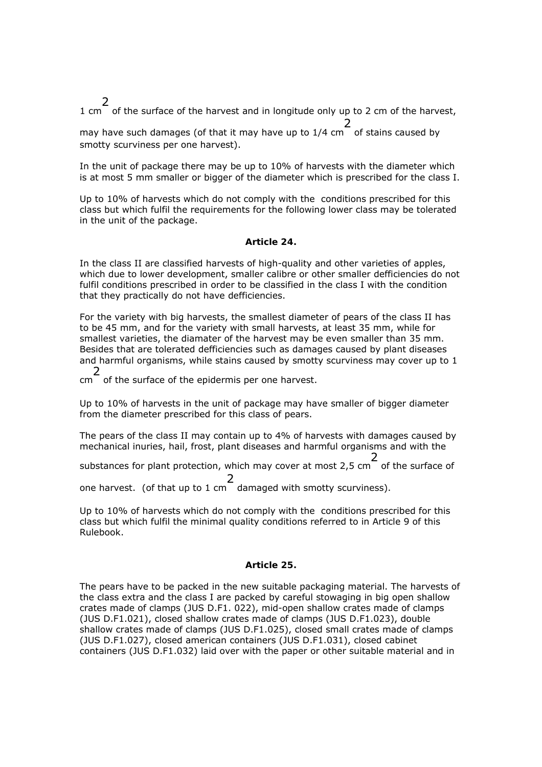1 $cm^2$ of the surface of the harvest and in longitude only up to 2 cm of the harvest, may have such damages (of that it may have up to 1/4 $cm^2$ of stains caused by smotty scurviness per one harvest).

In the unit of package there may be up to 10% of harvests with the diameter which is at most 5 mm smaller or bigger of the diameter which is prescribed for the class I.

Up to 10% of harvests which do not comply with the conditions prescribed for this class but which fulfil the requirements for the following lower class may be tolerated in the unit of the package.

**Article 24.**

In the class II are classified harvests of high-quality and other varieties of apples, which due to lower development, smaller calibre or other smaller defficiencies do not fulfil conditions prescribed in order to be classified in the class I with the condition that they practically do not have defficiencies.

For the variety with big harvests, the smallest diameter of pears of the class II has to be 45 mm, and for the variety with small harvests, at least 35 mm, while for smallest varieties, the diamater of the harvest may be even smaller than 35 mm. Besides that are tolerated defficiencies such as damages caused by plant diseases and harmful organisms, while stains caused by smotty scurviness may cover up to 1 $cm^2$ of the surface of the epidermis per one harvest.

Up to 10% of harvests in the unit of package may have smaller of bigger diameter from the diameter prescribed for this class of pears.

The pears of the class II may contain up to 4% of harvests with damages caused by mechanical inuries, hail, frost, plant diseases and harmful organisms and with the substances for plant protection, which may cover at most 2,5 $cm^2$ of the surface of one harvest. (of that up to 1 $cm^2$ damaged with smotty scurviness).

Up to 10% of harvests which do not comply with the conditions prescribed for this class but which fulfil the minimal quality conditions referred to in Article 9 of this Rulebook.

**Article 25.**

The pears have to be packed in the new suitable packaging material. The harvests of the class extra and the class I are packed by careful stowaging in big open shallow crates made of clamps (JUS D.F1. 022), mid-open shallow crates made of clamps (JUS D.F1.021), closed shallow crates made of clamps (JUS D.F1.023), double shallow crates made of clamps (JUS D.F1.025), closed small crates made of clamps (JUS D.F1.027), closed american containers (JUS D.F1.031), closed cabinet containers (JUS D.F1.032) laid over with the paper or other suitable material and in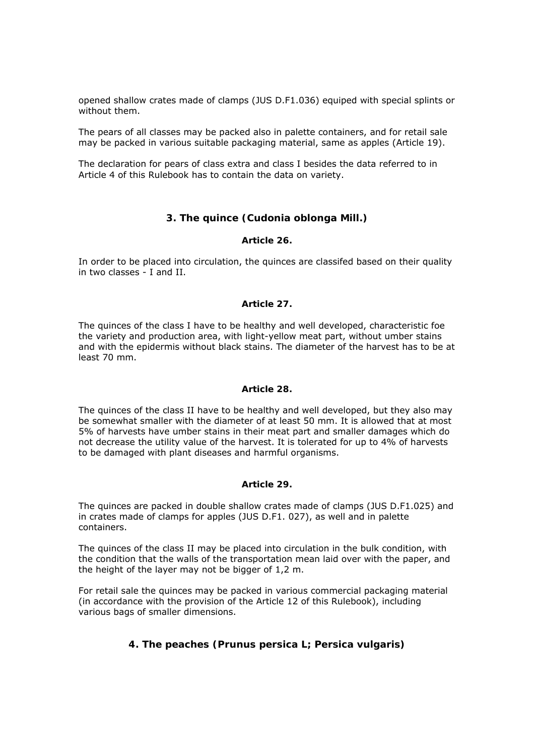opened shallow crates made of clamps (JUS D.F1.036) equiped with special splints or without them.

The pears of all classes may be packed also in palette containers, and for retail sale may be packed in various suitable packaging material, same as apples (Article 19).

The declaration for pears of class extra and class I besides the data referred to in Article 4 of this Rulebook has to contain the data on variety.

### 3. The quince (Cudonia oblonga Mill.)

#### Article 26.

In order to be placed into circulation, the quinces are classifed based on their quality in two classes - I and II.

#### Article 27.

The quinces of the class I have to be healthy and well developed, characteristic foe the variety and production area, with light-yellow meat part, without umber stains and with the epidermis without black stains. The diameter of the harvest has to be at least 70 mm.

#### Article 28.

The quinces of the class II have to be healthy and well developed, but they also may be somewhat smaller with the diameter of at least 50 mm. It is allowed that at most 5% of harvests have umber stains in their meat part and smaller damages which do not decrease the utility value of the harvest. It is tolerated for up to 4% of harvests to be damaged with plant diseases and harmful organisms.

#### Article 29.

The quinces are packed in double shallow crates made of clamps (JUS D.F1.025) and in crates made of clamps for apples (JUS D.F1. 027), as well and in palette containers.

The quinces of the class II may be placed into circulation in the bulk condition, with the condition that the walls of the transportation mean laid over with the paper, and the height of the layer may not be bigger of 1,2 m.

For retail sale the quinces may be packed in various commercial packaging material (in accordance with the provision of the Article 12 of this Rulebook), including various bags of smaller dimensions.

### 4. The peaches (Prunus persica L; Persica vulgaris)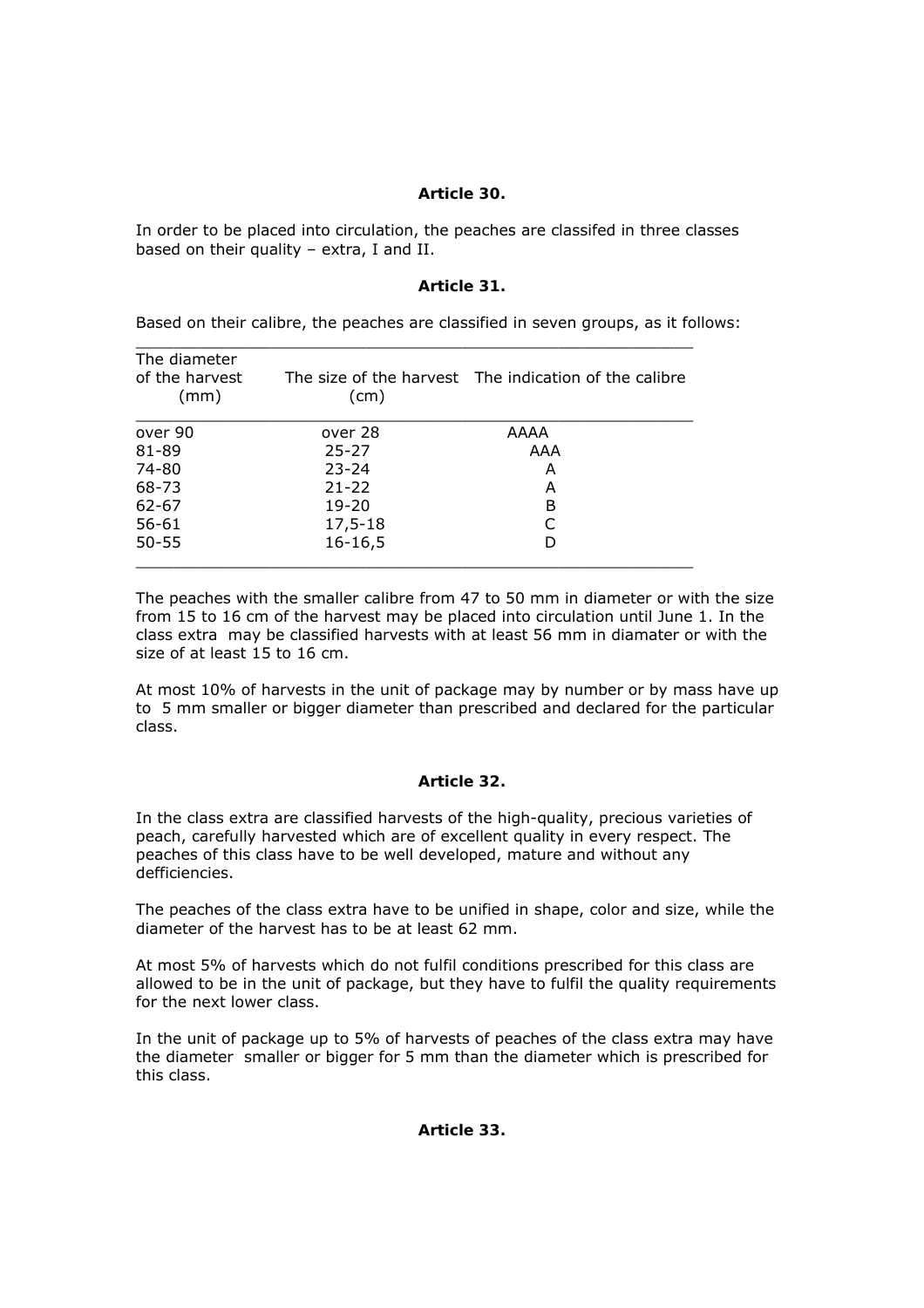**Article 30.**

In order to be placed into circulation, the peaches are classifed in three classes based on their quality – extra, I and II.

**Article 31.**

Based on their calibre, the peaches are classified in seven groups, as it follows:

| The diameter of the harvest (mm) | The size of the harvest (cm) | The indication of the calibre |
|---|---|---|
| over 90 | over 28 | AAAA |
| 81-89 | 25-27 | AAA |
| 74-80 | 23-24 | A |
| 68-73 | 21-22 | A |
| 62-67 | 19-20 | B |
| 56-61 | 17,5-18 | C |
| 50-55 | 16-16,5 | D |

The peaches with the smaller calibre from 47 to 50 mm in diameter or with the size from 15 to 16 cm of the harvest may be placed into circulation until June 1. In the class extra may be classified harvests with at least 56 mm in diamater or with the size of at least 15 to 16 cm.

At most 10% of harvests in the unit of package may by number or by mass have up to 5 mm smaller or bigger diameter than prescribed and declared for the particular class.

**Article 32.**

In the class extra are classified harvests of the high-quality, precious varieties of peach, carefully harvested which are of excellent quality in every respect. The peaches of this class have to be well developed, mature and without any defficiencies.

The peaches of the class extra have to be unified in shape, color and size, while the diameter of the harvest has to be at least 62 mm.

At most 5% of harvests which do not fulfil conditions prescribed for this class are allowed to be in the unit of package, but they have to fulfil the quality requirements for the next lower class.

In the unit of package up to 5% of harvests of peaches of the class extra may have the diameter smaller or bigger for 5 mm than the diameter which is prescribed for this class.

**Article 33.**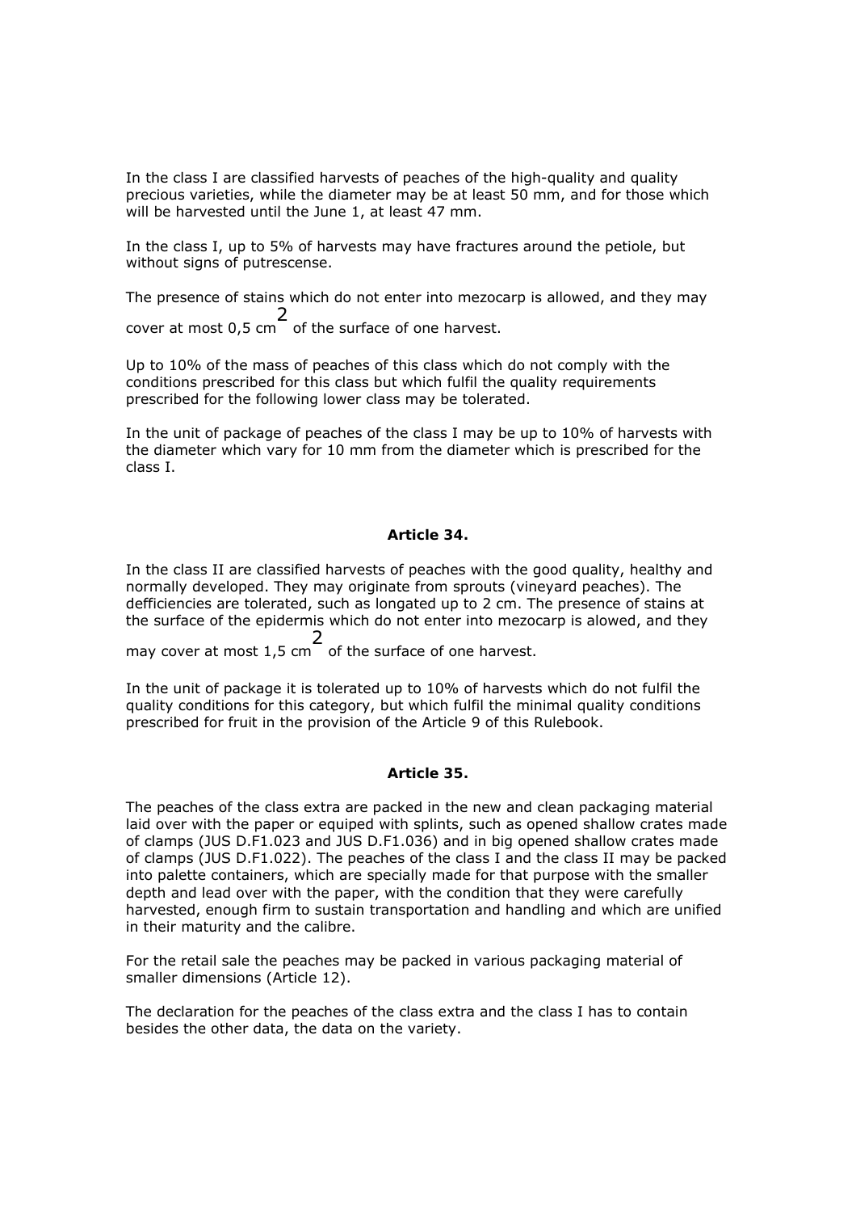In the class I are classified harvests of peaches of the high-quality and quality precious varieties, while the diameter may be at least 50 mm, and for those which will be harvested until the June 1, at least 47 mm.

In the class I, up to 5% of harvests may have fractures around the petiole, but without signs of putrescense.

The presence of stains which do not enter into mezocarp is allowed, and they may cover at most 0,5 $cm^2$ of the surface of one harvest.

Up to 10% of the mass of peaches of this class which do not comply with the conditions prescribed for this class but which fulfil the quality requirements prescribed for the following lower class may be tolerated.

In the unit of package of peaches of the class I may be up to 10% of harvests with the diameter which vary for 10 mm from the diameter which is prescribed for the class I.

**Article 34.**

In the class II are classified harvests of peaches with the good quality, healthy and normally developed. They may originate from sprouts (vineyard peaches). The defficiencies are tolerated, such as longated up to 2 cm. The presence of stains at the surface of the epidermis which do not enter into mezocarp is alowed, and they may cover at most 1,5 $cm^2$ of the surface of one harvest.

In the unit of package it is tolerated up to 10% of harvests which do not fulfil the quality conditions for this category, but which fulfil the minimal quality conditions prescribed for fruit in the provision of the Article 9 of this Rulebook.

**Article 35.**

The peaches of the class extra are packed in the new and clean packaging material laid over with the paper or equiped with splints, such as opened shallow crates made of clamps (JUS D.F1.023 and JUS D.F1.036) and in big opened shallow crates made of clamps (JUS D.F1.022). The peaches of the class I and the class II may be packed into palette containers, which are specially made for that purpose with the smaller depth and lead over with the paper, with the condition that they were carefully harvested, enough firm to sustain transportation and handling and which are unified in their maturity and the calibre.

For the retail sale the peaches may be packed in various packaging material of smaller dimensions (Article 12).

The declaration for the peaches of the class extra and the class I has to contain besides the other data, the data on the variety.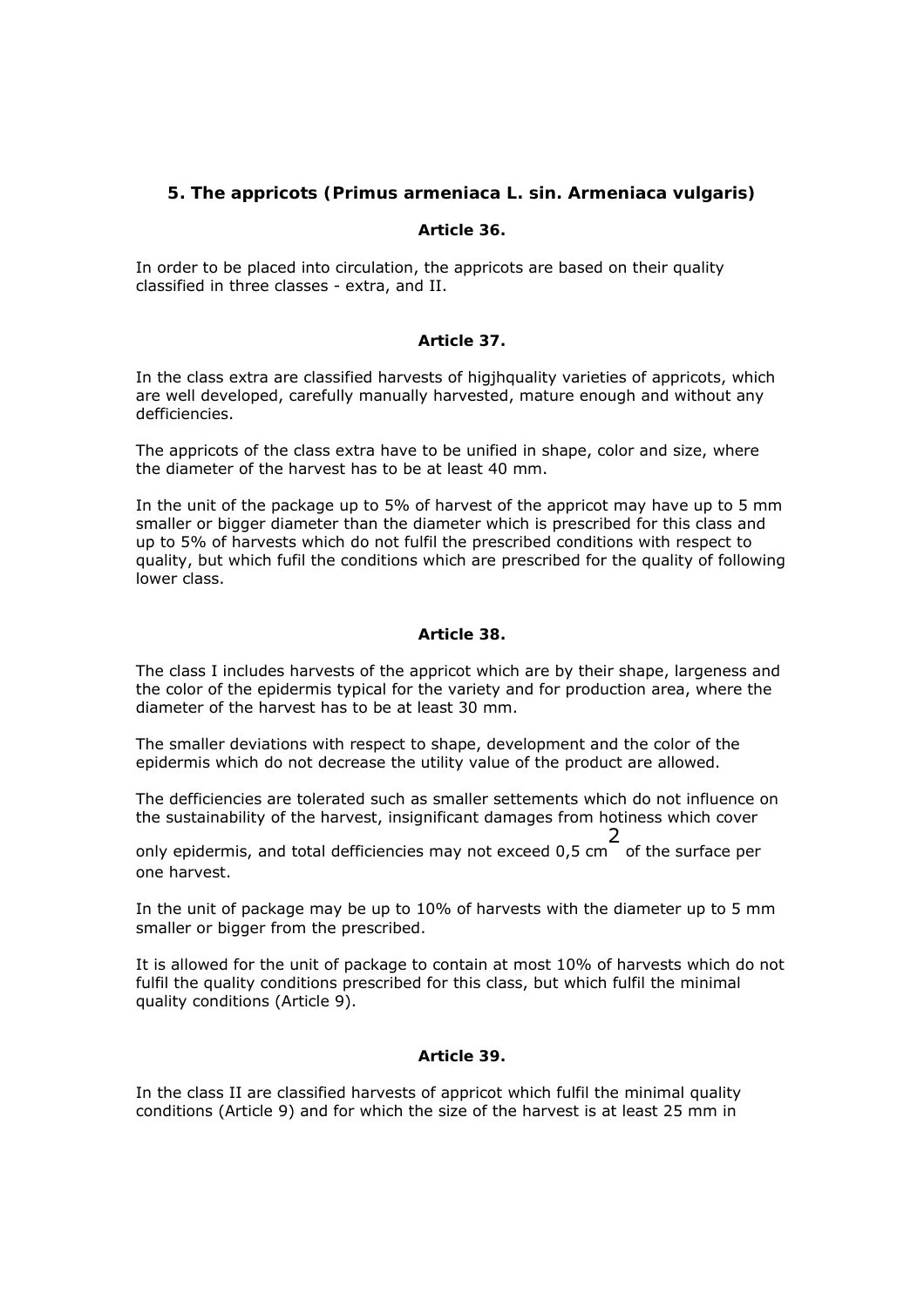### 5. The appricots (Primus armeniaca L. sin. Armeniaca vulgaris)

**Article 36.**

In order to be placed into circulation, the appricots are based on their quality classified in three classes - extra, and II.

**Article 37.**

In the class extra are classified harvests of higjhquality varieties of appricots, which are well developed, carefully manually harvested, mature enough and without any defficiencies.

The appricots of the class extra have to be unified in shape, color and size, where the diameter of the harvest has to be at least 40 mm.

In the unit of the package up to 5% of harvest of the appricot may have up to 5 mm smaller or bigger diameter than the diameter which is prescribed for this class and up to 5% of harvests which do not fulfil the prescribed conditions with respect to quality, but which fufil the conditions which are prescribed for the quality of following lower class.

**Article 38.**

The class I includes harvests of the appricot which are by their shape, largeness and the color of the epidermis typical for the variety and for production area, where the diameter of the harvest has to be at least 30 mm.

The smaller deviations with respect to shape, development and the color of the epidermis which do not decrease the utility value of the product are allowed.

The defficiencies are tolerated such as smaller settements which do not influence on the sustainability of the harvest, insignificant damages from hotiness which cover only epidermis, and total defficiencies may not exceed 0,5 $cm^2$ of the surface per one harvest.

In the unit of package may be up to 10% of harvests with the diameter up to 5 mm smaller or bigger from the prescribed.

It is allowed for the unit of package to contain at most 10% of harvests which do not fulfil the quality conditions prescribed for this class, but which fulfil the minimal quality conditions (Article 9).

**Article 39.**

In the class II are classified harvests of appricot which fulfil the minimal quality conditions (Article 9) and for which the size of the harvest is at least 25 mm in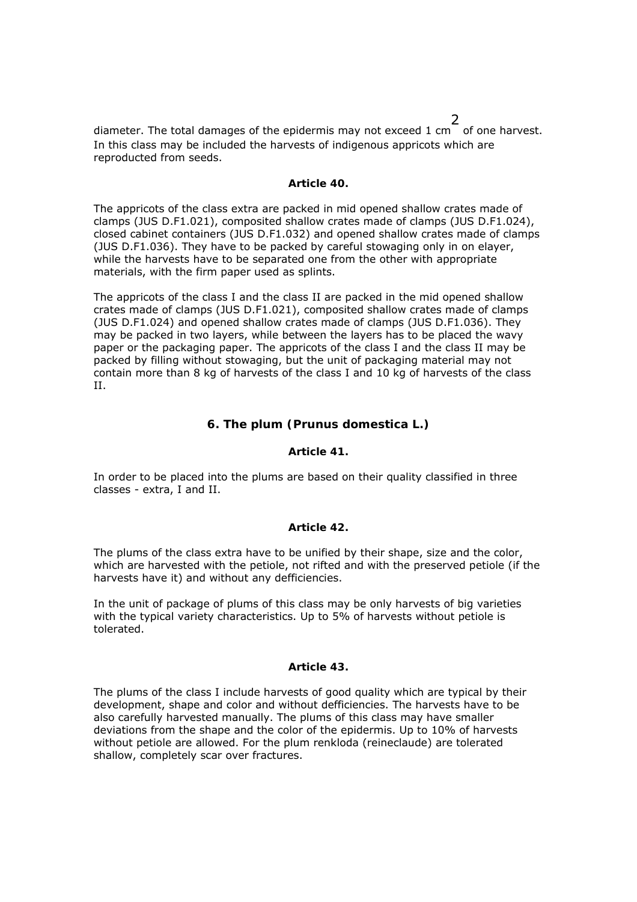diameter. The total damages of the epidermis may not exceed 1 $cm^2$ of one harvest. In this class may be included the harvests of indigenous appricots which are reproducted from seeds.

**Article 40.**

The appricots of the class extra are packed in mid opened shallow crates made of clamps (JUS D.F1.021), composited shallow crates made of clamps (JUS D.F1.024), closed cabinet containers (JUS D.F1.032) and opened shallow crates made of clamps (JUS D.F1.036). They have to be packed by careful stowaging only in on elayer, while the harvests have to be separated one from the other with appropriate materials, with the firm paper used as splints.

The appricots of the class I and the class II are packed in the mid opened shallow crates made of clamps (JUS D.F1.021), composited shallow crates made of clamps (JUS D.F1.024) and opened shallow crates made of clamps (JUS D.F1.036). They may be packed in two layers, while between the layers has to be placed the wavy paper or the packaging paper. The appricots of the class I and the class II may be packed by filling without stowaging, but the unit of packaging material may not contain more than 8 kg of harvests of the class I and 10 kg of harvests of the class II.

## 6. The plum (*Prunus domestica L.*)

**Article 41.**

In order to be placed into the plums are based on their quality classified in three classes - extra, I and II.

**Article 42.**

The plums of the class extra have to be unified by their shape, size and the color, which are harvested with the petiole, not rifted and with the preserved petiole (if the harvests have it) and without any defficiencies.

In the unit of package of plums of this class may be only harvests of big varieties with the typical variety characteristics. Up to 5% of harvests without petiole is tolerated.

**Article 43.**

The plums of the class I include harvests of good quality which are typical by their development, shape and color and without defficiencies. The harvests have to be also carefully harvested manually. The plums of this class may have smaller deviations from the shape and the color of the epidermis. Up to 10% of harvests without petiole are allowed. For the plum renkloda (reineclaude) are tolerated shallow, completely scar over fractures.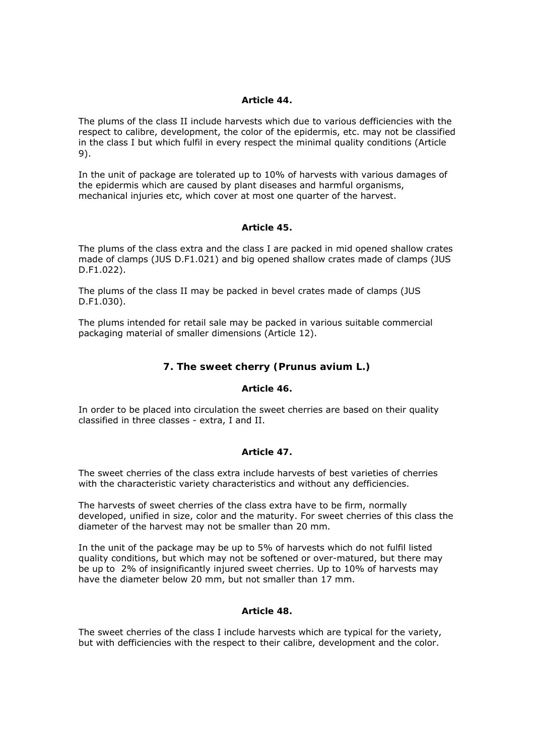### Article 44.

The plums of the class II include harvests which due to various defficiencies with the respect to calibre, development, the color of the epidermis, etc. may not be classified in the class I but which fulfil in every respect the minimal quality conditions (Article 9).

In the unit of package are tolerated up to 10% of harvests with various damages of the epidermis which are caused by plant diseases and harmful organisms, mechanical injuries etc, which cover at most one quarter of the harvest.

### Article 45.

The plums of the class extra and the class I are packed in mid opened shallow crates made of clamps (JUS D.F1.021) and big opened shallow crates made of clamps (JUS D.F1.022).

The plums of the class II may be packed in bevel crates made of clamps (JUS D.F1.030).

The plums intended for retail sale may be packed in various suitable commercial packaging material of smaller dimensions (Article 12).

## 7. The sweet cherry (Prunus avium L.)

### Article 46.

In order to be placed into circulation the sweet cherries are based on their quality classified in three classes - extra, I and II.

### Article 47.

The sweet cherries of the class extra include harvests of best varieties of cherries with the characteristic variety characteristics and without any defficiencies.

The harvests of sweet cherries of the class extra have to be firm, normally developed, unified in size, color and the maturity. For sweet cherries of this class the diameter of the harvest may not be smaller than 20 mm.

In the unit of the package may be up to 5% of harvests which do not fulfil listed quality conditions, but which may not be softened or over-matured, but there may be up to 2% of insignificantly injured sweet cherries. Up to 10% of harvests may have the diameter below 20 mm, but not smaller than 17 mm.

### Article 48.

The sweet cherries of the class I include harvests which are typical for the variety, but with defficiencies with the respect to their calibre, development and the color.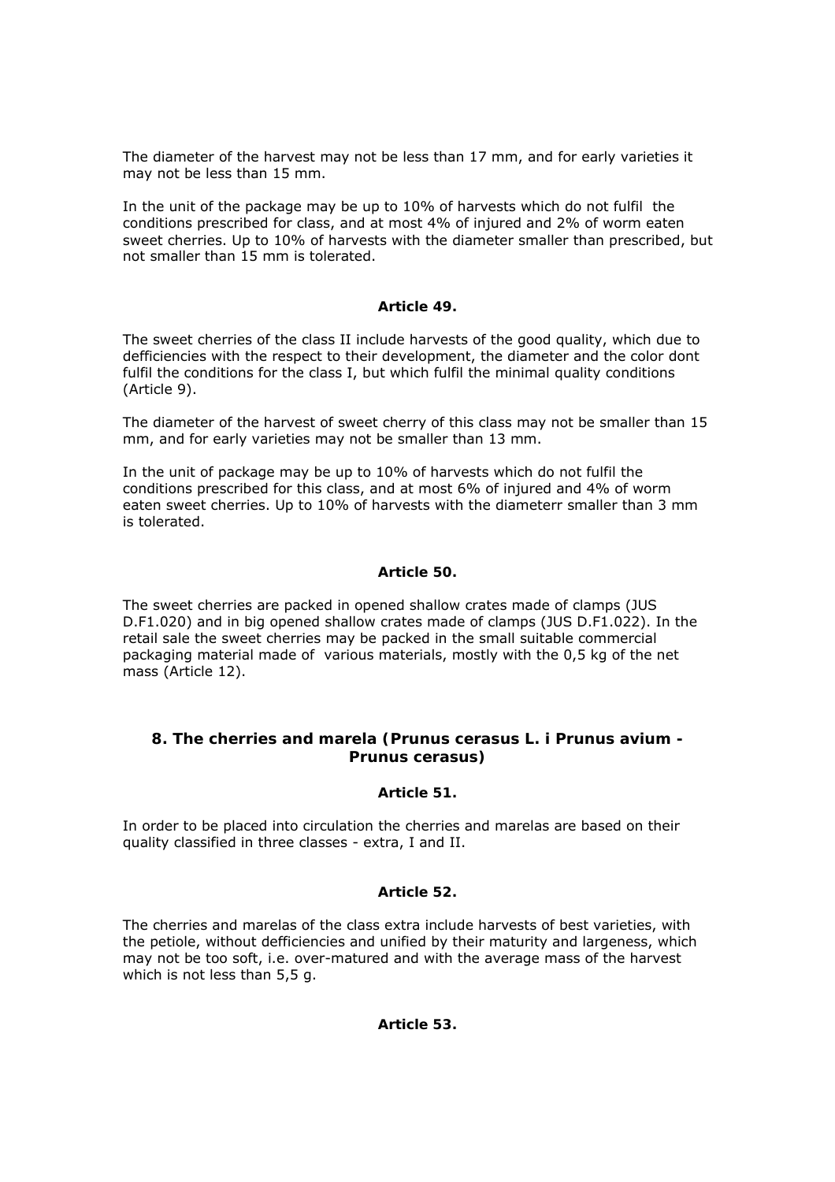The diameter of the harvest may not be less than 17 mm, and for early varieties it may not be less than 15 mm.

In the unit of the package may be up to 10% of harvests which do not fulfil the conditions prescribed for class, and at most 4% of injured and 2% of worm eaten sweet cherries. Up to 10% of harvests with the diameter smaller than prescribed, but not smaller than 15 mm is tolerated.

**Article 49.**

The sweet cherries of the class II include harvests of the good quality, which due to defficiencies with the respect to their development, the diameter and the color dont fulfil the conditions for the class I, but which fulfil the minimal quality conditions (Article 9).

The diameter of the harvest of sweet cherry of this class may not be smaller than 15 mm, and for early varieties may not be smaller than 13 mm.

In the unit of package may be up to 10% of harvests which do not fulfil the conditions prescribed for this class, and at most 6% of injured and 4% of worm eaten sweet cherries. Up to 10% of harvests with the diameterr smaller than 3 mm is tolerated.

**Article 50.**

The sweet cherries are packed in opened shallow crates made of clamps (JUS D.F1.020) and in big opened shallow crates made of clamps (JUS D.F1.022). In the retail sale the sweet cherries may be packed in the small suitable commercial packaging material made of various materials, mostly with the 0,5 kg of the net mass (Article 12).

## 8. The cherries and marela (Prunus cerasus L. i Prunus avium - Prunus cerasus)

**Article 51.**

In order to be placed into circulation the cherries and marelas are based on their quality classified in three classes - extra, I and II.

**Article 52.**

The cherries and marelas of the class extra include harvests of best varieties, with the petiole, without defficiencies and unified by their maturity and largeness, which may not be too soft, i.e. over-matured and with the average mass of the harvest which is not less than 5,5 g.

**Article 53.**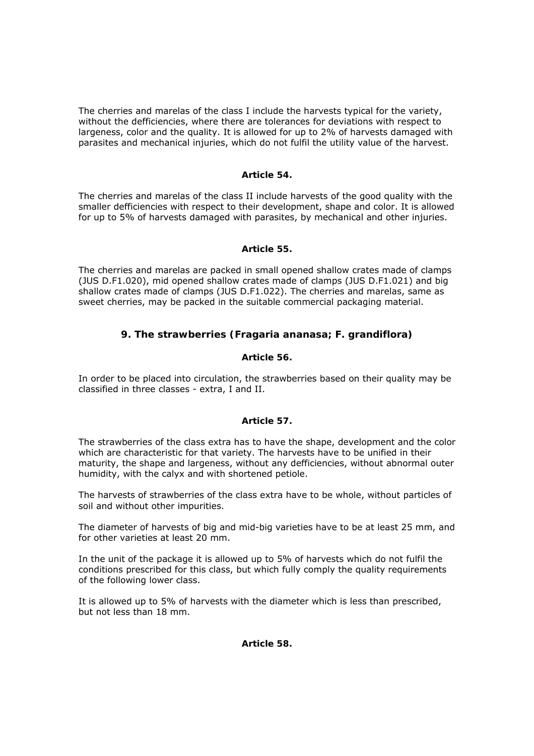The cherries and marelas of the class I include the harvests typical for the variety, without the defficiencies, where there are tolerances for deviations with respect to largeness, color and the quality. It is allowed for up to 2% of harvests damaged with parasites and mechanical injuries, which do not fulfil the utility value of the harvest.

#### Article 54.

The cherries and marelas of the class II include harvests of the good quality with the smaller defficiencies with respect to their development, shape and color. It is allowed for up to 5% of harvests damaged with parasites, by mechanical and other injuries.

#### Article 55.

The cherries and marelas are packed in small opened shallow crates made of clamps (JUS D.F1.020), mid opened shallow crates made of clamps (JUS D.F1.021) and big shallow crates made of clamps (JUS D.F1.022). The cherries and marelas, same as sweet cherries, may be packed in the suitable commercial packaging material.

### 9. The strawberries (*Fragaria ananasa; F. grandiflora*)

#### Article 56.

In order to be placed into circulation, the strawberries based on their quality may be classified in three classes - extra, I and II.

#### Article 57.

The strawberries of the class extra has to have the shape, development and the color which are characteristic for that variety. The harvests have to be unified in their maturity, the shape and largeness, without any defficiencies, without abnormal outer humidity, with the calyx and with shortened petiole.

The harvests of strawberries of the class extra have to be whole, without particles of soil and without other impurities.

The diameter of harvests of big and mid-big varieties have to be at least 25 mm, and for other varieties at least 20 mm.

In the unit of the package it is allowed up to 5% of harvests which do not fulfil the conditions prescribed for this class, but which fully comply the quality requirements of the following lower class.

It is allowed up to 5% of harvests with the diameter which is less than prescribed, but not less than 18 mm.

#### Article 58.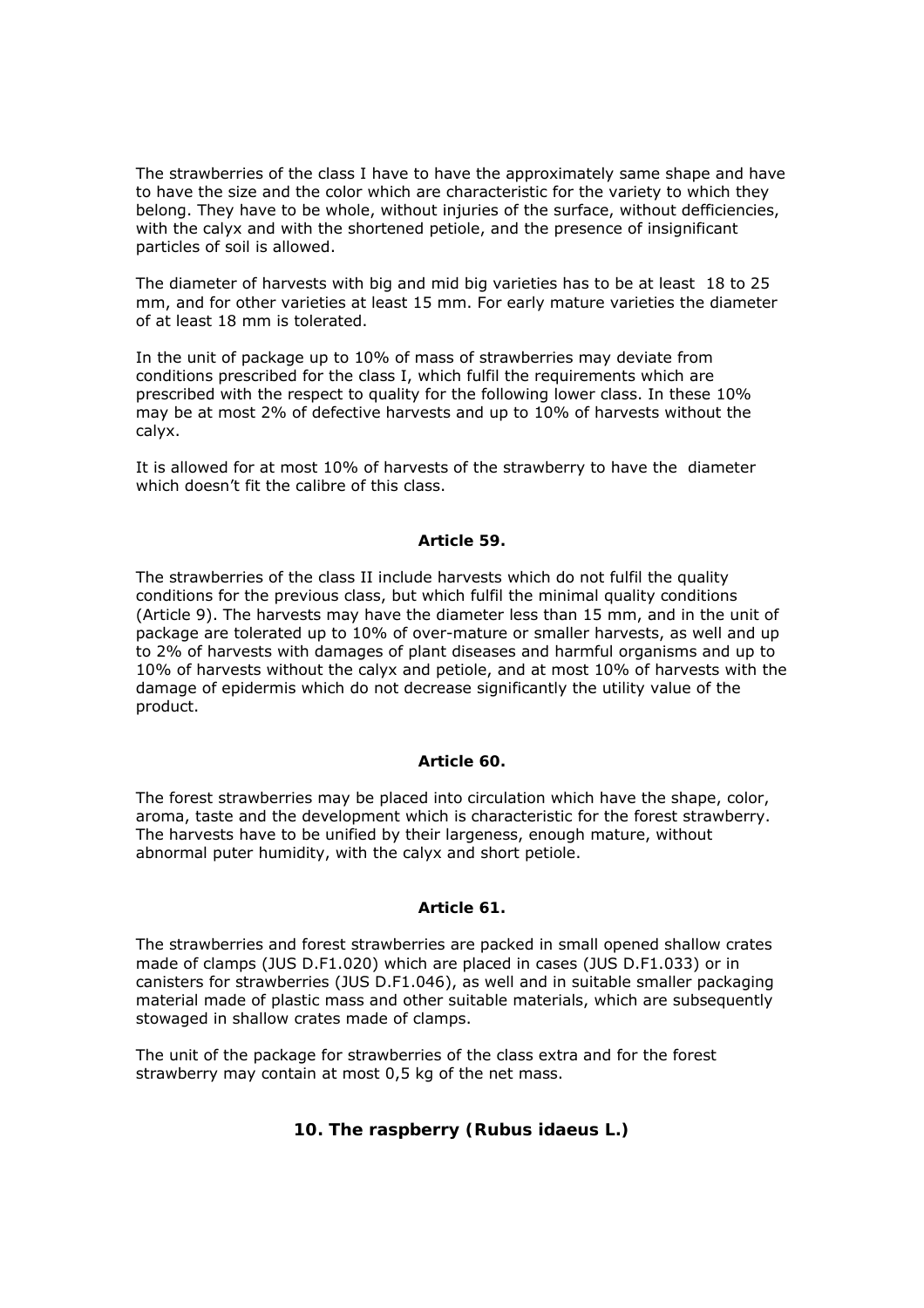The strawberries of the class I have to have the approximately same shape and have to have the size and the color which are characteristic for the variety to which they belong. They have to be whole, without injuries of the surface, without defficiencies, with the calyx and with the shortened petiole, and the presence of insignificant particles of soil is allowed.

The diameter of harvests with big and mid big varieties has to be at least 18 to 25 mm, and for other varieties at least 15 mm. For early mature varieties the diameter of at least 18 mm is tolerated.

In the unit of package up to 10% of mass of strawberries may deviate from conditions prescribed for the class I, which fulfil the requirements which are prescribed with the respect to quality for the following lower class. In these 10% may be at most 2% of defective harvests and up to 10% of harvests without the calyx.

It is allowed for at most 10% of harvests of the strawberry to have the diameter which doesn't fit the calibre of this class.

**Article 59.**

The strawberries of the class II include harvests which do not fulfil the quality conditions for the previous class, but which fulfil the minimal quality conditions (Article 9). The harvests may have the diameter less than 15 mm, and in the unit of package are tolerated up to 10% of over-mature or smaller harvests, as well and up to 2% of harvests with damages of plant diseases and harmful organisms and up to 10% of harvests without the calyx and petiole, and at most 10% of harvests with the damage of epidermis which do not decrease significantly the utility value of the product.

**Article 60.**

The forest strawberries may be placed into circulation which have the shape, color, aroma, taste and the development which is characteristic for the forest strawberry. The harvests have to be unified by their largeness, enough mature, without abnormal puter humidity, with the calyx and short petiole.

**Article 61.**

The strawberries and forest strawberries are packed in small opened shallow crates made of clamps (JUS D.F1.020) which are placed in cases (JUS D.F1.033) or in canisters for strawberries (JUS D.F1.046), as well and in suitable smaller packaging material made of plastic mass and other suitable materials, which are subsequently stowaged in shallow crates made of clamps.

The unit of the package for strawberries of the class extra and for the forest strawberry may contain at most 0,5 kg of the net mass.

## 10. The raspberry (*Rubus idaeus* L.)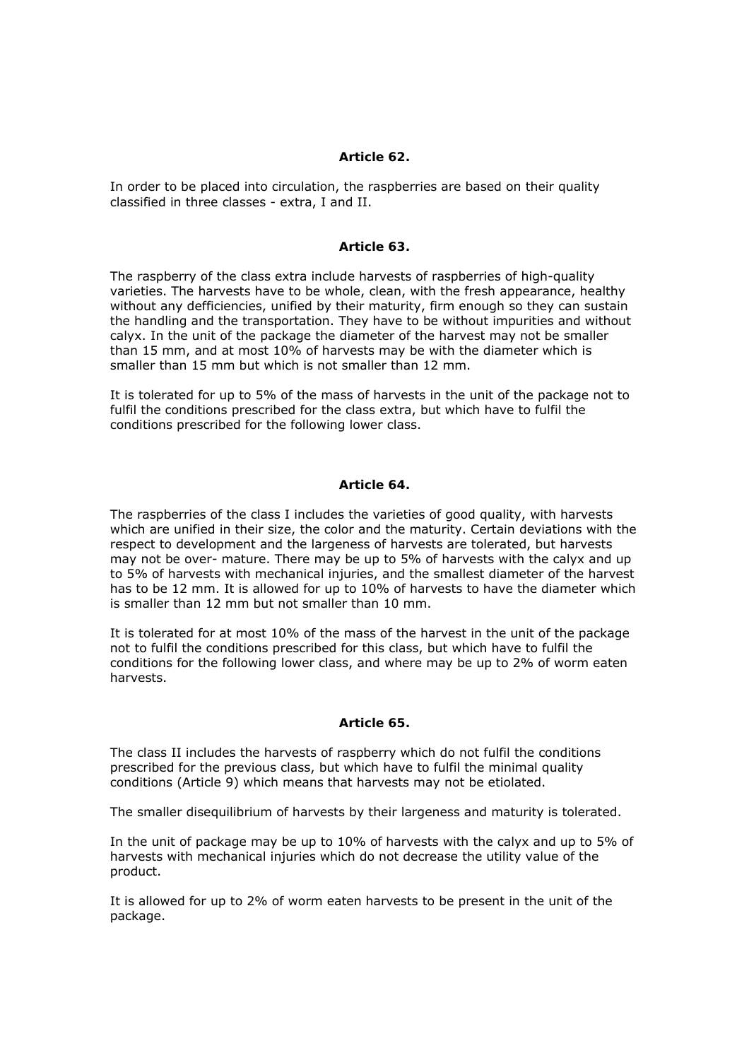### Article 62.

In order to be placed into circulation, the raspberries are based on their quality classified in three classes - extra, I and II.

### Article 63.

The raspberry of the class extra include harvests of raspberries of high-quality varieties. The harvests have to be whole, clean, with the fresh appearance, healthy without any defficiencies, unified by their maturity, firm enough so they can sustain the handling and the transportation. They have to be without impurities and without calyx. In the unit of the package the diameter of the harvest may not be smaller than 15 mm, and at most 10% of harvests may be with the diameter which is smaller than 15 mm but which is not smaller than 12 mm.

It is tolerated for up to 5% of the mass of harvests in the unit of the package not to fulfil the conditions prescribed for the class extra, but which have to fulfil the conditions prescribed for the following lower class.

### Article 64.

The raspberries of the class I includes the varieties of good quality, with harvests which are unified in their size, the color and the maturity. Certain deviations with the respect to development and the largeness of harvests are tolerated, but harvests may not be over- mature. There may be up to 5% of harvests with the calyx and up to 5% of harvests with mechanical injuries, and the smallest diameter of the harvest has to be 12 mm. It is allowed for up to 10% of harvests to have the diameter which is smaller than 12 mm but not smaller than 10 mm.

It is tolerated for at most 10% of the mass of the harvest in the unit of the package not to fulfil the conditions prescribed for this class, but which have to fulfil the conditions for the following lower class, and where may be up to 2% of worm eaten harvests.

### Article 65.

The class II includes the harvests of raspberry which do not fulfil the conditions prescribed for the previous class, but which have to fulfil the minimal quality conditions (Article 9) which means that harvests may not be etiolated.

The smaller disequilibrium of harvests by their largeness and maturity is tolerated.

In the unit of package may be up to 10% of harvests with the calyx and up to 5% of harvests with mechanical injuries which do not decrease the utility value of the product.

It is allowed for up to 2% of worm eaten harvests to be present in the unit of the package.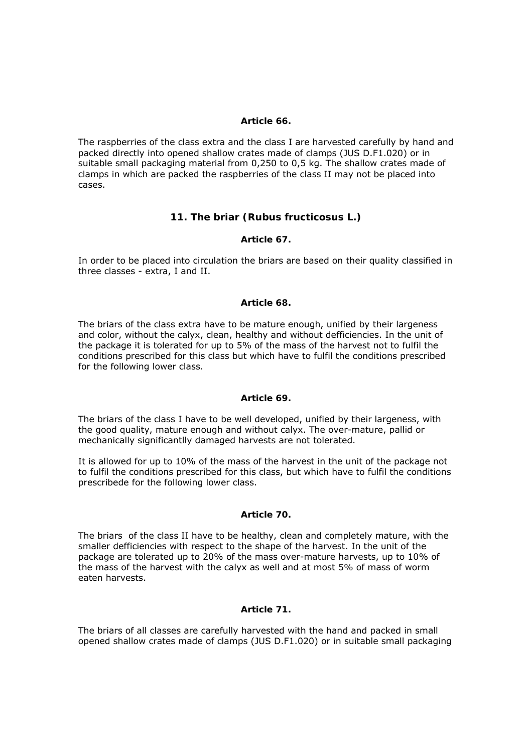### Article 66.

The raspberries of the class extra and the class I are harvested carefully by hand and packed directly into opened shallow crates made of clamps (JUS D.F1.020) or in suitable small packaging material from 0,250 to 0,5 kg. The shallow crates made of clamps in which are packed the raspberries of the class II may not be placed into cases.

## 11. The briar (Rubus fructicosus L.)

### Article 67.

In order to be placed into circulation the briars are based on their quality classified in three classes - extra, I and II.

### Article 68.

The briars of the class extra have to be mature enough, unified by their largeness and color, without the calyx, clean, healthy and without defficiencies. In the unit of the package it is tolerated for up to 5% of the mass of the harvest not to fulfil the conditions prescribed for this class but which have to fulfil the conditions prescribed for the following lower class.

### Article 69.

The briars of the class I have to be well developed, unified by their largeness, with the good quality, mature enough and without calyx. The over-mature, pallid or mechanically significantlly damaged harvests are not tolerated.

It is allowed for up to 10% of the mass of the harvest in the unit of the package not to fulfil the conditions prescribed for this class, but which have to fulfil the conditions prescribede for the following lower class.

### Article 70.

The briars of the class II have to be healthy, clean and completely mature, with the smaller defficiencies with respect to the shape of the harvest. In the unit of the package are tolerated up to 20% of the mass over-mature harvests, up to 10% of the mass of the harvest with the calyx as well and at most 5% of mass of worm eaten harvests.

### Article 71.

The briars of all classes are carefully harvested with the hand and packed in small opened shallow crates made of clamps (JUS D.F1.020) or in suitable small packaging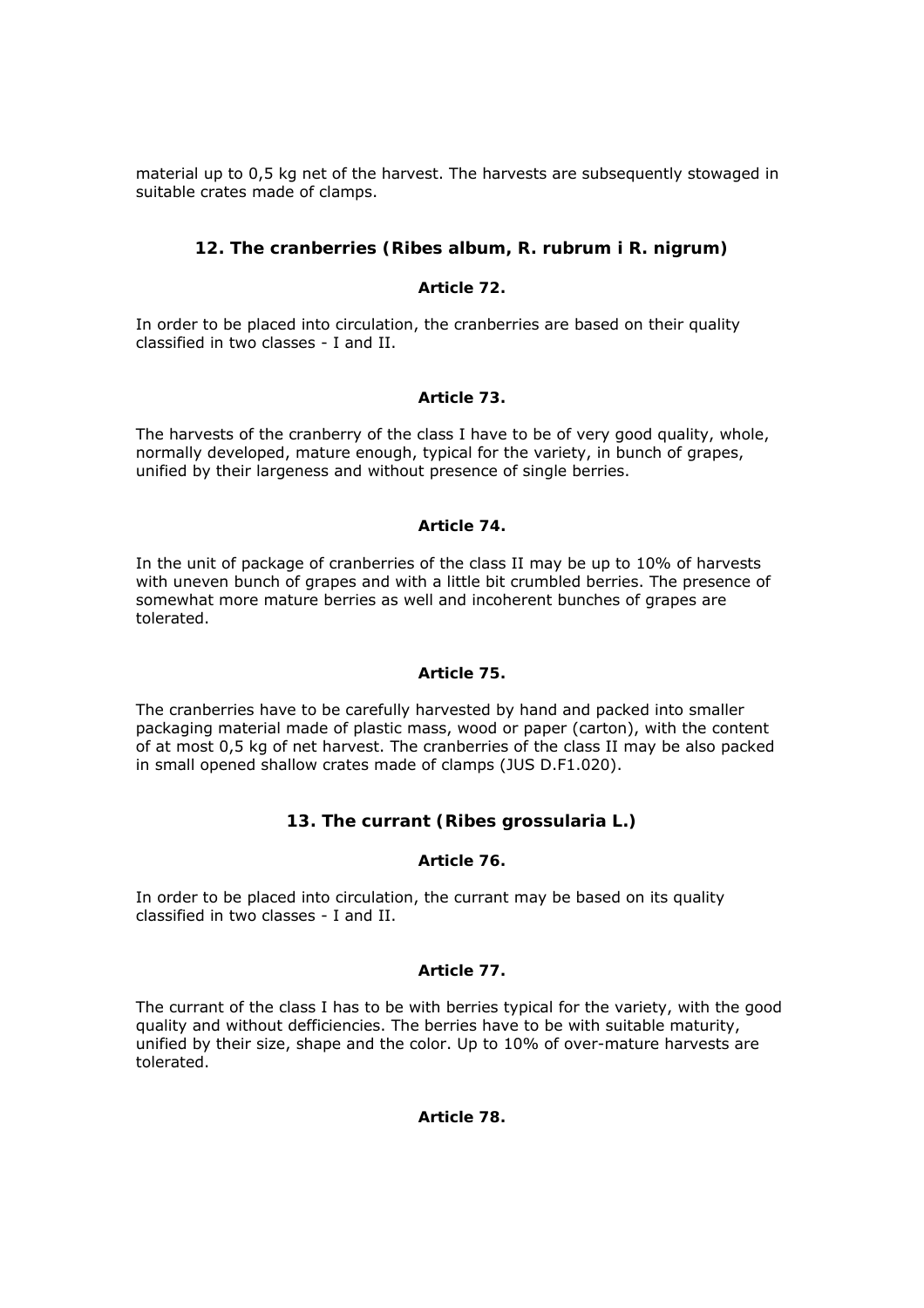material up to 0,5 kg net of the harvest. The harvests are subsequently stowaged in suitable crates made of clamps.

### 12. The cranberries (*Ribes album, R. rubrum i R. nigrum*)

**Article 72.**

In order to be placed into circulation, the cranberries are based on their quality classified in two classes - I and II.

**Article 73.**

The harvests of the cranberry of the class I have to be of very good quality, whole, normally developed, mature enough, typical for the variety, in bunch of grapes, unified by their largeness and without presence of single berries.

**Article 74.**

In the unit of package of cranberries of the class II may be up to 10% of harvests with uneven bunch of grapes and with a little bit crumbled berries. The presence of somewhat more mature berries as well and incoherent bunches of grapes are tolerated.

**Article 75.**

The cranberries have to be carefully harvested by hand and packed into smaller packaging material made of plastic mass, wood or paper (carton), with the content of at most 0,5 kg of net harvest. The cranberries of the class II may be also packed in small opened shallow crates made of clamps (JUS D.F1.020).

### 13. The currant (*Ribes grossularia L.*)

**Article 76.**

In order to be placed into circulation, the currant may be based on its quality classified in two classes - I and II.

**Article 77.**

The currant of the class I has to be with berries typical for the variety, with the good quality and without defficiencies. The berries have to be with suitable maturity, unified by their size, shape and the color. Up to 10% of over-mature harvests are tolerated.

**Article 78.**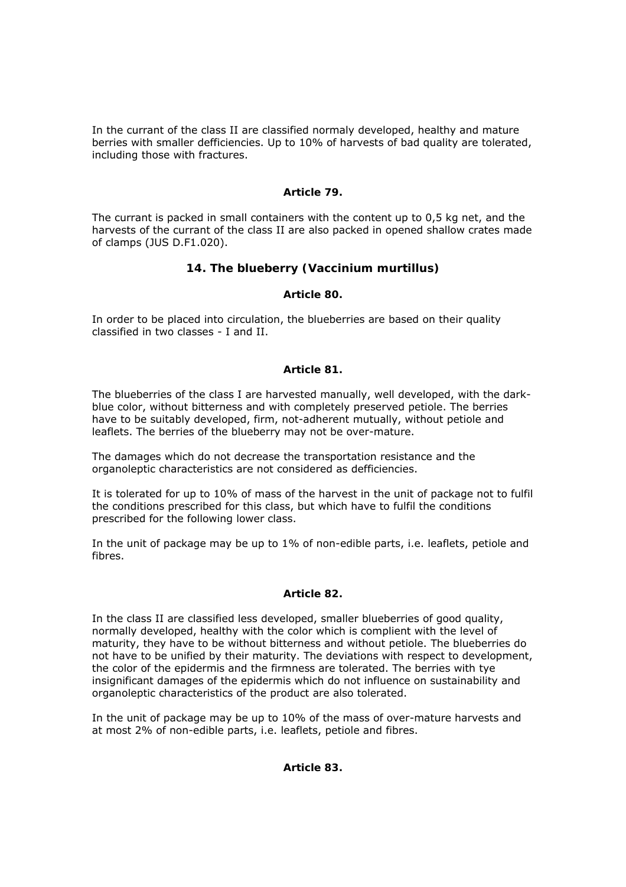In the currant of the class II are classified normaly developed, healthy and mature berries with smaller defficiencies. Up to 10% of harvests of bad quality are tolerated, including those with fractures.

**Article 79.**

The currant is packed in small containers with the content up to 0,5 kg net, and the harvests of the currant of the class II are also packed in opened shallow crates made of clamps (JUS D.F1.020).

### 14. The blueberry (Vaccinium murtillus)

**Article 80.**

In order to be placed into circulation, the blueberries are based on their quality classified in two classes - I and II.

**Article 81.**

The blueberries of the class I are harvested manually, well developed, with the dark-blue color, without bitterness and with completely preserved petiole. The berries have to be suitably developed, firm, not-adherent mutually, without petiole and leaflets. The berries of the blueberry may not be over-mature.

The damages which do not decrease the transportation resistance and the organoleptic characteristics are not considered as defficiencies.

It is tolerated for up to 10% of mass of the harvest in the unit of package not to fulfil the conditions prescribed for this class, but which have to fulfil the conditions prescribed for the following lower class.

In the unit of package may be up to 1% of non-edible parts, i.e. leaflets, petiole and fibres.

**Article 82.**

In the class II are classified less developed, smaller blueberries of good quality, normally developed, healthy with the color which is complient with the level of maturity, they have to be without bitterness and without petiole. The blueberries do not have to be unified by their maturity. The deviations with respect to development, the color of the epidermis and the firmness are tolerated. The berries with tye insignificant damages of the epidermis which do not influence on sustainability and organoleptic characteristics of the product are also tolerated.

In the unit of package may be up to 10% of the mass of over-mature harvests and at most 2% of non-edible parts, i.e. leaflets, petiole and fibres.

**Article 83.**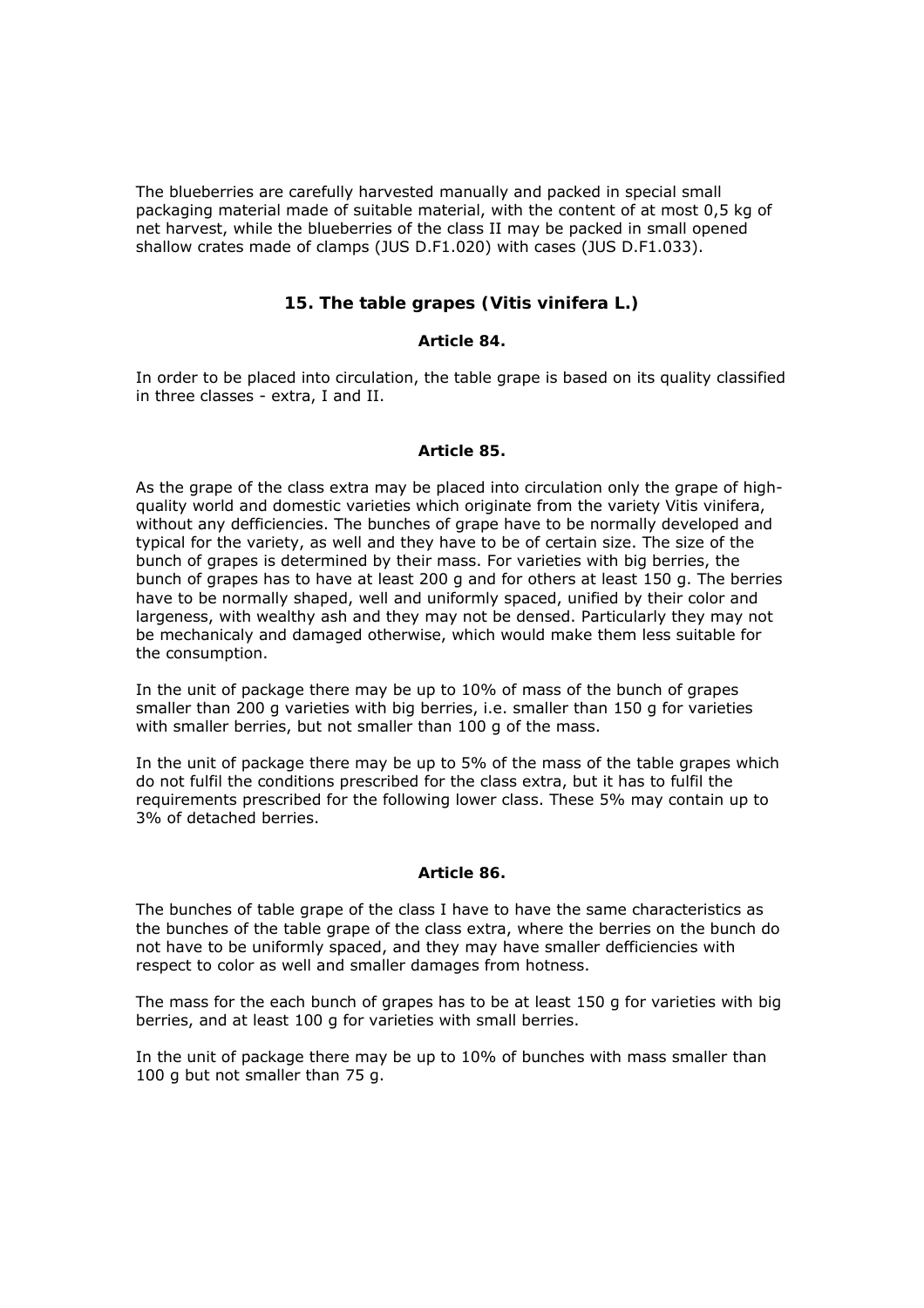The blueberries are carefully harvested manually and packed in special small packaging material made of suitable material, with the content of at most 0,5 kg of net harvest, while the blueberries of the class II may be packed in small opened shallow crates made of clamps (JUS D.F1.020) with cases (JUS D.F1.033).

### 15. The table grapes (Vitis vinifera L.)

#### Article 84.

In order to be placed into circulation, the table grape is based on its quality classified in three classes - extra, I and II.

#### Article 85.

As the grape of the class extra may be placed into circulation only the grape of high-quality world and domestic varieties which originate from the variety Vitis vinifera, without any defficiencies. The bunches of grape have to be normally developed and typical for the variety, as well and they have to be of certain size. The size of the bunch of grapes is determined by their mass. For varieties with big berries, the bunch of grapes has to have at least 200 g and for others at least 150 g. The berries have to be normally shaped, well and uniformly spaced, unified by their color and largeness, with wealthy ash and they may not be densed. Particularly they may not be mechanicaly and damaged otherwise, which would make them less suitable for the consumption.

In the unit of package there may be up to 10% of mass of the bunch of grapes smaller than 200 g varieties with big berries, i.e. smaller than 150 g for varieties with smaller berries, but not smaller than 100 g of the mass.

In the unit of package there may be up to 5% of the mass of the table grapes which do not fulfil the conditions prescribed for the class extra, but it has to fulfil the requirements prescribed for the following lower class. These 5% may contain up to 3% of detached berries.

#### Article 86.

The bunches of table grape of the class I have to have the same characteristics as the bunches of the table grape of the class extra, where the berries on the bunch do not have to be uniformly spaced, and they may have smaller defficiencies with respect to color as well and smaller damages from hotness.

The mass for the each bunch of grapes has to be at least 150 g for varieties with big berries, and at least 100 g for varieties with small berries.

In the unit of package there may be up to 10% of bunches with mass smaller than 100 g but not smaller than 75 g.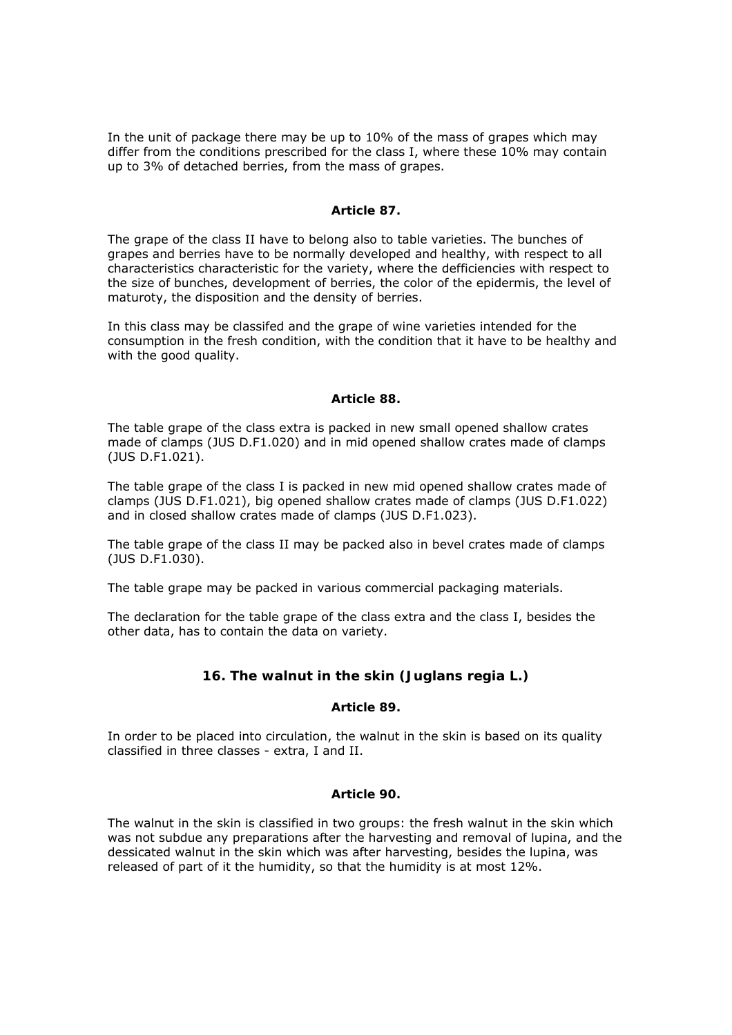In the unit of package there may be up to 10% of the mass of grapes which may differ from the conditions prescribed for the class I, where these 10% may contain up to 3% of detached berries, from the mass of grapes.

#### Article 87.

The grape of the class II have to belong also to table varieties. The bunches of grapes and berries have to be normally developed and healthy, with respect to all characteristics characteristic for the variety, where the defficiencies with respect to the size of bunches, development of berries, the color of the epidermis, the level of maturoty, the disposition and the density of berries.

In this class may be classifed and the grape of wine varieties intended for the consumption in the fresh condition, with the condition that it have to be healthy and with the good quality.

#### Article 88.

The table grape of the class extra is packed in new small opened shallow crates made of clamps (JUS D.F1.020) and in mid opened shallow crates made of clamps (JUS D.F1.021).

The table grape of the class I is packed in new mid opened shallow crates made of clamps (JUS D.F1.021), big opened shallow crates made of clamps (JUS D.F1.022) and in closed shallow crates made of clamps (JUS D.F1.023).

The table grape of the class II may be packed also in bevel crates made of clamps (JUS D.F1.030).

The table grape may be packed in various commercial packaging materials.

The declaration for the table grape of the class extra and the class I, besides the other data, has to contain the data on variety.

### 16. The walnut in the skin (Juglans regia L.)

#### Article 89.

In order to be placed into circulation, the walnut in the skin is based on its quality classified in three classes - extra, I and II.

#### Article 90.

The walnut in the skin is classified in two groups: the fresh walnut in the skin which was not subdue any preparations after the harvesting and removal of lupina, and the dessicated walnut in the skin which was after harvesting, besides the lupina, was released of part of it the humidity, so that the humidity is at most 12%.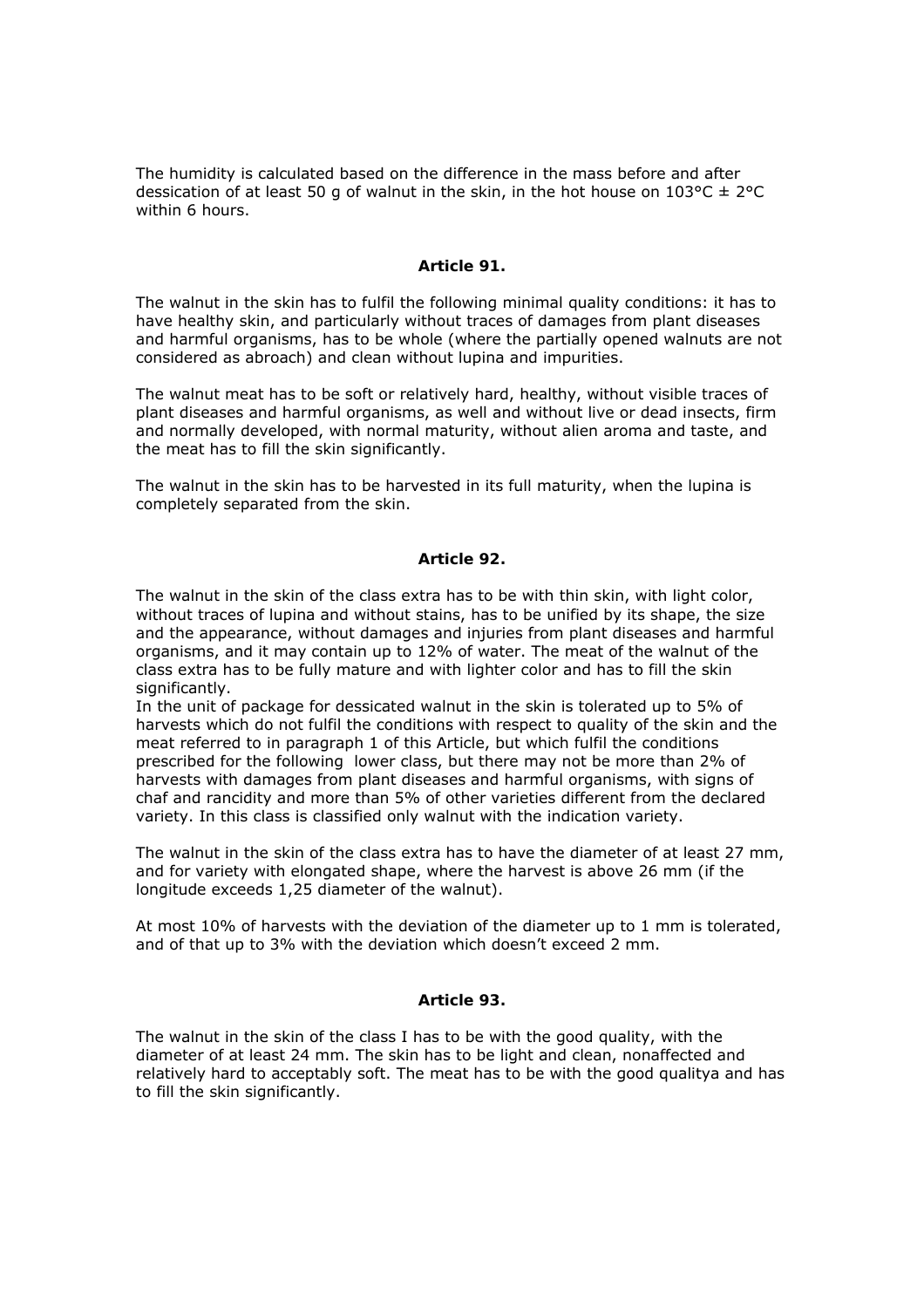The humidity is calculated based on the difference in the mass before and after dessication of at least 50 g of walnut in the skin, in the hot house on 103°C ± 2°C within 6 hours.

**Article 91.**

The walnut in the skin has to fulfil the following minimal quality conditions: it has to have healthy skin, and particularly without traces of damages from plant diseases and harmful organisms, has to be whole (where the partially opened walnuts are not considered as abroach) and clean without lupina and impurities.

The walnut meat has to be soft or relatively hard, healthy, without visible traces of plant diseases and harmful organisms, as well and without live or dead insects, firm and normally developed, with normal maturity, without alien aroma and taste, and the meat has to fill the skin significantly.

The walnut in the skin has to be harvested in its full maturity, when the lupina is completely separated from the skin.

**Article 92.**

The walnut in the skin of the class extra has to be with thin skin, with light color, without traces of lupina and without stains, has to be unified by its shape, the size and the appearance, without damages and injuries from plant diseases and harmful organisms, and it may contain up to 12% of water. The meat of the walnut of the class extra has to be fully mature and with lighter color and has to fill the skin significantly.
In the unit of package for dessicated walnut in the skin is tolerated up to 5% of harvests which do not fulfil the conditions with respect to quality of the skin and the meat referred to in paragraph 1 of this Article, but which fulfil the conditions prescribed for the following lower class, but there may not be more than 2% of harvests with damages from plant diseases and harmful organisms, with signs of chaf and rancidity and more than 5% of other varieties different from the declared variety. In this class is classified only walnut with the indication variety.

The walnut in the skin of the class extra has to have the diameter of at least 27 mm, and for variety with elongated shape, where the harvest is above 26 mm (if the longitude exceeds 1,25 diameter of the walnut).

At most 10% of harvests with the deviation of the diameter up to 1 mm is tolerated, and of that up to 3% with the deviation which doesn't exceed 2 mm.

**Article 93.**

The walnut in the skin of the class I has to be with the good quality, with the diameter of at least 24 mm. The skin has to be light and clean, nonaffected and relatively hard to acceptably soft. The meat has to be with the good qualitya and has to fill the skin significantly.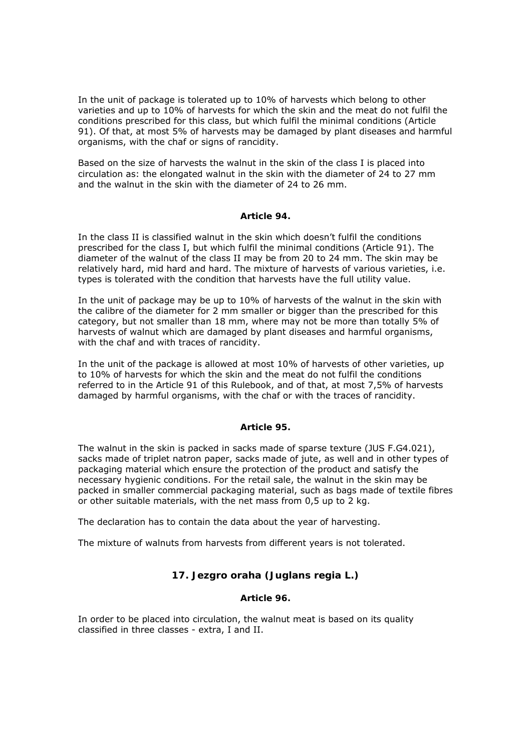In the unit of package is tolerated up to 10% of harvests which belong to other varieties and up to 10% of harvests for which the skin and the meat do not fulfil the conditions prescribed for this class, but which fulfil the minimal conditions (Article 91). Of that, at most 5% of harvests may be damaged by plant diseases and harmful organisms, with the chaf or signs of rancidity.

Based on the size of harvests the walnut in the skin of the class I is placed into circulation as: the elongated walnut in the skin with the diameter of 24 to 27 mm and the walnut in the skin with the diameter of 24 to 26 mm.

**Article 94.**

In the class II is classified walnut in the skin which doesn't fulfil the conditions prescribed for the class I, but which fulfil the minimal conditions (Article 91). The diameter of the walnut of the class II may be from 20 to 24 mm. The skin may be relatively hard, mid hard and hard. The mixture of harvests of various varieties, i.e. types is tolerated with the condition that harvests have the full utility value.

In the unit of package may be up to 10% of harvests of the walnut in the skin with the calibre of the diameter for 2 mm smaller or bigger than the prescribed for this category, but not smaller than 18 mm, where may not be more than totally 5% of harvests of walnut which are damaged by plant diseases and harmful organisms, with the chaf and with traces of rancidity.

In the unit of the package is allowed at most 10% of harvests of other varieties, up to 10% of harvests for which the skin and the meat do not fulfil the conditions referred to in the Article 91 of this Rulebook, and of that, at most 7,5% of harvests damaged by harmful organisms, with the chaf or with the traces of rancidity.

**Article 95.**

The walnut in the skin is packed in sacks made of sparse texture (JUS F.G4.021), sacks made of triplet natron paper, sacks made of jute, as well and in other types of packaging material which ensure the protection of the product and satisfy the necessary hygienic conditions. For the retail sale, the walnut in the skin may be packed in smaller commercial packaging material, such as bags made of textile fibres or other suitable materials, with the net mass from 0,5 up to 2 kg.

The declaration has to contain the data about the year of harvesting.

The mixture of walnuts from harvests from different years is not tolerated.

## 17. Jezgro oraha (Juglans regia L.)

**Article 96.**

In order to be placed into circulation, the walnut meat is based on its quality classified in three classes - extra, I and II.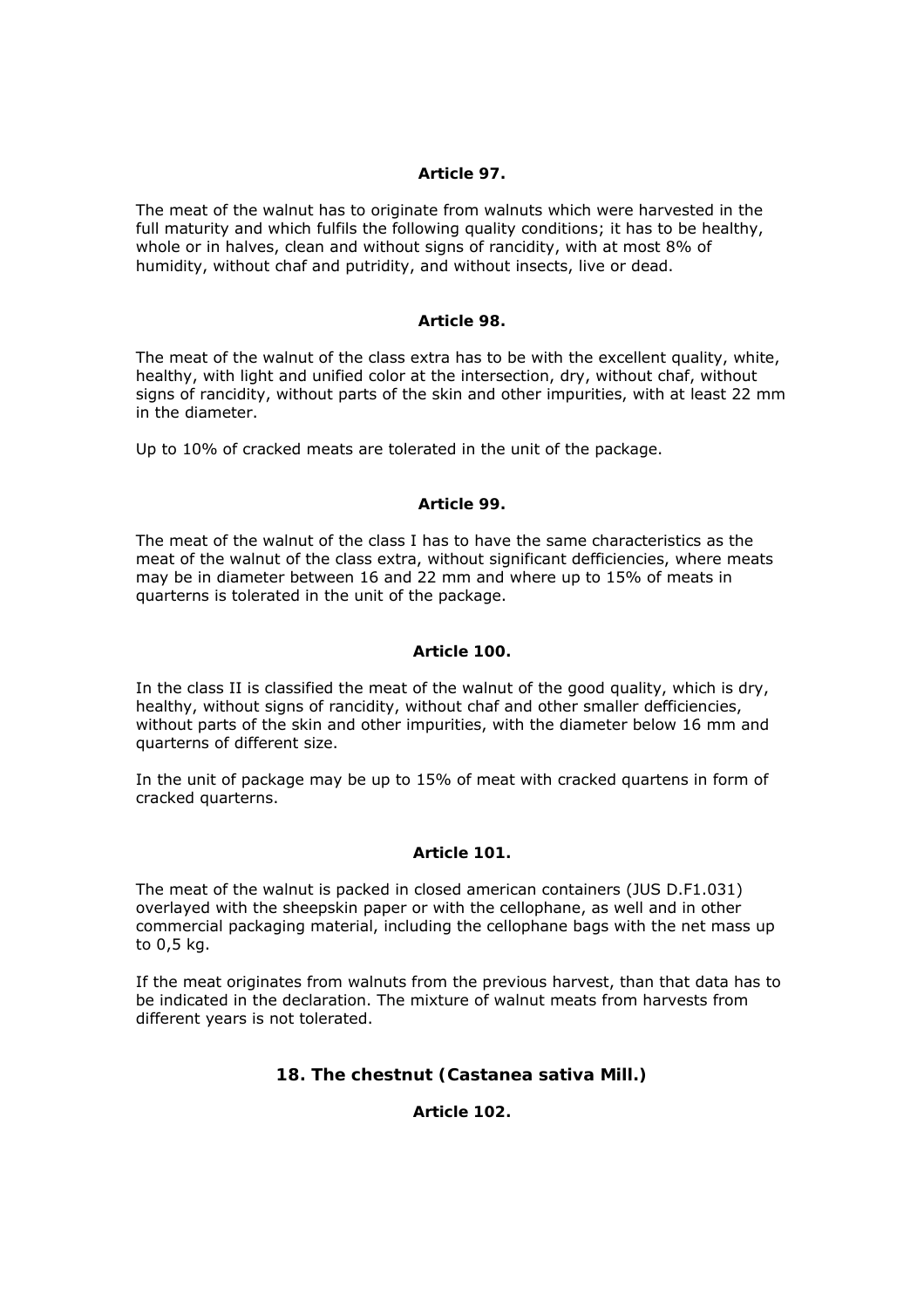### Article 97.

The meat of the walnut has to originate from walnuts which were harvested in the full maturity and which fulfils the following quality conditions; it has to be healthy, whole or in halves, clean and without signs of rancidity, with at most 8% of humidity, without chaf and putridity, and without insects, live or dead.

### Article 98.

The meat of the walnut of the class extra has to be with the excellent quality, white, healthy, with light and unified color at the intersection, dry, without chaf, without signs of rancidity, without parts of the skin and other impurities, with at least 22 mm in the diameter.

Up to 10% of cracked meats are tolerated in the unit of the package.

### Article 99.

The meat of the walnut of the class I has to have the same characteristics as the meat of the walnut of the class extra, without significant defficiencies, where meats may be in diameter between 16 and 22 mm and where up to 15% of meats in quarterns is tolerated in the unit of the package.

### Article 100.

In the class II is classified the meat of the walnut of the good quality, which is dry, healthy, without signs of rancidity, without chaf and other smaller defficiencies, without parts of the skin and other impurities, with the diameter below 16 mm and quarterns of different size.

In the unit of package may be up to 15% of meat with cracked quartens in form of cracked quarterns.

### Article 101.

The meat of the walnut is packed in closed american containers (JUS D.F1.031) overlayed with the sheepskin paper or with the cellophane, as well and in other commercial packaging material, including the cellophane bags with the net mass up to 0,5 kg.

If the meat originates from walnuts from the previous harvest, than that data has to be indicated in the declaration. The mixture of walnut meats from harvests from different years is not tolerated.

## 18. The chestnut (Castanea sativa Mill.)

### Article 102.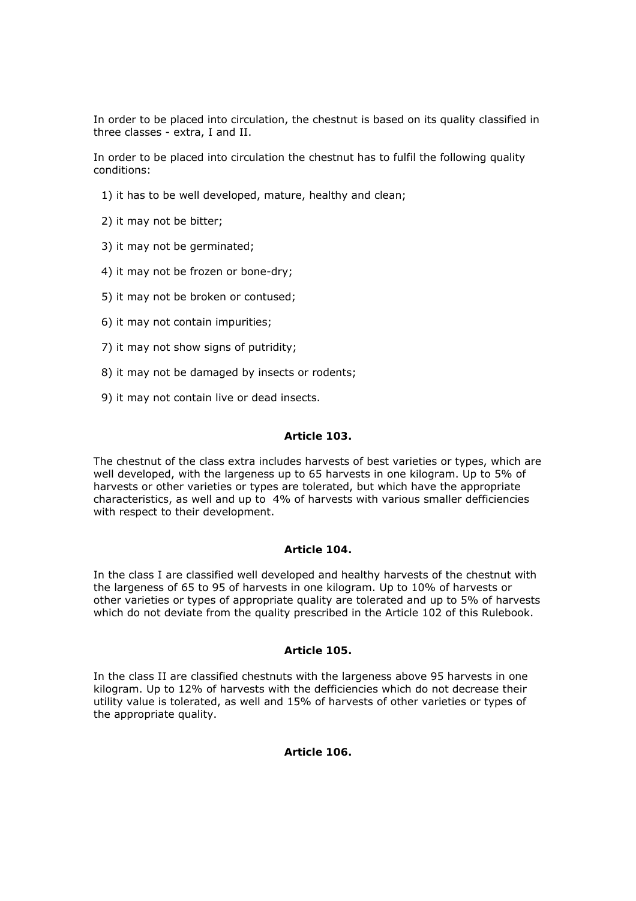In order to be placed into circulation, the chestnut is based on its quality classified in three classes - extra, I and II.

In order to be placed into circulation the chestnut has to fulfil the following quality conditions:

1) it has to be well developed, mature, healthy and clean;

2) it may not be bitter;

3) it may not be germinated;

4) it may not be frozen or bone-dry;

5) it may not be broken or contused;

6) it may not contain impurities;

7) it may not show signs of putridity;

8) it may not be damaged by insects or rodents;

9) it may not contain live or dead insects.

**Article 103.**

The chestnut of the class extra includes harvests of best varieties or types, which are well developed, with the largeness up to 65 harvests in one kilogram. Up to 5% of harvests or other varieties or types are tolerated, but which have the appropriate characteristics, as well and up to 4% of harvests with various smaller defficiencies with respect to their development.

**Article 104.**

In the class I are classified well developed and healthy harvests of the chestnut with the largeness of 65 to 95 of harvests in one kilogram. Up to 10% of harvests or other varieties or types of appropriate quality are tolerated and up to 5% of harvests which do not deviate from the quality prescribed in the Article 102 of this Rulebook.

**Article 105.**

In the class II are classified chestnuts with the largeness above 95 harvests in one kilogram. Up to 12% of harvests with the defficiencies which do not decrease their utility value is tolerated, as well and 15% of harvests of other varieties or types of the appropriate quality.

**Article 106.**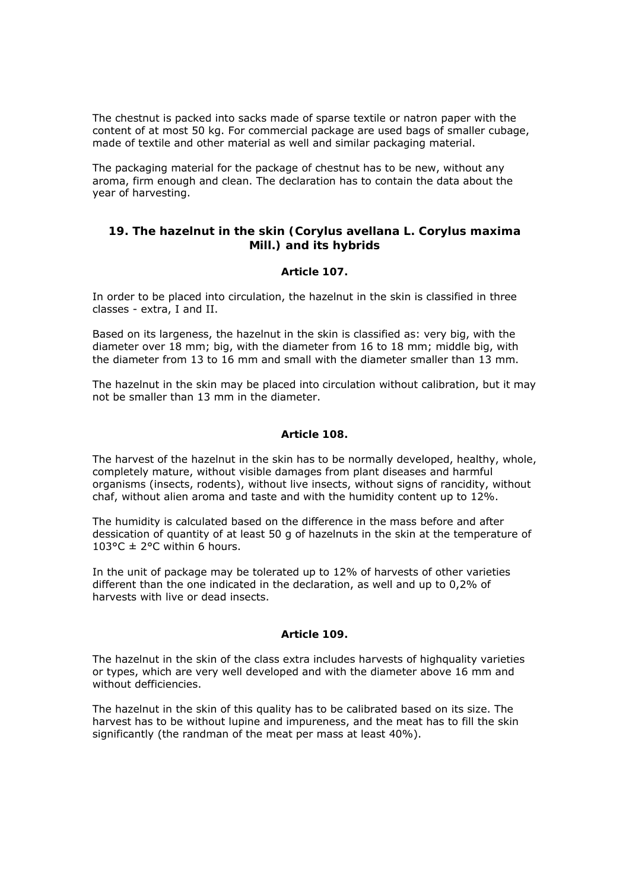The chestnut is packed into sacks made of sparse textile or natron paper with the content of at most 50 kg. For commercial package are used bags of smaller cubage, made of textile and other material as well and similar packaging material.

The packaging material for the package of chestnut has to be new, without any aroma, firm enough and clean. The declaration has to contain the data about the year of harvesting.

### 19. The hazelnut in the skin (Corylus avellana L. Corylus maxima Mill.) and its hybrids

#### Article 107.

In order to be placed into circulation, the hazelnut in the skin is classified in three classes - extra, I and II.

Based on its largeness, the hazelnut in the skin is classified as: very big, with the diameter over 18 mm; big, with the diameter from 16 to 18 mm; middle big, with the diameter from 13 to 16 mm and small with the diameter smaller than 13 mm.

The hazelnut in the skin may be placed into circulation without calibration, but it may not be smaller than 13 mm in the diameter.

#### Article 108.

The harvest of the hazelnut in the skin has to be normally developed, healthy, whole, completely mature, without visible damages from plant diseases and harmful organisms (insects, rodents), without live insects, without signs of rancidity, without chaf, without alien aroma and taste and with the humidity content up to 12%.

The humidity is calculated based on the difference in the mass before and after dessication of quantity of at least 50 g of hazelnuts in the skin at the temperature of 103°C ± 2°C within 6 hours.

In the unit of package may be tolerated up to 12% of harvests of other varieties different than the one indicated in the declaration, as well and up to 0,2% of harvests with live or dead insects.

#### Article 109.

The hazelnut in the skin of the class extra includes harvests of highquality varieties or types, which are very well developed and with the diameter above 16 mm and without defficiencies.

The hazelnut in the skin of this quality has to be calibrated based on its size. The harvest has to be without lupine and impureness, and the meat has to fill the skin significantly (the randman of the meat per mass at least 40%).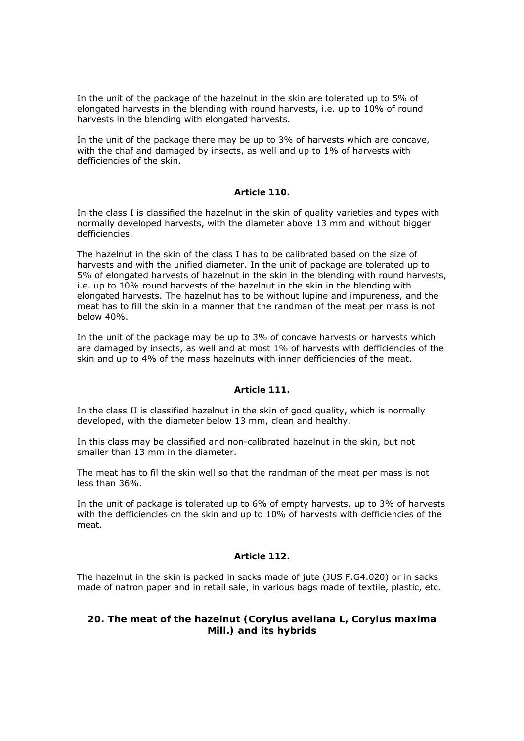In the unit of the package of the hazelnut in the skin are tolerated up to 5% of elongated harvests in the blending with round harvests, i.e. up to 10% of round harvests in the blending with elongated harvests.

In the unit of the package there may be up to 3% of harvests which are concave, with the chaf and damaged by insects, as well and up to 1% of harvests with defficiencies of the skin.

**Article 110.**

In the class I is classified the hazelnut in the skin of quality varieties and types with normally developed harvests, with the diameter above 13 mm and without bigger defficiencies.

The hazelnut in the skin of the class I has to be calibrated based on the size of harvests and with the unified diameter. In the unit of package are tolerated up to 5% of elongated harvests of hazelnut in the skin in the blending with round harvests, i.e. up to 10% round harvests of the hazelnut in the skin in the blending with elongated harvests. The hazelnut has to be without lupine and impureness, and the meat has to fill the skin in a manner that the randman of the meat per mass is not below 40%.

In the unit of the package may be up to 3% of concave harvests or harvests which are damaged by insects, as well and at most 1% of harvests with defficiencies of the skin and up to 4% of the mass hazelnuts with inner defficiencies of the meat.

**Article 111.**

In the class II is classified hazelnut in the skin of good quality, which is normally developed, with the diameter below 13 mm, clean and healthy.

In this class may be classified and non-calibrated hazelnut in the skin, but not smaller than 13 mm in the diameter.

The meat has to fil the skin well so that the randman of the meat per mass is not less than 36%.

In the unit of package is tolerated up to 6% of empty harvests, up to 3% of harvests with the defficiencies on the skin and up to 10% of harvests with defficiencies of the meat.

**Article 112.**

The hazelnut in the skin is packed in sacks made of jute (JUS F.G4.020) or in sacks made of natron paper and in retail sale, in various bags made of textile, plastic, etc.

## 20. The meat of the hazelnut (Corylus avellana L, Corylus maxima Mill.) and its hybrids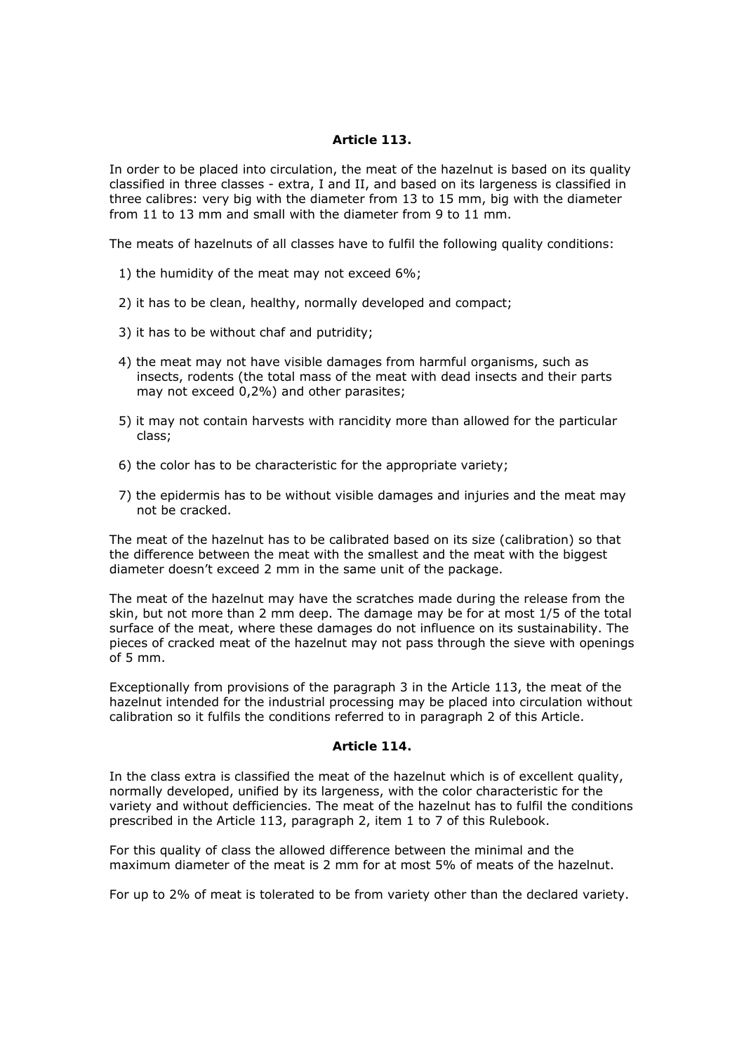**Article 113.**

In order to be placed into circulation, the meat of the hazelnut is based on its quality classified in three classes - extra, I and II, and based on its largeness is classified in three calibres: very big with the diameter from 13 to 15 mm, big with the diameter from 11 to 13 mm and small with the diameter from 9 to 11 mm.

The meats of hazelnuts of all classes have to fulfil the following quality conditions:

1) the humidity of the meat may not exceed 6%;

2) it has to be clean, healthy, normally developed and compact;

3) it has to be without chaf and putridity;

4) the meat may not have visible damages from harmful organisms, such as insects, rodents (the total mass of the meat with dead insects and their parts may not exceed 0,2%) and other parasites;

5) it may not contain harvests with rancidity more than allowed for the particular class;

6) the color has to be characteristic for the appropriate variety;

7) the epidermis has to be without visible damages and injuries and the meat may not be cracked.

The meat of the hazelnut has to be calibrated based on its size (calibration) so that the difference between the meat with the smallest and the meat with the biggest diameter doesn't exceed 2 mm in the same unit of the package.

The meat of the hazelnut may have the scratches made during the release from the skin, but not more than 2 mm deep. The damage may be for at most 1/5 of the total surface of the meat, where these damages do not influence on its sustainability. The pieces of cracked meat of the hazelnut may not pass through the sieve with openings of 5 mm.

Exceptionally from provisions of the paragraph 3 in the Article 113, the meat of the hazelnut intended for the industrial processing may be placed into circulation without calibration so it fulfils the conditions referred to in paragraph 2 of this Article.

**Article 114.**

In the class extra is classified the meat of the hazelnut which is of excellent quality, normally developed, unified by its largeness, with the color characteristic for the variety and without defficiencies. The meat of the hazelnut has to fulfil the conditions prescribed in the Article 113, paragraph 2, item 1 to 7 of this Rulebook.

For this quality of class the allowed difference between the minimal and the maximum diameter of the meat is 2 mm for at most 5% of meats of the hazelnut.

For up to 2% of meat is tolerated to be from variety other than the declared variety.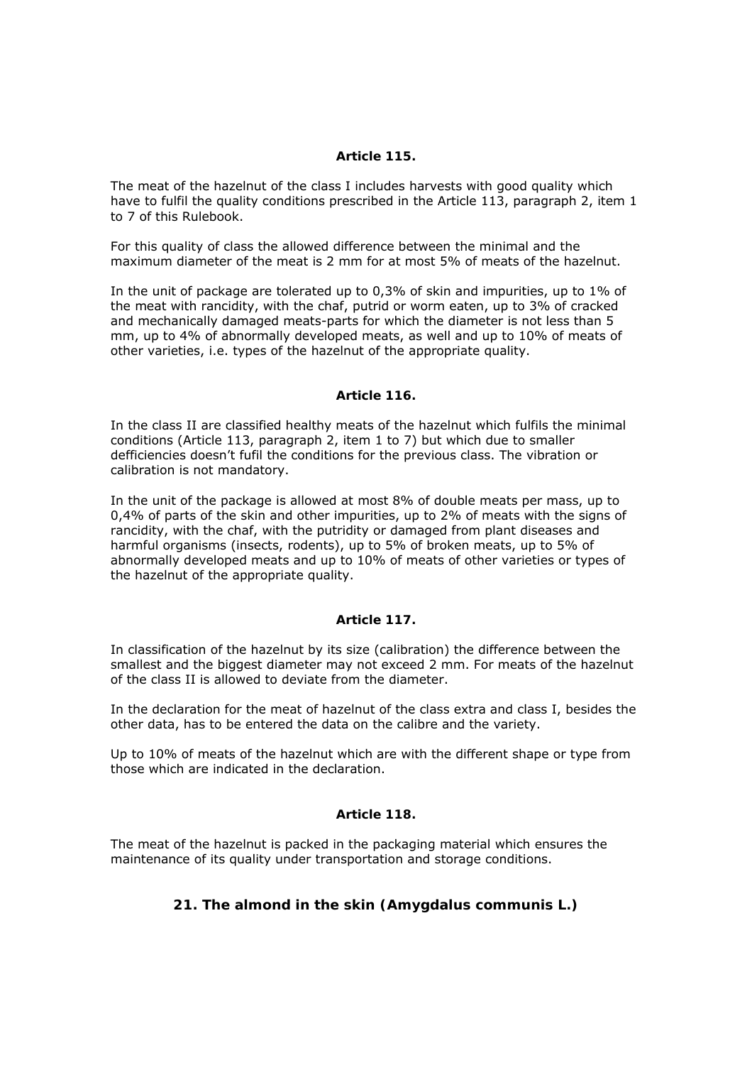### Article 115.

The meat of the hazelnut of the class I includes harvests with good quality which have to fulfil the quality conditions prescribed in the Article 113, paragraph 2, item 1 to 7 of this Rulebook.

For this quality of class the allowed difference between the minimal and the maximum diameter of the meat is 2 mm for at most 5% of meats of the hazelnut.

In the unit of package are tolerated up to 0,3% of skin and impurities, up to 1% of the meat with rancidity, with the chaf, putrid or worm eaten, up to 3% of cracked and mechanically damaged meats-parts for which the diameter is not less than 5 mm, up to 4% of abnormally developed meats, as well and up to 10% of meats of other varieties, i.e. types of the hazelnut of the appropriate quality.

### Article 116.

In the class II are classified healthy meats of the hazelnut which fulfils the minimal conditions (Article 113, paragraph 2, item 1 to 7) but which due to smaller defficiencies doesn't fufil the conditions for the previous class. The vibration or calibration is not mandatory.

In the unit of the package is allowed at most 8% of double meats per mass, up to 0,4% of parts of the skin and other impurities, up to 2% of meats with the signs of rancidity, with the chaf, with the putridity or damaged from plant diseases and harmful organisms (insects, rodents), up to 5% of broken meats, up to 5% of abnormally developed meats and up to 10% of meats of other varieties or types of the hazelnut of the appropriate quality.

### Article 117.

In classification of the hazelnut by its size (calibration) the difference between the smallest and the biggest diameter may not exceed 2 mm. For meats of the hazelnut of the class II is allowed to deviate from the diameter.

In the declaration for the meat of hazelnut of the class extra and class I, besides the other data, has to be entered the data on the calibre and the variety.

Up to 10% of meats of the hazelnut which are with the different shape or type from those which are indicated in the declaration.

### Article 118.

The meat of the hazelnut is packed in the packaging material which ensures the maintenance of its quality under transportation and storage conditions.

## 21. The almond in the skin (Amygdalus communis L.)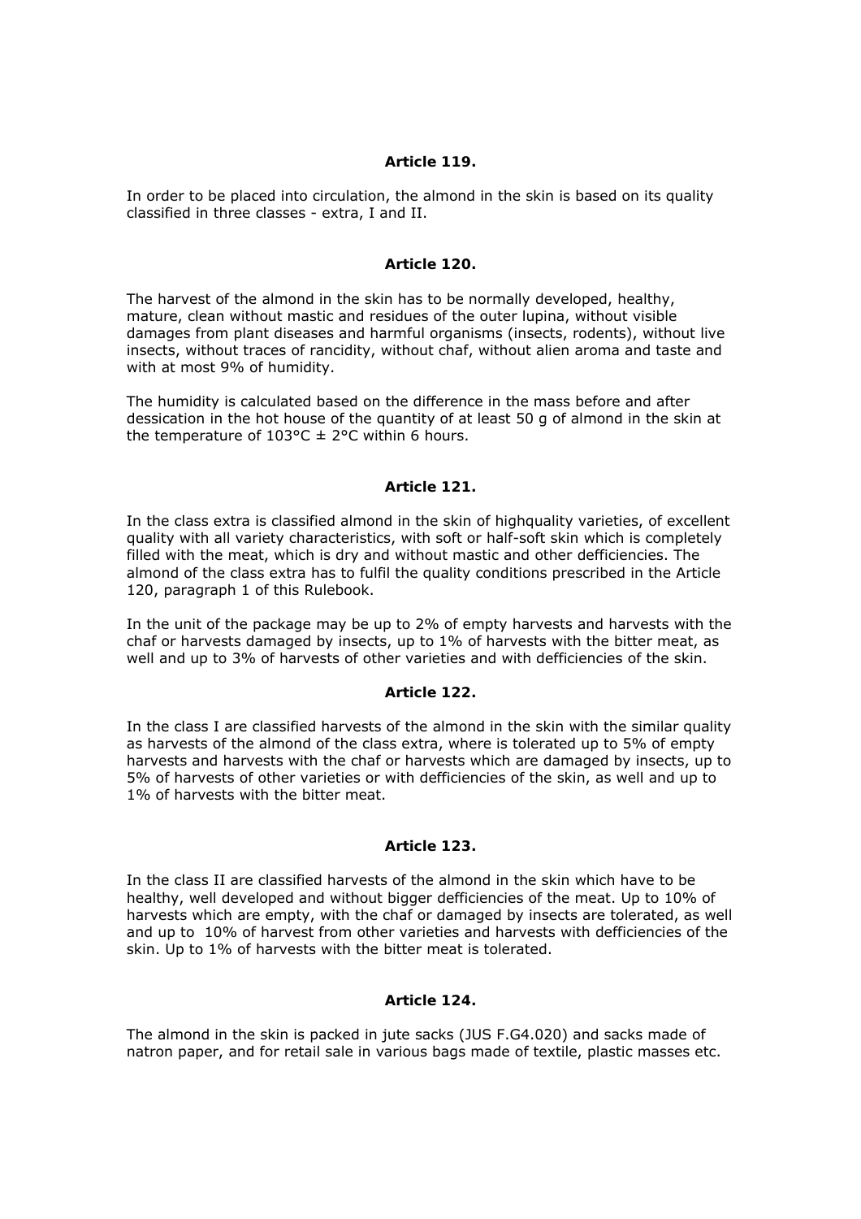**Article 119.**

In order to be placed into circulation, the almond in the skin is based on its quality classified in three classes - extra, I and II.

**Article 120.**

The harvest of the almond in the skin has to be normally developed, healthy, mature, clean without mastic and residues of the outer lupina, without visible damages from plant diseases and harmful organisms (insects, rodents), without live insects, without traces of rancidity, without chaf, without alien aroma and taste and with at most 9% of humidity.

The humidity is calculated based on the difference in the mass before and after dessication in the hot house of the quantity of at least 50 g of almond in the skin at the temperature of 103°C ± 2°C within 6 hours.

**Article 121.**

In the class extra is classified almond in the skin of highquality varieties, of excellent quality with all variety characteristics, with soft or half-soft skin which is completely filled with the meat, which is dry and without mastic and other defficiencies. The almond of the class extra has to fulfil the quality conditions prescribed in the Article 120, paragraph 1 of this Rulebook.

In the unit of the package may be up to 2% of empty harvests and harvests with the chaf or harvests damaged by insects, up to 1% of harvests with the bitter meat, as well and up to 3% of harvests of other varieties and with defficiencies of the skin.

**Article 122.**

In the class I are classified harvests of the almond in the skin with the similar quality as harvests of the almond of the class extra, where is tolerated up to 5% of empty harvests and harvests with the chaf or harvests which are damaged by insects, up to 5% of harvests of other varieties or with defficiencies of the skin, as well and up to 1% of harvests with the bitter meat.

**Article 123.**

In the class II are classified harvests of the almond in the skin which have to be healthy, well developed and without bigger defficiencies of the meat. Up to 10% of harvests which are empty, with the chaf or damaged by insects are tolerated, as well and up to 10% of harvest from other varieties and harvests with defficiencies of the skin. Up to 1% of harvests with the bitter meat is tolerated.

**Article 124.**

The almond in the skin is packed in jute sacks (JUS F.G4.020) and sacks made of natron paper, and for retail sale in various bags made of textile, plastic masses etc.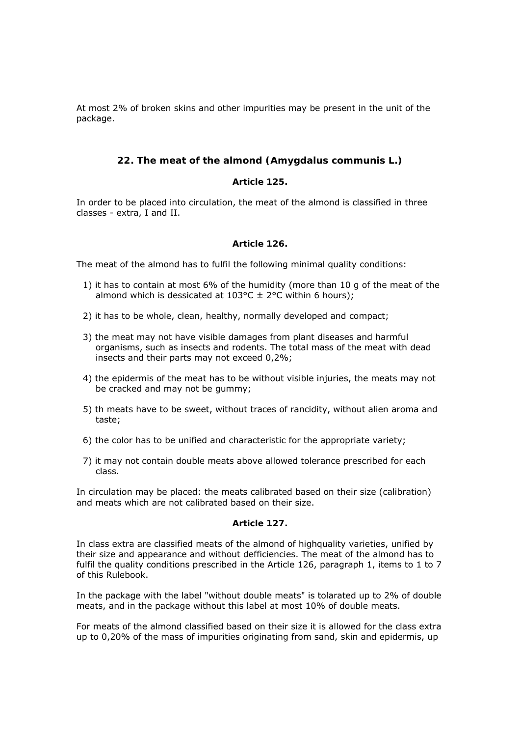At most 2% of broken skins and other impurities may be present in the unit of the package.

### 22. The meat of the almond (Amygdalus communis L.)

**Article 125.**

In order to be placed into circulation, the meat of the almond is classified in three classes - extra, I and II.

**Article 126.**

The meat of the almond has to fulfil the following minimal quality conditions:

1) it has to contain at most 6% of the humidity (more than 10 g of the meat of the almond which is dessicated at 103°C ± 2°C within 6 hours);
2) it has to be whole, clean, healthy, normally developed and compact;
3) the meat may not have visible damages from plant diseases and harmful organisms, such as insects and rodents. The total mass of the meat with dead insects and their parts may not exceed 0,2%;
4) the epidermis of the meat has to be without visible injuries, the meats may not be cracked and may not be gummy;
5) th meats have to be sweet, without traces of rancidity, without alien aroma and taste;
6) the color has to be unified and characteristic for the appropriate variety;
7) it may not contain double meats above allowed tolerance prescribed for each class.

In circulation may be placed: the meats calibrated based on their size (calibration) and meats which are not calibrated based on their size.

**Article 127.**

In class extra are classified meats of the almond of highquality varieties, unified by their size and appearance and without defficiencies. The meat of the almond has to fulfil the quality conditions prescribed in the Article 126, paragraph 1, items to 1 to 7 of this Rulebook.

In the package with the label "without double meats" is tolarated up to 2% of double meats, and in the package without this label at most 10% of double meats.

For meats of the almond classified based on their size it is allowed for the class extra up to 0,20% of the mass of impurities originating from sand, skin and epidermis, up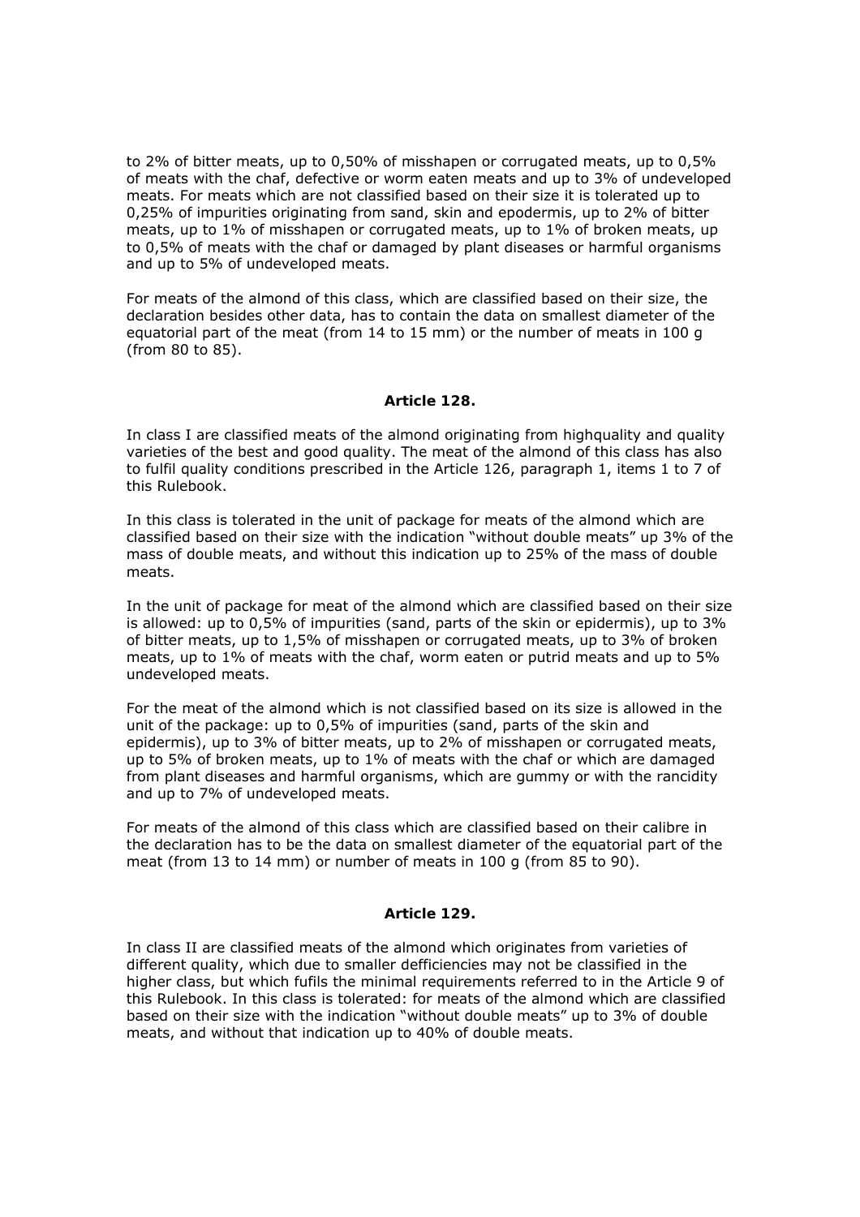to 2% of bitter meats, up to 0,50% of misshapen or corrugated meats, up to 0,5% of meats with the chaf, defective or worm eaten meats and up to 3% of undeveloped meats. For meats which are not classified based on their size it is tolerated up to 0,25% of impurities originating from sand, skin and epodermis, up to 2% of bitter meats, up to 1% of misshapen or corrugated meats, up to 1% of broken meats, up to 0,5% of meats with the chaf or damaged by plant diseases or harmful organisms and up to 5% of undeveloped meats.

For meats of the almond of this class, which are classified based on their size, the declaration besides other data, has to contain the data on smallest diameter of the equatorial part of the meat (from 14 to 15 mm) or the number of meats in 100 g (from 80 to 85).

#### Article 128.

In class I are classified meats of the almond originating from highquality and quality varieties of the best and good quality. The meat of the almond of this class has also to fulfil quality conditions prescribed in the Article 126, paragraph 1, items 1 to 7 of this Rulebook.

In this class is tolerated in the unit of package for meats of the almond which are classified based on their size with the indication "without double meats" up 3% of the mass of double meats, and without this indication up to 25% of the mass of double meats.

In the unit of package for meat of the almond which are classified based on their size is allowed: up to 0,5% of impurities (sand, parts of the skin or epidermis), up to 3% of bitter meats, up to 1,5% of misshapen or corrugated meats, up to 3% of broken meats, up to 1% of meats with the chaf, worm eaten or putrid meats and up to 5% undeveloped meats.

For the meat of the almond which is not classified based on its size is allowed in the unit of the package: up to 0,5% of impurities (sand, parts of the skin and epidermis), up to 3% of bitter meats, up to 2% of misshapen or corrugated meats, up to 5% of broken meats, up to 1% of meats with the chaf or which are damaged from plant diseases and harmful organisms, which are gummy or with the rancidity and up to 7% of undeveloped meats.

For meats of the almond of this class which are classified based on their calibre in the declaration has to be the data on smallest diameter of the equatorial part of the meat (from 13 to 14 mm) or number of meats in 100 g (from 85 to 90).

#### Article 129.

In class II are classified meats of the almond which originates from varieties of different quality, which due to smaller defficiencies may not be classified in the higher class, but which fufils the minimal requirements referred to in the Article 9 of this Rulebook. In this class is tolerated: for meats of the almond which are classified based on their size with the indication "without double meats" up to 3% of double meats, and without that indication up to 40% of double meats.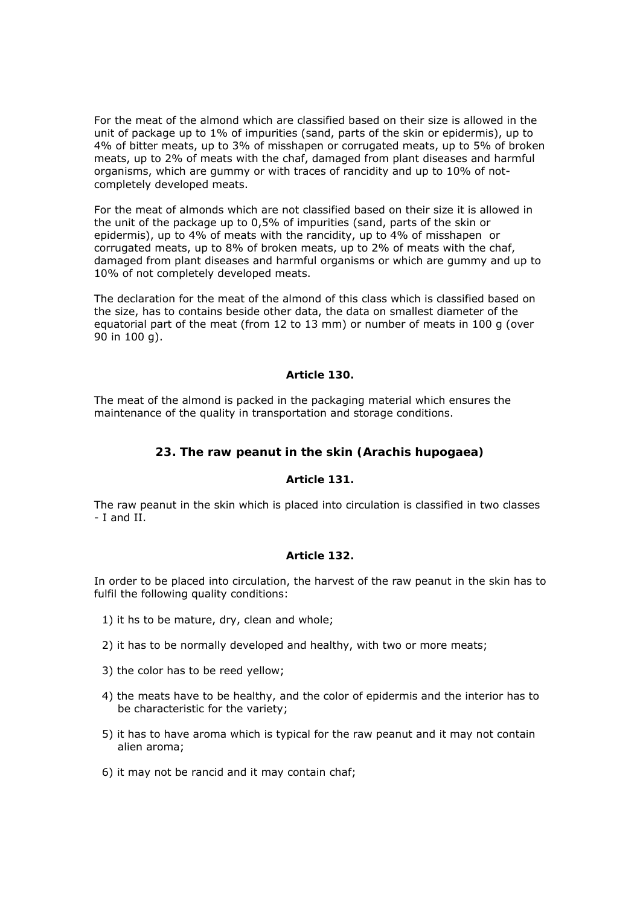For the meat of the almond which are classified based on their size is allowed in the unit of package up to 1% of impurities (sand, parts of the skin or epidermis), up to 4% of bitter meats, up to 3% of misshapen or corrugated meats, up to 5% of broken meats, up to 2% of meats with the chaf, damaged from plant diseases and harmful organisms, which are gummy or with traces of rancidity and up to 10% of not-completely developed meats.

For the meat of almonds which are not classified based on their size it is allowed in the unit of the package up to 0,5% of impurities (sand, parts of the skin or epidermis), up to 4% of meats with the rancidity, up to 4% of misshapen or corrugated meats, up to 8% of broken meats, up to 2% of meats with the chaf, damaged from plant diseases and harmful organisms or which are gummy and up to 10% of not completely developed meats.

The declaration for the meat of the almond of this class which is classified based on the size, has to contains beside other data, the data on smallest diameter of the equatorial part of the meat (from 12 to 13 mm) or number of meats in 100 g (over 90 in 100 g).

**Article 130.**

The meat of the almond is packed in the packaging material which ensures the maintenance of the quality in transportation and storage conditions.

## 23. The raw peanut in the skin (Arachis hupogaea)

**Article 131.**

The raw peanut in the skin which is placed into circulation is classified in two classes - I and II.

**Article 132.**

In order to be placed into circulation, the harvest of the raw peanut in the skin has to fulfil the following quality conditions:

1) it hs to be mature, dry, clean and whole;

2) it has to be normally developed and healthy, with two or more meats;

3) the color has to be reed yellow;

4) the meats have to be healthy, and the color of epidermis and the interior has to be characteristic for the variety;

5) it has to have aroma which is typical for the raw peanut and it may not contain alien aroma;

6) it may not be rancid and it may contain chaf;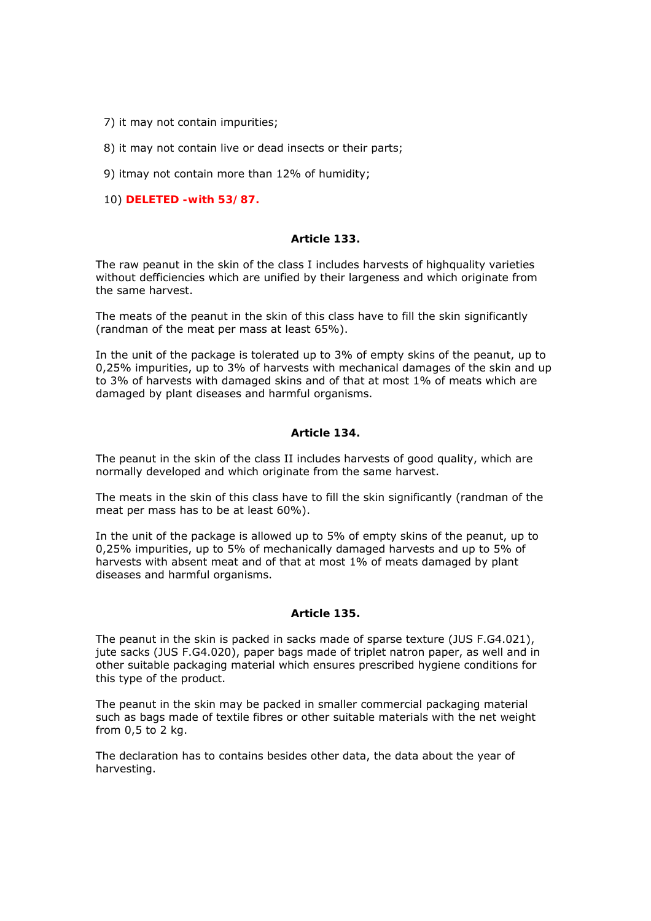7) it may not contain impurities;

8) it may not contain live or dead insects or their parts;

9) itmay not contain more than 12% of humidity;

10) **DELETED -with 53/87.**

**Article 133.**

The raw peanut in the skin of the class I includes harvests of highquality varieties without defficiencies which are unified by their largeness and which originate from the same harvest.

The meats of the peanut in the skin of this class have to fill the skin significantly (randman of the meat per mass at least 65%).

In the unit of the package is tolerated up to 3% of empty skins of the peanut, up to 0,25% impurities, up to 3% of harvests with mechanical damages of the skin and up to 3% of harvests with damaged skins and of that at most 1% of meats which are damaged by plant diseases and harmful organisms.

**Article 134.**

The peanut in the skin of the class II includes harvests of good quality, which are normally developed and which originate from the same harvest.

The meats in the skin of this class have to fill the skin significantly (randman of the meat per mass has to be at least 60%).

In the unit of the package is allowed up to 5% of empty skins of the peanut, up to 0,25% impurities, up to 5% of mechanically damaged harvests and up to 5% of harvests with absent meat and of that at most 1% of meats damaged by plant diseases and harmful organisms.

**Article 135.**

The peanut in the skin is packed in sacks made of sparse texture (JUS F.G4.021), jute sacks (JUS F.G4.020), paper bags made of triplet natron paper, as well and in other suitable packaging material which ensures prescribed hygiene conditions for this type of the product.

The peanut in the skin may be packed in smaller commercial packaging material such as bags made of textile fibres or other suitable materials with the net weight from 0,5 to 2 kg.

The declaration has to contains besides other data, the data about the year of harvesting.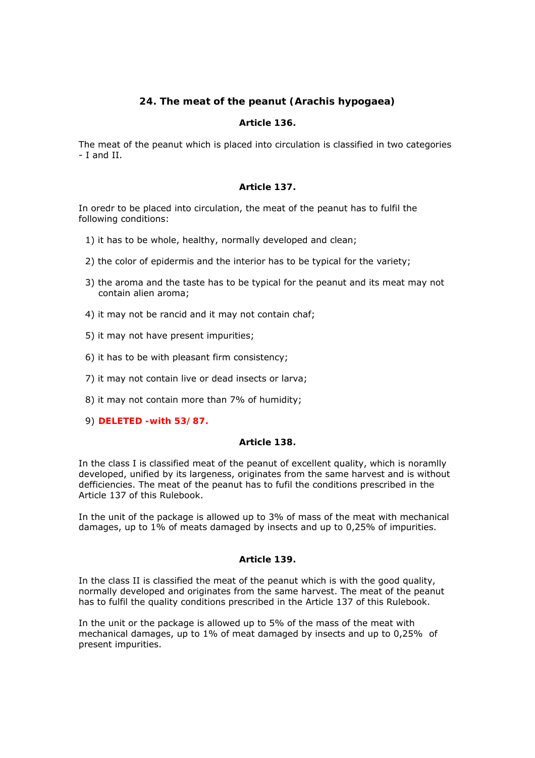### 24. The meat of the peanut (Arachis hypogaea)

**Article 136.**

The meat of the peanut which is placed into circulation is classified in two categories - I and II.

**Article 137.**

In oredr to be placed into circulation, the meat of the peanut has to fulfil the following conditions:

1) it has to be whole, healthy, normally developed and clean;

2) the color of epidermis and the interior has to be typical for the variety;

3) the aroma and the taste has to be typical for the peanut and its meat may not contain alien aroma;

4) it may not be rancid and it may not contain chaf;

5) it may not have present impurities;

6) it has to be with pleasant firm consistency;

7) it may not contain live or dead insects or larva;

8) it may not contain more than 7% of humidity;

9) **DELETED -with 53/87.**

**Article 138.**

In the class I is classified meat of the peanut of excellent quality, which is noramlly developed, unified by its largeness, originates from the same harvest and is without defficiencies. The meat of the peanut has to fufil the conditions prescribed in the Article 137 of this Rulebook.

In the unit of the package is allowed up to 3% of mass of the meat with mechanical damages, up to 1% of meats damaged by insects and up to 0,25% of impurities.

**Article 139.**

In the class II is classified the meat of the peanut which is with the good quality, normally developed and originates from the same harvest. The meat of the peanut has to fulfil the quality conditions prescribed in the Article 137 of this Rulebook.

In the unit or the package is allowed up to 5% of the mass of the meat with mechanical damages, up to 1% of meat damaged by insects and up to 0,25% of present impurities.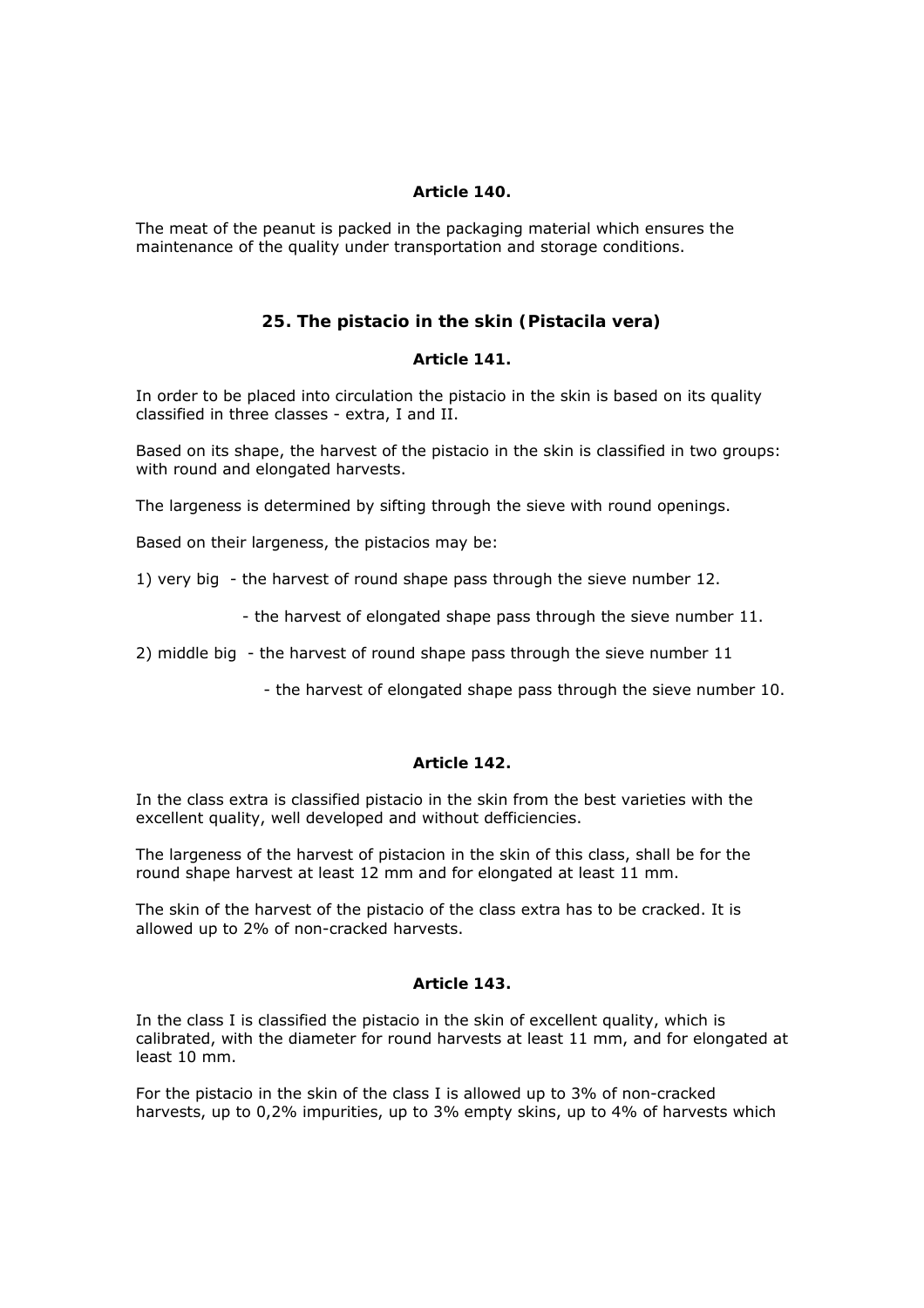**Article 140.**

The meat of the peanut is packed in the packaging material which ensures the maintenance of the quality under transportation and storage conditions.

## 25. The pistacio in the skin (Pistacila vera)

**Article 141.**

In order to be placed into circulation the pistacio in the skin is based on its quality classified in three classes - extra, I and II.

Based on its shape, the harvest of the pistacio in the skin is classified in two groups: with round and elongated harvests.

The largeness is determined by sifting through the sieve with round openings.

Based on their largeness, the pistacios may be:

1) very big - the harvest of round shape pass through the sieve number 12.
   - the harvest of elongated shape pass through the sieve number 11.
2) middle big - the harvest of round shape pass through the sieve number 11
   - the harvest of elongated shape pass through the sieve number 10.

**Article 142.**

In the class extra is classified pistacio in the skin from the best varieties with the excellent quality, well developed and without defficiencies.

The largeness of the harvest of pistacion in the skin of this class, shall be for the round shape harvest at least 12 mm and for elongated at least 11 mm.

The skin of the harvest of the pistacio of the class extra has to be cracked. It is allowed up to 2% of non-cracked harvests.

**Article 143.**

In the class I is classified the pistacio in the skin of excellent quality, which is calibrated, with the diameter for round harvests at least 11 mm, and for elongated at least 10 mm.

For the pistacio in the skin of the class I is allowed up to 3% of non-cracked harvests, up to 0,2% impurities, up to 3% empty skins, up to 4% of harvests which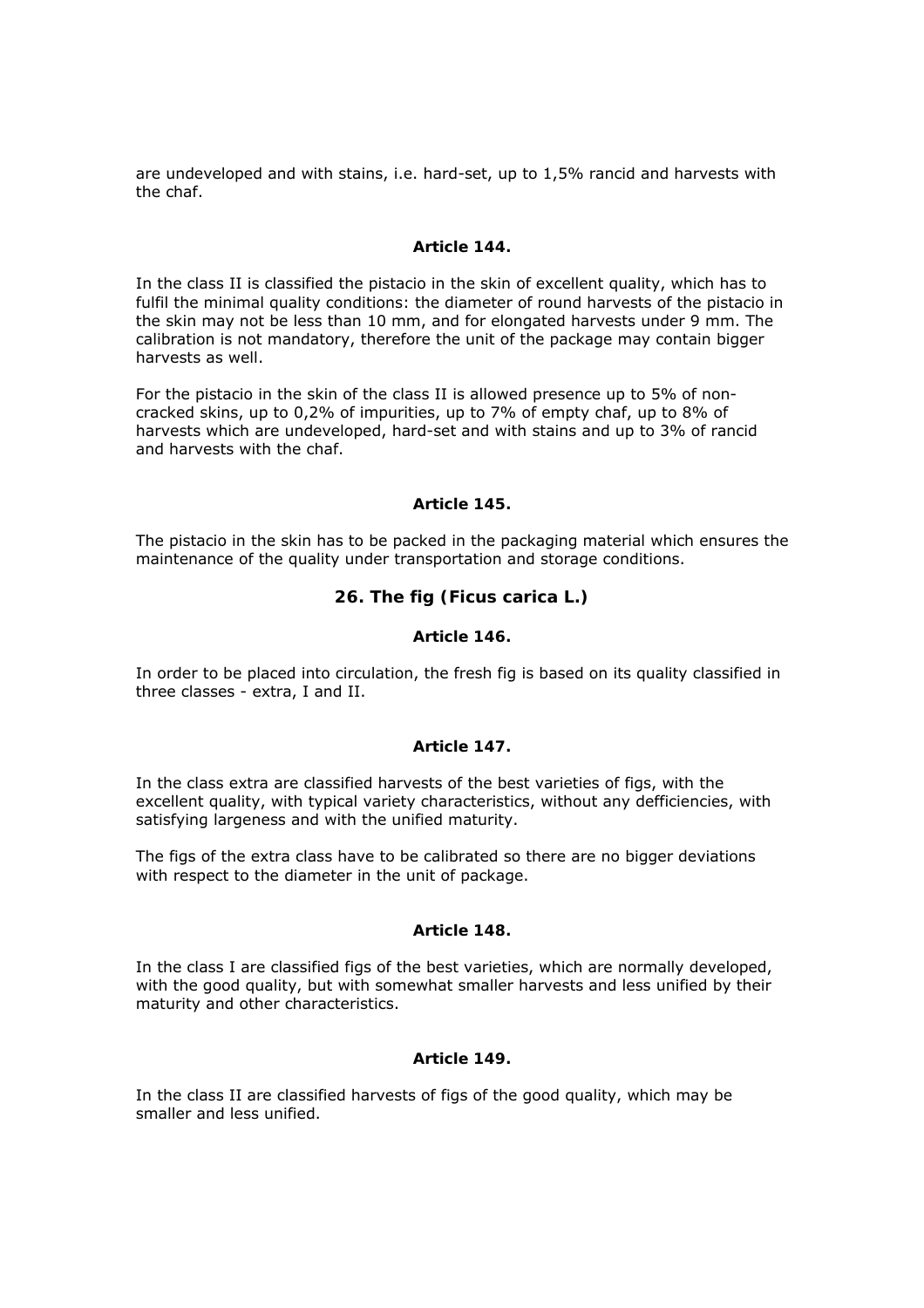are undeveloped and with stains, i.e. hard-set, up to 1,5% rancid and harvests with the chaf.

**Article 144.**

In the class II is classified the pistacio in the skin of excellent quality, which has to fulfil the minimal quality conditions: the diameter of round harvests of the pistacio in the skin may not be less than 10 mm, and for elongated harvests under 9 mm. The calibration is not mandatory, therefore the unit of the package may contain bigger harvests as well.

For the pistacio in the skin of the class II is allowed presence up to 5% of non-cracked skins, up to 0,2% of impurities, up to 7% of empty chaf, up to 8% of harvests which are undeveloped, hard-set and with stains and up to 3% of rancid and harvests with the chaf.

**Article 145.**

The pistacio in the skin has to be packed in the packaging material which ensures the maintenance of the quality under transportation and storage conditions.

## 26. The fig (*Ficus carica L.*)

**Article 146.**

In order to be placed into circulation, the fresh fig is based on its quality classified in three classes - extra, I and II.

**Article 147.**

In the class extra are classified harvests of the best varieties of figs, with the excellent quality, with typical variety characteristics, without any defficiencies, with satisfying largeness and with the unified maturity.

The figs of the extra class have to be calibrated so there are no bigger deviations with respect to the diameter in the unit of package.

**Article 148.**

In the class I are classified figs of the best varieties, which are normally developed, with the good quality, but with somewhat smaller harvests and less unified by their maturity and other characteristics.

**Article 149.**

In the class II are classified harvests of figs of the good quality, which may be smaller and less unified.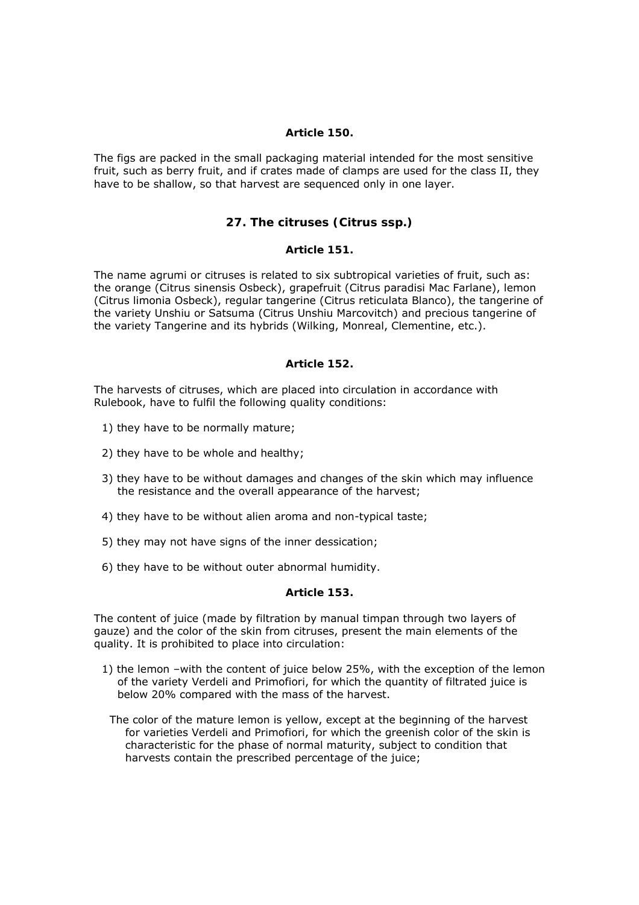**Article 150.**

The figs are packed in the small packaging material intended for the most sensitive fruit, such as berry fruit, and if crates made of clamps are used for the class II, they have to be shallow, so that harvest are sequenced only in one layer.

## 27. The citruses (Citrus ssp.)

**Article 151.**

The name agrumi or citruses is related to six subtropical varieties of fruit, such as: the orange (Citrus sinensis Osbeck), grapefruit (Citrus paradisi Mac Farlane), lemon (Citrus limonia Osbeck), regular tangerine (Citrus reticulata Blanco), the tangerine of the variety Unshiu or Satsuma (Citrus Unshiu Marcovitch) and precious tangerine of the variety Tangerine and its hybrids (Wilking, Monreal, Clementine, etc.).

**Article 152.**

The harvests of citruses, which are placed into circulation in accordance with Rulebook, have to fulfil the following quality conditions:

1) they have to be normally mature;
2) they have to be whole and healthy;
3) they have to be without damages and changes of the skin which may influence the resistance and the overall appearance of the harvest;
4) they have to be without alien aroma and non-typical taste;
5) they may not have signs of the inner dessication;
6) they have to be without outer abnormal humidity.

**Article 153.**

The content of juice (made by filtration by manual timpan through two layers of gauze) and the color of the skin from citruses, present the main elements of the quality. It is prohibited to place into circulation:

1) the lemon –with the content of juice below 25%, with the exception of the lemon of the variety Verdeli and Primofiori, for which the quantity of filtrated juice is below 20% compared with the mass of the harvest.

   The color of the mature lemon is yellow, except at the beginning of the harvest for varieties Verdeli and Primofiori, for which the greenish color of the skin is characteristic for the phase of normal maturity, subject to condition that harvests contain the prescribed percentage of the juice;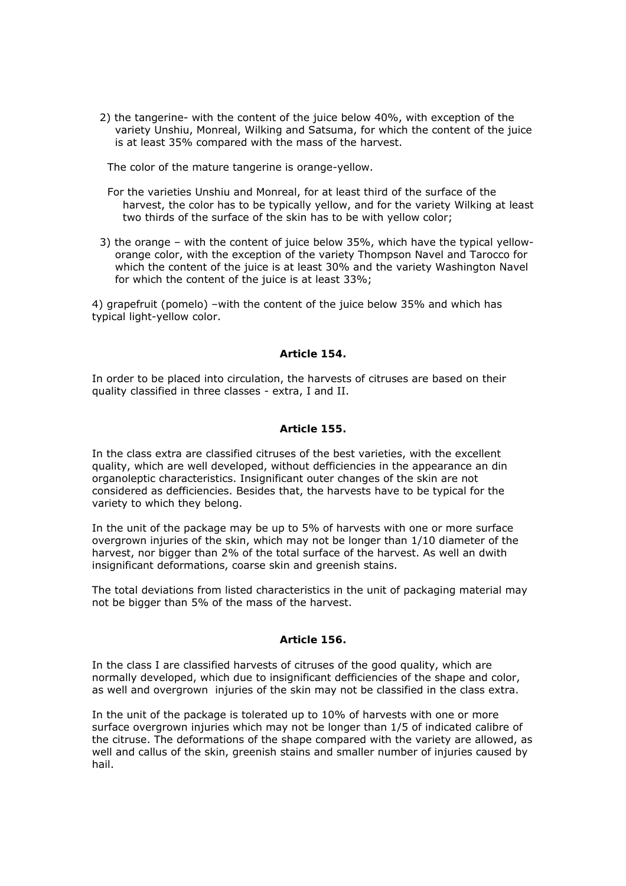2) the tangerine- with the content of the juice below 40%, with exception of the variety Unshiu, Monreal, Wilking and Satsuma, for which the content of the juice is at least 35% compared with the mass of the harvest.

The color of the mature tangerine is orange-yellow.

For the varieties Unshiu and Monreal, for at least third of the surface of the harvest, the color has to be typically yellow, and for the variety Wilking at least two thirds of the surface of the skin has to be with yellow color;

3) the orange – with the content of juice below 35%, which have the typical yellow-orange color, with the exception of the variety Thompson Navel and Tarocco for which the content of the juice is at least 30% and the variety Washington Navel for which the content of the juice is at least 33%;

4) grapefruit (pomelo) –with the content of the juice below 35% and which has typical light-yellow color.

**Article 154.**

In order to be placed into circulation, the harvests of citruses are based on their quality classified in three classes - extra, I and II.

**Article 155.**

In the class extra are classified citruses of the best varieties, with the excellent quality, which are well developed, without defficiencies in the appearance an din organoleptic characteristics. Insignificant outer changes of the skin are not considered as defficiencies. Besides that, the harvests have to be typical for the variety to which they belong.

In the unit of the package may be up to 5% of harvests with one or more surface overgrown injuries of the skin, which may not be longer than 1/10 diameter of the harvest, nor bigger than 2% of the total surface of the harvest. As well an dwith insignificant deformations, coarse skin and greenish stains.

The total deviations from listed characteristics in the unit of packaging material may not be bigger than 5% of the mass of the harvest.

**Article 156.**

In the class I are classified harvests of citruses of the good quality, which are normally developed, which due to insignificant defficiencies of the shape and color, as well and overgrown injuries of the skin may not be classified in the class extra.

In the unit of the package is tolerated up to 10% of harvests with one or more surface overgrown injuries which may not be longer than 1/5 of indicated calibre of the citruse. The deformations of the shape compared with the variety are allowed, as well and callus of the skin, greenish stains and smaller number of injuries caused by hail.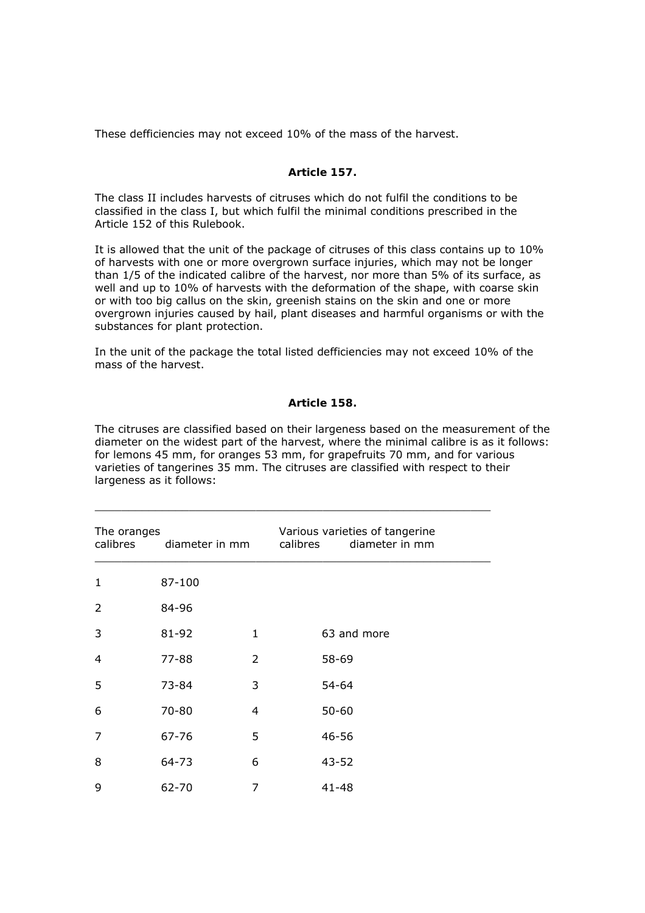These defficiencies may not exceed 10% of the mass of the harvest.

### Article 157.

The class II includes harvests of citruses which do not fulfil the conditions to be classified in the class I, but which fulfil the minimal conditions prescribed in the Article 152 of this Rulebook.

It is allowed that the unit of the package of citruses of this class contains up to 10% of harvests with one or more overgrown surface injuries, which may not be longer than 1/5 of the indicated calibre of the harvest, nor more than 5% of its surface, as well and up to 10% of harvests with the deformation of the shape, with coarse skin or with too big callus on the skin, greenish stains on the skin and one or more overgrown injuries caused by hail, plant diseases and harmful organisms or with the substances for plant protection.

In the unit of the package the total listed defficiencies may not exceed 10% of the mass of the harvest.

### Article 158.

The citruses are classified based on their largeness based on the measurement of the diameter on the widest part of the harvest, where the minimal calibre is as it follows: for lemons 45 mm, for oranges 53 mm, for grapefruits 70 mm, and for various varieties of tangerines 35 mm. The citruses are classified with respect to their largeness as it follows:

| The oranges | | Various varieties of tangerine | |
|---|---|---|---|
| calibres | diameter in mm | calibres | diameter in mm |
| 1 | 87-100 | | |
| 2 | 84-96 | | |
| 3 | 81-92 | 1 | 63 and more |
| 4 | 77-88 | 2 | 58-69 |
| 5 | 73-84 | 3 | 54-64 |
| 6 | 70-80 | 4 | 50-60 |
| 7 | 67-76 | 5 | 46-56 |
| 8 | 64-73 | 6 | 43-52 |
| 9 | 62-70 | 7 | 41-48 |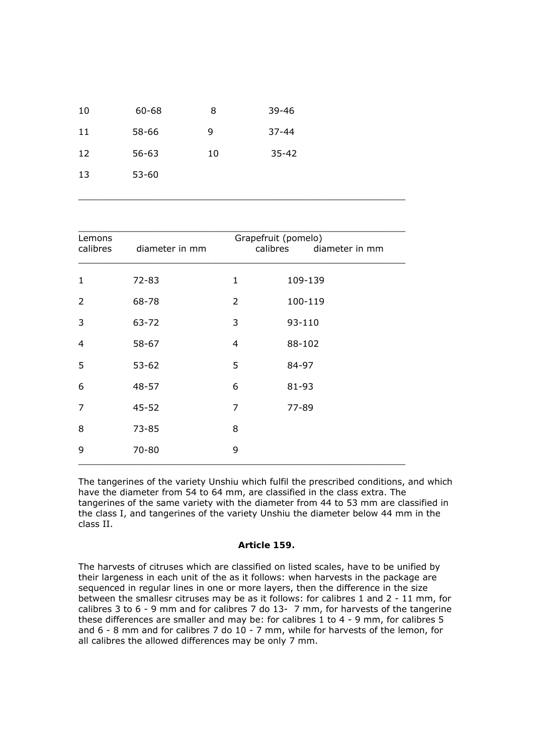| | | | |
|---|---|---|---|
| 10 | 60-68 | 8 | 39-46 |
| 11 | 58-66 | 9 | 37-44 |
| 12 | 56-63 | 10 | 35-42 |
| 13 | 53-60 | | |

| Lemons | | Grapefruit (pomelo) | |
|---|---|---|---|
| calibres | diameter in mm | calibres | diameter in mm |
| 1 | 72-83 | 1 | 109-139 |
| 2 | 68-78 | 2 | 100-119 |
| 3 | 63-72 | 3 | 93-110 |
| 4 | 58-67 | 4 | 88-102 |
| 5 | 53-62 | 5 | 84-97 |
| 6 | 48-57 | 6 | 81-93 |
| 7 | 45-52 | 7 | 77-89 |
| 8 | 73-85 | 8 | |
| 9 | 70-80 | 9 | |

The tangerines of the variety Unshiu which fulfil the prescribed conditions, and which have the diameter from 54 to 64 mm, are classified in the class extra. The tangerines of the same variety with the diameter from 44 to 53 mm are classified in the class I, and tangerines of the variety Unshiu the diameter below 44 mm in the class II.

**Article 159.**

The harvests of citruses which are classified on listed scales, have to be unified by their largeness in each unit of the as it follows: when harvests in the package are sequenced in regular lines in one or more layers, then the difference in the size between the smallesr citruses may be as it follows: for calibres 1 and 2 - 11 mm, for calibres 3 to 6 - 9 mm and for calibres 7 do 13- 7 mm, for harvests of the tangerine these differences are smaller and may be: for calibres 1 to 4 - 9 mm, for calibres 5 and 6 - 8 mm and for calibres 7 do 10 - 7 mm, while for harvests of the lemon, for all calibres the allowed differences may be only 7 mm.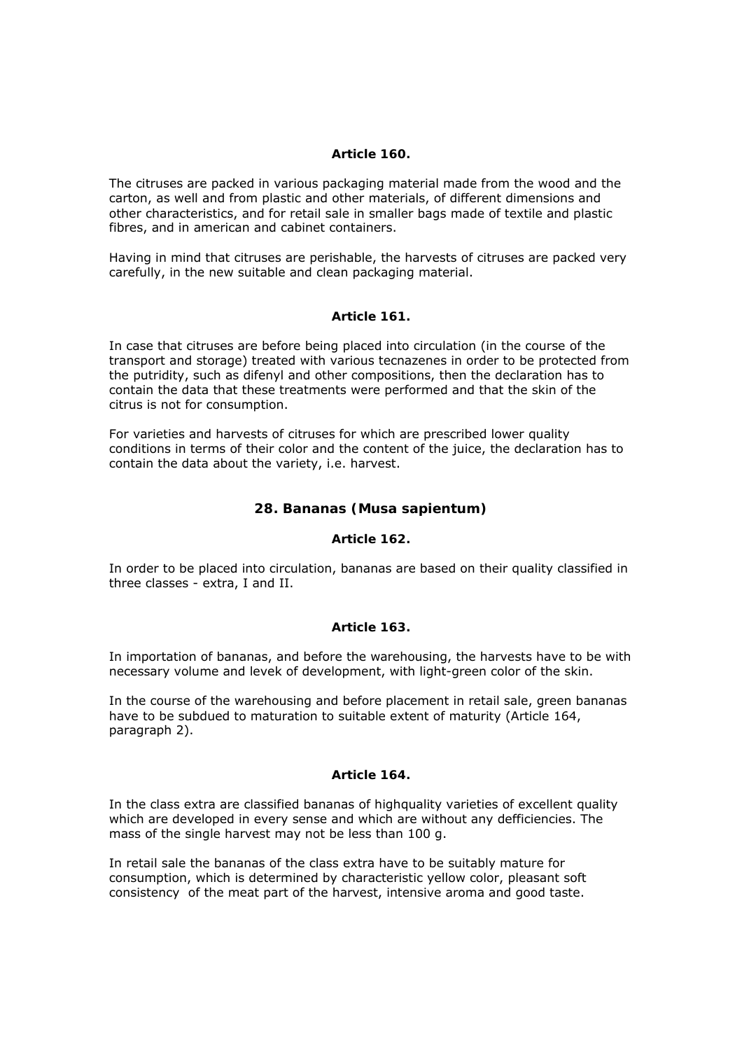**Article 160.**

The citruses are packed in various packaging material made from the wood and the carton, as well and from plastic and other materials, of different dimensions and other characteristics, and for retail sale in smaller bags made of textile and plastic fibres, and in american and cabinet containers.

Having in mind that citruses are perishable, the harvests of citruses are packed very carefully, in the new suitable and clean packaging material.

**Article 161.**

In case that citruses are before being placed into circulation (in the course of the transport and storage) treated with various tecnazenes in order to be protected from the putridity, such as difenyl and other compositions, then the declaration has to contain the data that these treatments were performed and that the skin of the citrus is not for consumption.

For varieties and harvests of citruses for which are prescribed lower quality conditions in terms of their color and the content of the juice, the declaration has to contain the data about the variety, i.e. harvest.

## 28. Bananas (Musa sapientum)

**Article 162.**

In order to be placed into circulation, bananas are based on their quality classified in three classes - extra, I and II.

**Article 163.**

In importation of bananas, and before the warehousing, the harvests have to be with necessary volume and levek of development, with light-green color of the skin.

In the course of the warehousing and before placement in retail sale, green bananas have to be subdued to maturation to suitable extent of maturity (Article 164, paragraph 2).

**Article 164.**

In the class extra are classified bananas of highquality varieties of excellent quality which are developed in every sense and which are without any defficiencies. The mass of the single harvest may not be less than 100 g.

In retail sale the bananas of the class extra have to be suitably mature for consumption, which is determined by characteristic yellow color, pleasant soft consistency of the meat part of the harvest, intensive aroma and good taste.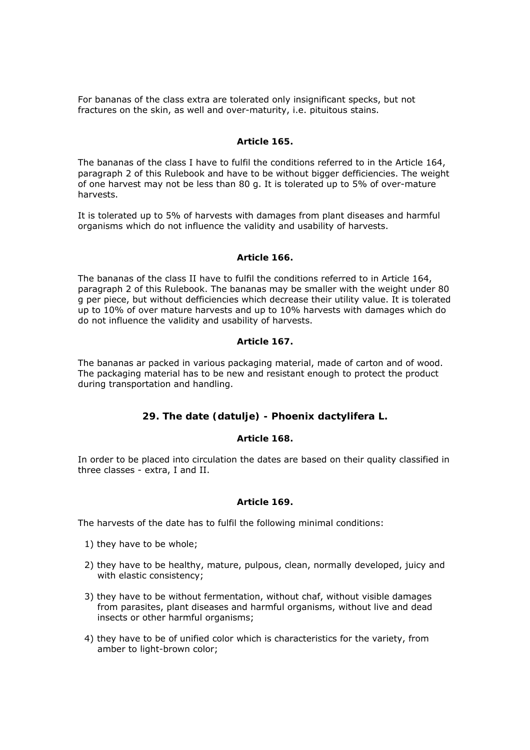For bananas of the class extra are tolerated only insignificant specks, but not fractures on the skin, as well and over-maturity, i.e. pituitous stains.

#### Article 165.

The bananas of the class I have to fulfil the conditions referred to in the Article 164, paragraph 2 of this Rulebook and have to be without bigger defficiencies. The weight of one harvest may not be less than 80 g. It is tolerated up to 5% of over-mature harvests.

It is tolerated up to 5% of harvests with damages from plant diseases and harmful organisms which do not influence the validity and usability of harvests.

#### Article 166.

The bananas of the class II have to fulfil the conditions referred to in Article 164, paragraph 2 of this Rulebook. The bananas may be smaller with the weight under 80 g per piece, but without defficiencies which decrease their utility value. It is tolerated up to 10% of over mature harvests and up to 10% harvests with damages which do do not influence the validity and usability of harvests.

#### Article 167.

The bananas ar packed in various packaging material, made of carton and of wood. The packaging material has to be new and resistant enough to protect the product during transportation and handling.

### 29. The date (datulje) - Phoenix dactylifera L.

#### Article 168.

In order to be placed into circulation the dates are based on their quality classified in three classes - extra, I and II.

#### Article 169.

The harvests of the date has to fulfil the following minimal conditions:

1) they have to be whole;

2) they have to be healthy, mature, pulpous, clean, normally developed, juicy and with elastic consistency;

3) they have to be without fermentation, without chaf, without visible damages from parasites, plant diseases and harmful organisms, without live and dead insects or other harmful organisms;

4) they have to be of unified color which is characteristics for the variety, from amber to light-brown color;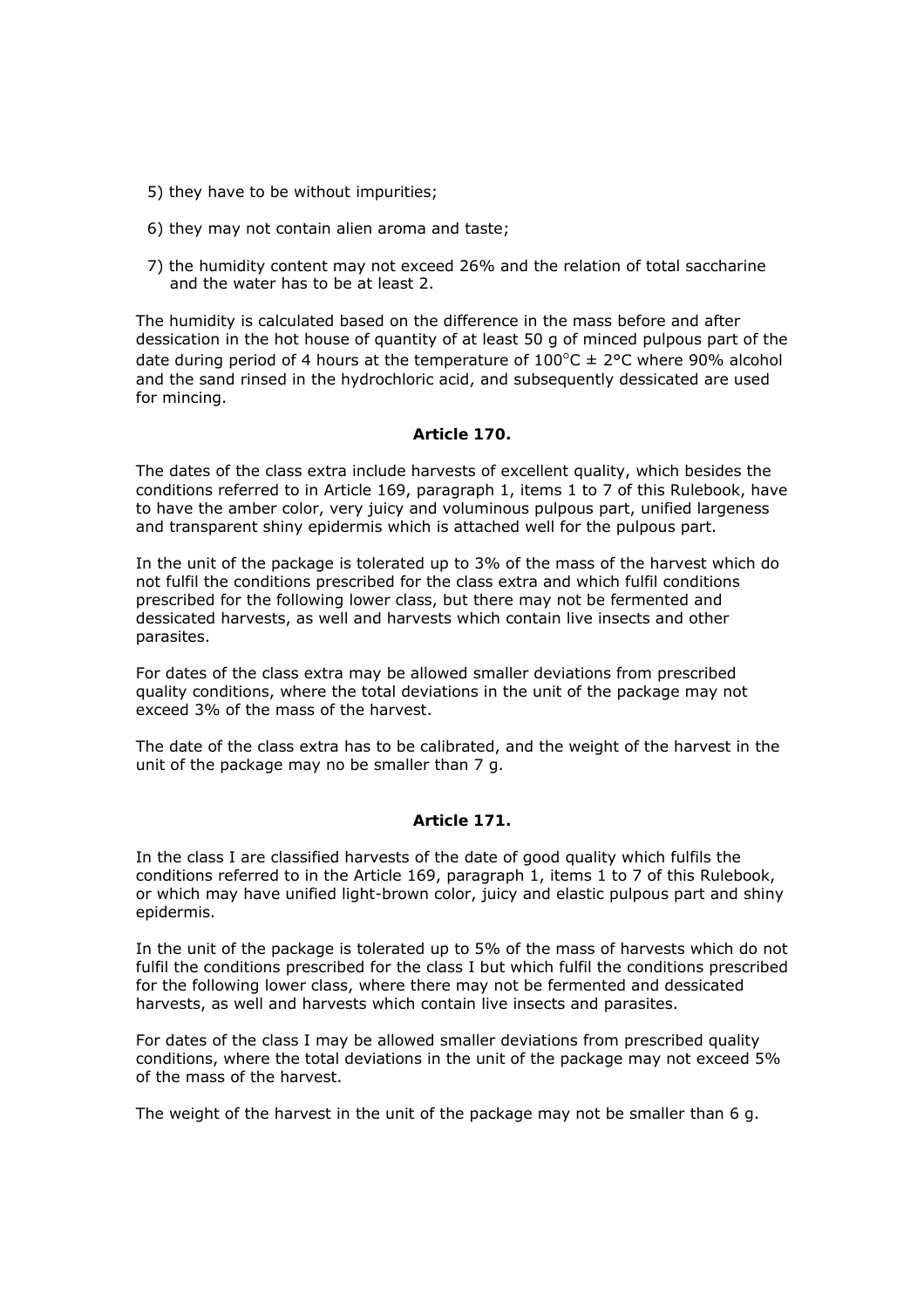5) they have to be without impurities;

6) they may not contain alien aroma and taste;

7) the humidity content may not exceed 26% and the relation of total saccharine and the water has to be at least 2.

The humidity is calculated based on the difference in the mass before and after dessication in the hot house of quantity of at least 50 g of minced pulpous part of the date during period of 4 hours at the temperature of 100°C ± 2°C where 90% alcohol and the sand rinsed in the hydrochloric acid, and subsequently dessicated are used for mincing.

**Article 170.**

The dates of the class extra include harvests of excellent quality, which besides the conditions referred to in Article 169, paragraph 1, items 1 to 7 of this Rulebook, have to have the amber color, very juicy and voluminous pulpous part, unified largeness and transparent shiny epidermis which is attached well for the pulpous part.

In the unit of the package is tolerated up to 3% of the mass of the harvest which do not fulfil the conditions prescribed for the class extra and which fulfil conditions prescribed for the following lower class, but there may not be fermented and dessicated harvests, as well and harvests which contain live insects and other parasites.

For dates of the class extra may be allowed smaller deviations from prescribed quality conditions, where the total deviations in the unit of the package may not exceed 3% of the mass of the harvest.

The date of the class extra has to be calibrated, and the weight of the harvest in the unit of the package may no be smaller than 7 g.

**Article 171.**

In the class I are classified harvests of the date of good quality which fulfils the conditions referred to in the Article 169, paragraph 1, items 1 to 7 of this Rulebook, or which may have unified light-brown color, juicy and elastic pulpous part and shiny epidermis.

In the unit of the package is tolerated up to 5% of the mass of harvests which do not fulfil the conditions prescribed for the class I but which fulfil the conditions prescribed for the following lower class, where there may not be fermented and dessicated harvests, as well and harvests which contain live insects and parasites.

For dates of the class I may be allowed smaller deviations from prescribed quality conditions, where the total deviations in the unit of the package may not exceed 5% of the mass of the harvest.

The weight of the harvest in the unit of the package may not be smaller than 6 g.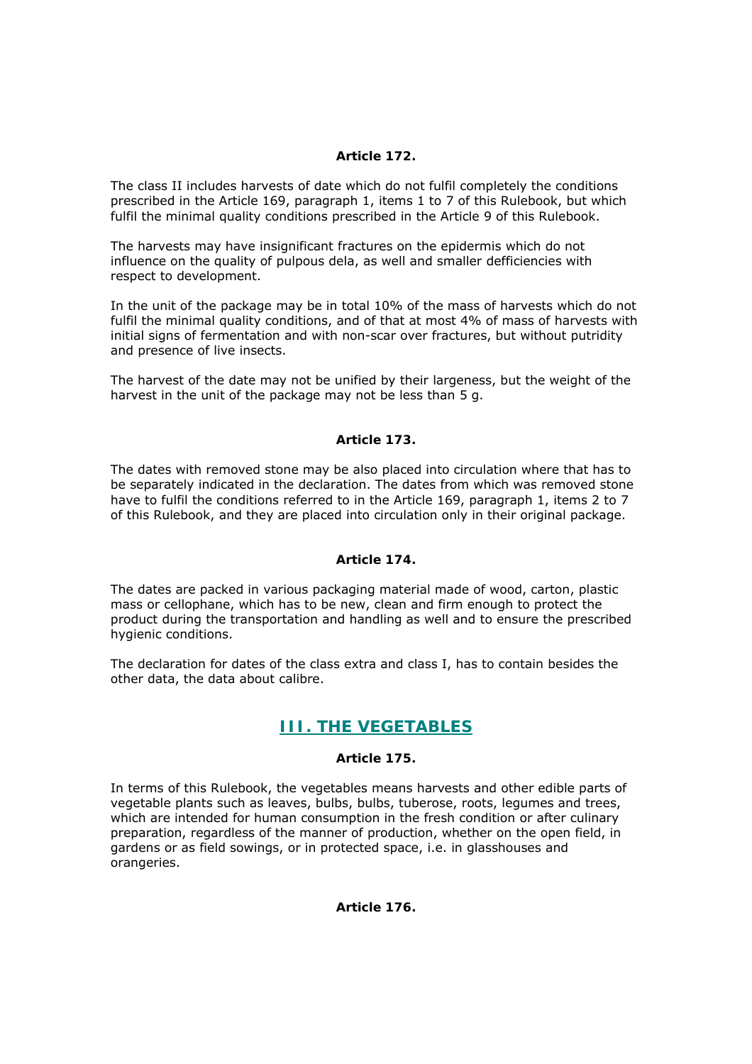**Article 172.**

The class II includes harvests of date which do not fulfil completely the conditions prescribed in the Article 169, paragraph 1, items 1 to 7 of this Rulebook, but which fulfil the minimal quality conditions prescribed in the Article 9 of this Rulebook.

The harvests may have insignificant fractures on the epidermis which do not influence on the quality of pulpous dela, as well and smaller defficiencies with respect to development.

In the unit of the package may be in total 10% of the mass of harvests which do not fulfil the minimal quality conditions, and of that at most 4% of mass of harvests with initial signs of fermentation and with non-scar over fractures, but without putridity and presence of live insects.

The harvest of the date may not be unified by their largeness, but the weight of the harvest in the unit of the package may not be less than 5 g.

**Article 173.**

The dates with removed stone may be also placed into circulation where that has to be separately indicated in the declaration. The dates from which was removed stone have to fulfil the conditions referred to in the Article 169, paragraph 1, items 2 to 7 of this Rulebook, and they are placed into circulation only in their original package.

**Article 174.**

The dates are packed in various packaging material made of wood, carton, plastic mass or cellophane, which has to be new, clean and firm enough to protect the product during the transportation and handling as well and to ensure the prescribed hygienic conditions.

The declaration for dates of the class extra and class I, has to contain besides the other data, the data about calibre.

## III. THE VEGETABLES

**Article 175.**

In terms of this Rulebook, the vegetables means harvests and other edible parts of vegetable plants such as leaves, bulbs, bulbs, tuberose, roots, legumes and trees, which are intended for human consumption in the fresh condition or after culinary preparation, regardless of the manner of production, whether on the open field, in gardens or as field sowings, or in protected space, i.e. in glasshouses and orangeries.

**Article 176.**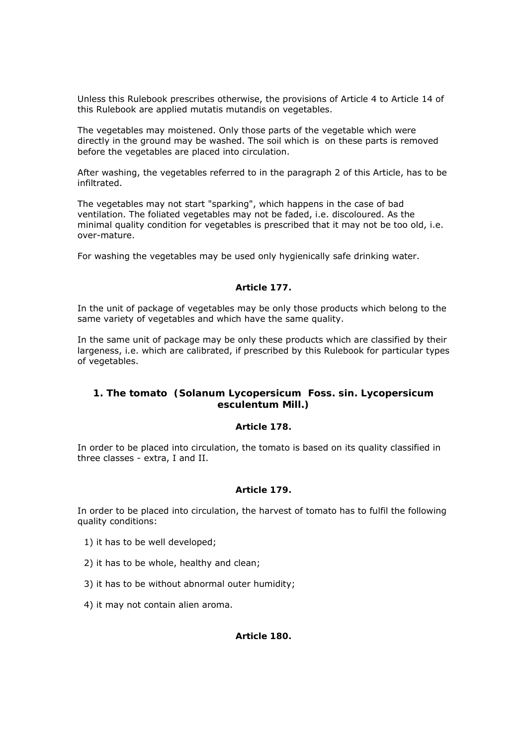Unless this Rulebook prescribes otherwise, the provisions of Article 4 to Article 14 of this Rulebook are applied mutatis mutandis on vegetables.

The vegetables may moistened. Only those parts of the vegetable which were directly in the ground may be washed. The soil which is on these parts is removed before the vegetables are placed into circulation.

After washing, the vegetables referred to in the paragraph 2 of this Article, has to be infiltrated.

The vegetables may not start "sparking", which happens in the case of bad ventilation. The foliated vegetables may not be faded, i.e. discoloured. As the minimal quality condition for vegetables is prescribed that it may not be too old, i.e. over-mature.

For washing the vegetables may be used only hygienically safe drinking water.

**Article 177.**

In the unit of package of vegetables may be only those products which belong to the same variety of vegetables and which have the same quality.

In the same unit of package may be only these products which are classified by their largeness, i.e. which are calibrated, if prescribed by this Rulebook for particular types of vegetables.

## 1. The tomato (Solanum Lycopersicum Foss. sin. Lycopersicum esculentum Mill.)

**Article 178.**

In order to be placed into circulation, the tomato is based on its quality classified in three classes - extra, I and II.

**Article 179.**

In order to be placed into circulation, the harvest of tomato has to fulfil the following quality conditions:

1) it has to be well developed;

2) it has to be whole, healthy and clean;

3) it has to be without abnormal outer humidity;

4) it may not contain alien aroma.

**Article 180.**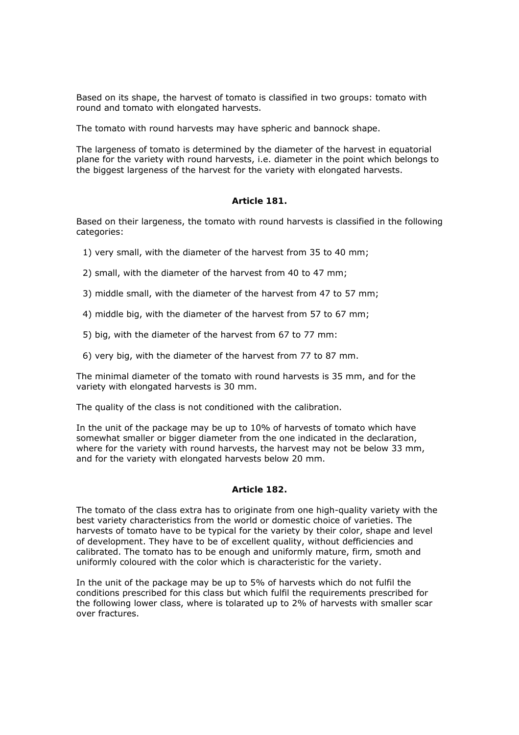Based on its shape, the harvest of tomato is classified in two groups: tomato with round and tomato with elongated harvests.

The tomato with round harvests may have spheric and bannock shape.

The largeness of tomato is determined by the diameter of the harvest in equatorial plane for the variety with round harvests, i.e. diameter in the point which belongs to the biggest largeness of the harvest for the variety with elongated harvests.

**Article 181.**

Based on their largeness, the tomato with round harvests is classified in the following categories:

1) very small, with the diameter of the harvest from 35 to 40 mm;

2) small, with the diameter of the harvest from 40 to 47 mm;

3) middle small, with the diameter of the harvest from 47 to 57 mm;

4) middle big, with the diameter of the harvest from 57 to 67 mm;

5) big, with the diameter of the harvest from 67 to 77 mm:

6) very big, with the diameter of the harvest from 77 to 87 mm.

The minimal diameter of the tomato with round harvests is 35 mm, and for the variety with elongated harvests is 30 mm.

The quality of the class is not conditioned with the calibration.

In the unit of the package may be up to 10% of harvests of tomato which have somewhat smaller or bigger diameter from the one indicated in the declaration, where for the variety with round harvests, the harvest may not be below 33 mm, and for the variety with elongated harvests below 20 mm.

**Article 182.**

The tomato of the class extra has to originate from one high-quality variety with the best variety characteristics from the world or domestic choice of varieties. The harvests of tomato have to be typical for the variety by their color, shape and level of development. They have to be of excellent quality, without defficiencies and calibrated. The tomato has to be enough and uniformly mature, firm, smoth and uniformly coloured with the color which is characteristic for the variety.

In the unit of the package may be up to 5% of harvests which do not fulfil the conditions prescribed for this class but which fulfil the requirements prescribed for the following lower class, where is tolarated up to 2% of harvests with smaller scar over fractures.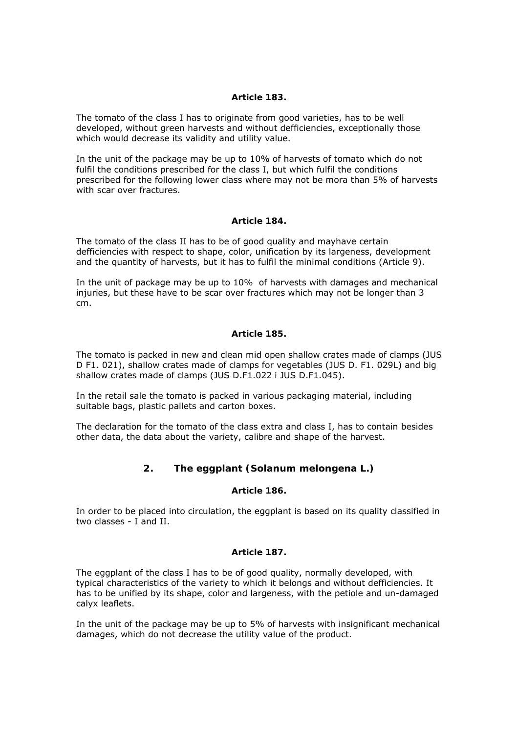**Article 183.**

The tomato of the class I has to originate from good varieties, has to be well developed, without green harvests and without defficiencies, exceptionally those which would decrease its validity and utility value.

In the unit of the package may be up to 10% of harvests of tomato which do not fulfil the conditions prescribed for the class I, but which fulfil the conditions prescribed for the following lower class where may not be mora than 5% of harvests with scar over fractures.

**Article 184.**

The tomato of the class II has to be of good quality and mayhave certain defficiencies with respect to shape, color, unification by its largeness, development and the quantity of harvests, but it has to fulfil the minimal conditions (Article 9).

In the unit of package may be up to 10% of harvests with damages and mechanical injuries, but these have to be scar over fractures which may not be longer than 3 cm.

**Article 185.**

The tomato is packed in new and clean mid open shallow crates made of clamps (JUS D F1. 021), shallow crates made of clamps for vegetables (JUS D. F1. 029L) and big shallow crates made of clamps (JUS D.F1.022 i JUS D.F1.045).

In the retail sale the tomato is packed in various packaging material, including suitable bags, plastic pallets and carton boxes.

The declaration for the tomato of the class extra and class I, has to contain besides other data, the data about the variety, calibre and shape of the harvest.

## 2. The eggplant (*Solanum melongena L.*)

**Article 186.**

In order to be placed into circulation, the eggplant is based on its quality classified in two classes - I and II.

**Article 187.**

The eggplant of the class I has to be of good quality, normally developed, with typical characteristics of the variety to which it belongs and without defficiencies. It has to be unified by its shape, color and largeness, with the petiole and un-damaged calyx leaflets.

In the unit of the package may be up to 5% of harvests with insignificant mechanical damages, which do not decrease the utility value of the product.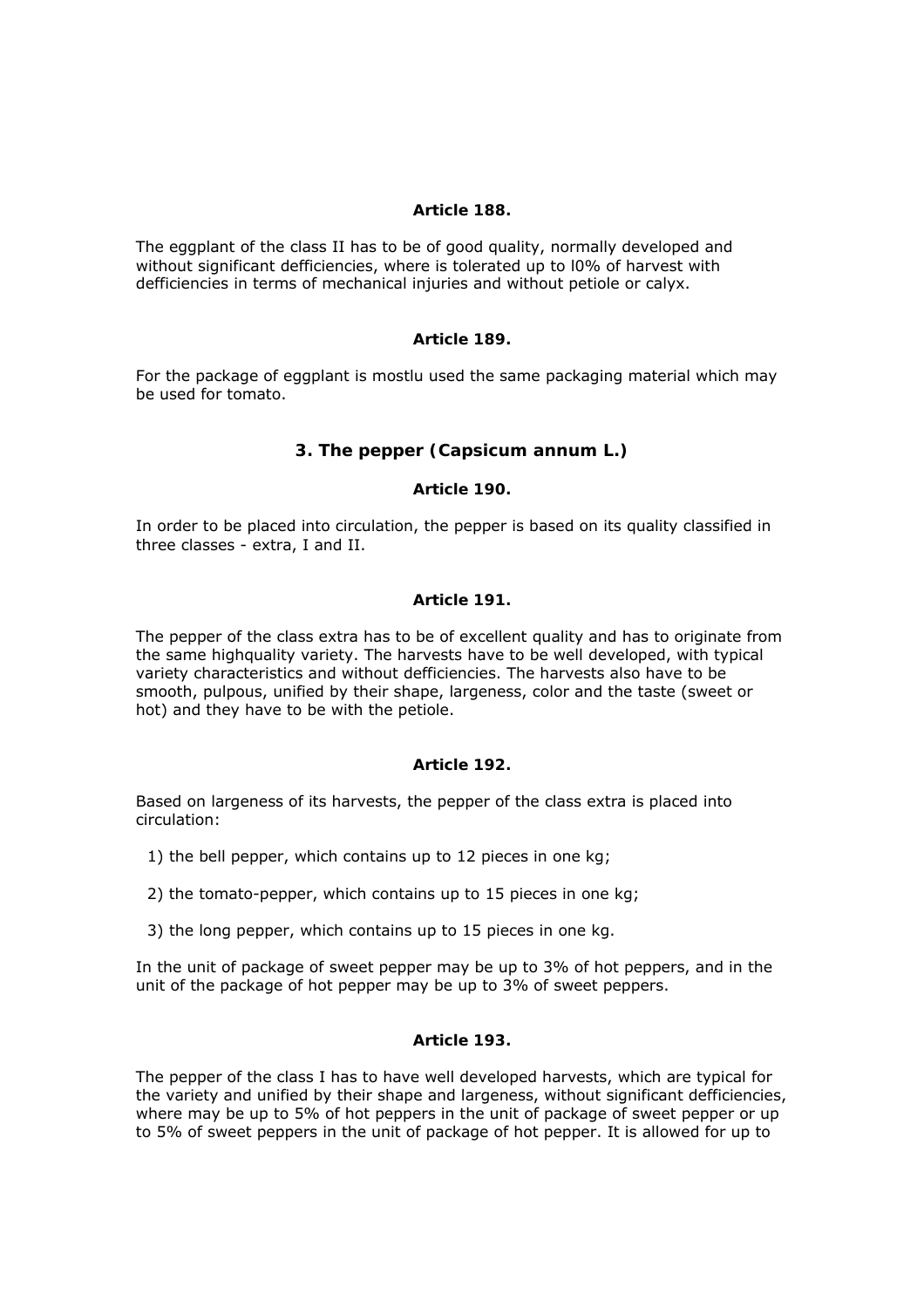**Article 188.**

The eggplant of the class II has to be of good quality, normally developed and without significant defficiencies, where is tolerated up to l0% of harvest with defficiencies in terms of mechanical injuries and without petiole or calyx.

**Article 189.**

For the package of eggplant is mostlu used the same packaging material which may be used for tomato.

### 3. The pepper (Capsicum annum L.)

**Article 190.**

In order to be placed into circulation, the pepper is based on its quality classified in three classes - extra, I and II.

**Article 191.**

The pepper of the class extra has to be of excellent quality and has to originate from the same highquality variety. The harvests have to be well developed, with typical variety characteristics and without defficiencies. The harvests also have to be smooth, pulpous, unified by their shape, largeness, color and the taste (sweet or hot) and they have to be with the petiole.

**Article 192.**

Based on largeness of its harvests, the pepper of the class extra is placed into circulation:

1) the bell pepper, which contains up to 12 pieces in one kg;

2) the tomato-pepper, which contains up to 15 pieces in one kg;

3) the long pepper, which contains up to 15 pieces in one kg.

In the unit of package of sweet pepper may be up to 3% of hot peppers, and in the unit of the package of hot pepper may be up to 3% of sweet peppers.

**Article 193.**

The pepper of the class I has to have well developed harvests, which are typical for the variety and unified by their shape and largeness, without significant defficiencies, where may be up to 5% of hot peppers in the unit of package of sweet pepper or up to 5% of sweet peppers in the unit of package of hot pepper. It is allowed for up to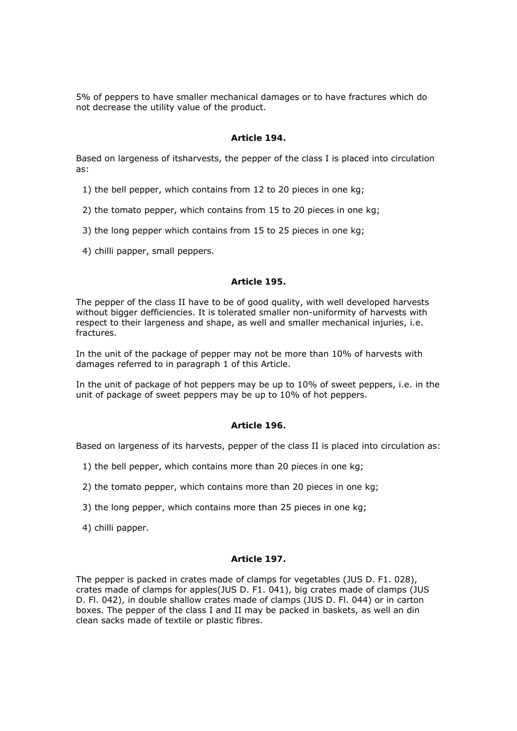5% of peppers to have smaller mechanical damages or to have fractures which do not decrease the utility value of the product.

### Article 194.

Based on largeness of itsharvests, the pepper of the class I is placed into circulation as:

1) the bell pepper, which contains from 12 to 20 pieces in one kg;

2) the tomato pepper, which contains from 15 to 20 pieces in one kg;

3) the long pepper which contains from 15 to 25 pieces in one kg;

4) chilli papper, small peppers.

### Article 195.

The pepper of the class II have to be of good quality, with well developed harvests without bigger defficiencies. It is tolerated smaller non-uniformity of harvests with respect to their largeness and shape, as well and smaller mechanical injuries, i.e. fractures.

In the unit of the package of pepper may not be more than 10% of harvests with damages referred to in paragraph 1 of this Article.

In the unit of package of hot peppers may be up to 10% of sweet peppers, i.e. in the unit of package of sweet peppers may be up to 10% of hot peppers.

### Article 196.

Based on largeness of its harvests, pepper of the class II is placed into circulation as:

1) the bell pepper, which contains more than 20 pieces in one kg;

2) the tomato pepper, which contains more than 20 pieces in one kg;

3) the long pepper, which contains more than 25 pieces in one kg;

4) chilli papper.

### Article 197.

The pepper is packed in crates made of clamps for vegetables (JUS D. F1. 028), crates made of clamps for apples(JUS D. F1. 041), big crates made of clamps (JUS D. Fl. 042), in double shallow crates made of clamps (JUS D. Fl. 044) or in carton boxes. The pepper of the class I and II may be packed in baskets, as well an din clean sacks made of textile or plastic fibres.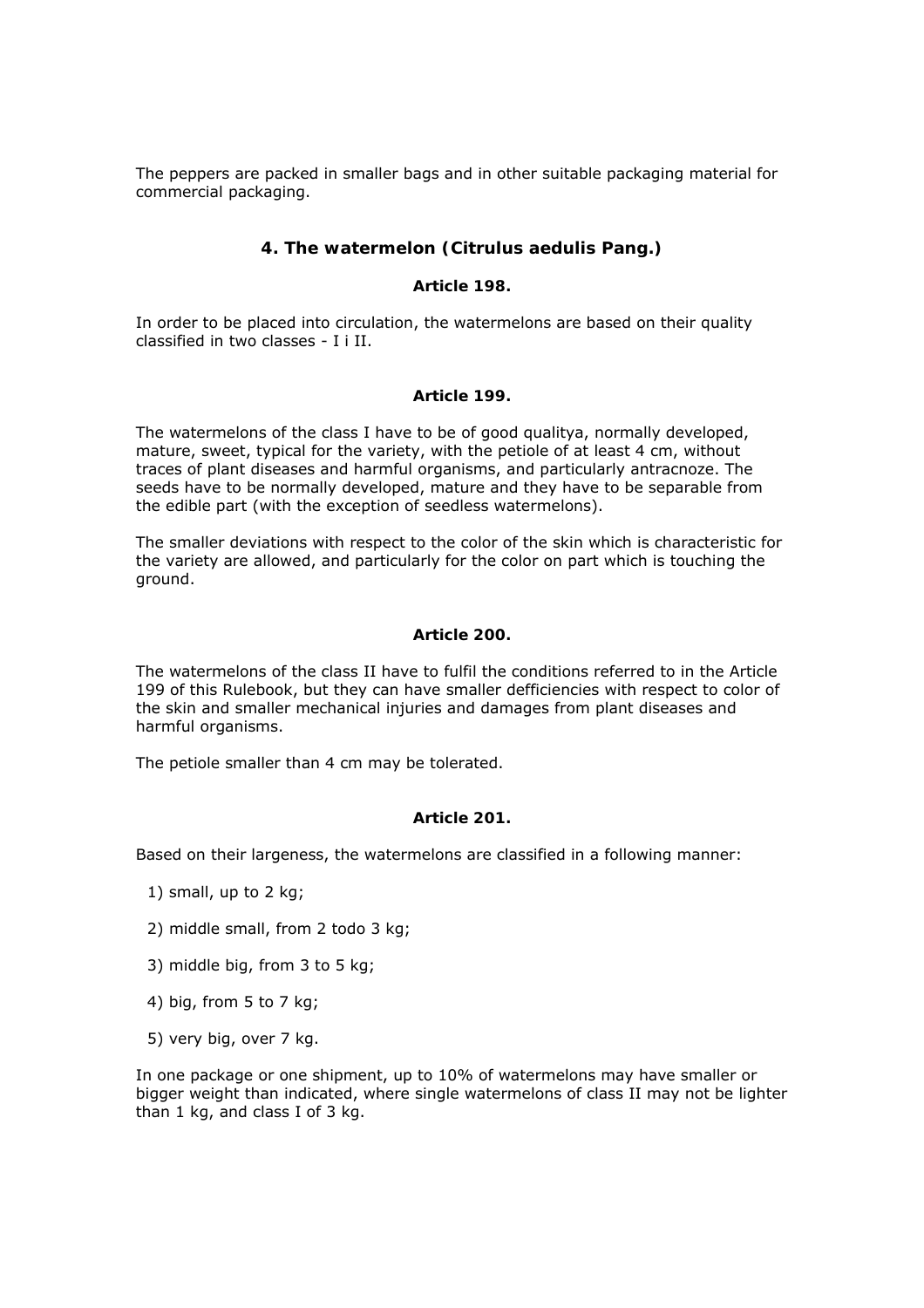The peppers are packed in smaller bags and in other suitable packaging material for commercial packaging.

### 4. The watermelon (Citrulus aedulis Pang.)

#### Article 198.

In order to be placed into circulation, the watermelons are based on their quality classified in two classes - I i II.

#### Article 199.

The watermelons of the class I have to be of good qualitya, normally developed, mature, sweet, typical for the variety, with the petiole of at least 4 cm, without traces of plant diseases and harmful organisms, and particularly antracnoze. The seeds have to be normally developed, mature and they have to be separable from the edible part (with the exception of seedless watermelons).

The smaller deviations with respect to the color of the skin which is characteristic for the variety are allowed, and particularly for the color on part which is touching the ground.

#### Article 200.

The watermelons of the class II have to fulfil the conditions referred to in the Article 199 of this Rulebook, but they can have smaller defficiencies with respect to color of the skin and smaller mechanical injuries and damages from plant diseases and harmful organisms.

The petiole smaller than 4 cm may be tolerated.

#### Article 201.

Based on their largeness, the watermelons are classified in a following manner:

1) small, up to 2 kg;

2) middle small, from 2 todo 3 kg;

3) middle big, from 3 to 5 kg;

4) big, from 5 to 7 kg;

5) very big, over 7 kg.

In one package or one shipment, up to 10% of watermelons may have smaller or bigger weight than indicated, where single watermelons of class II may not be lighter than 1 kg, and class I of 3 kg.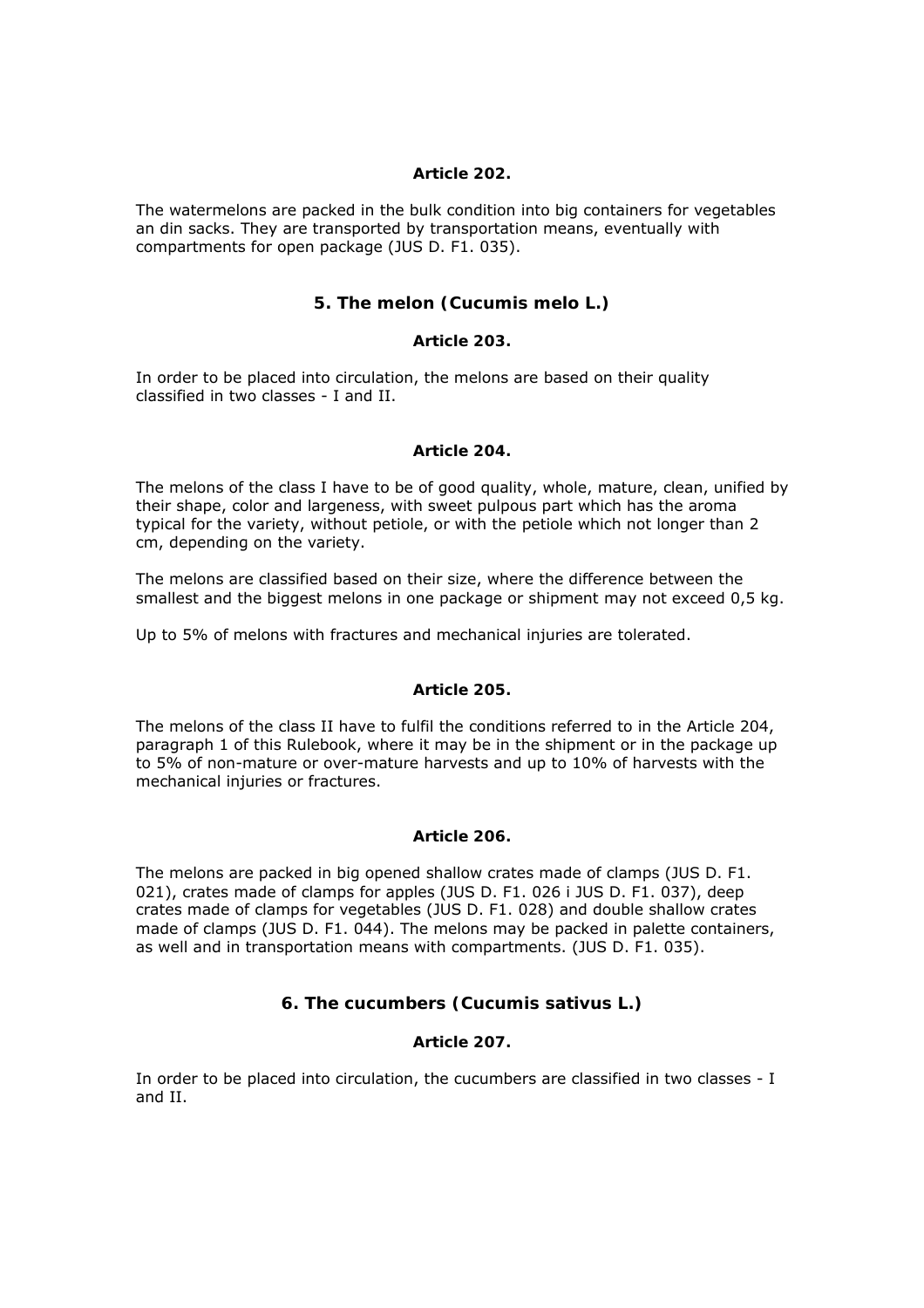### Article 202.

The watermelons are packed in the bulk condition into big containers for vegetables an din sacks. They are transported by transportation means, eventually with compartments for open package (JUS D. F1. 035).

## 5. The melon (Cucumis melo L.)

### Article 203.

In order to be placed into circulation, the melons are based on their quality classified in two classes - I and II.

### Article 204.

The melons of the class I have to be of good quality, whole, mature, clean, unified by their shape, color and largeness, with sweet pulpous part which has the aroma typical for the variety, without petiole, or with the petiole which not longer than 2 cm, depending on the variety.

The melons are classified based on their size, where the difference between the smallest and the biggest melons in one package or shipment may not exceed 0,5 kg.

Up to 5% of melons with fractures and mechanical injuries are tolerated.

### Article 205.

The melons of the class II have to fulfil the conditions referred to in the Article 204, paragraph 1 of this Rulebook, where it may be in the shipment or in the package up to 5% of non-mature or over-mature harvests and up to 10% of harvests with the mechanical injuries or fractures.

### Article 206.

The melons are packed in big opened shallow crates made of clamps (JUS D. F1. 021), crates made of clamps for apples (JUS D. F1. 026 i JUS D. F1. 037), deep crates made of clamps for vegetables (JUS D. F1. 028) and double shallow crates made of clamps (JUS D. F1. 044). The melons may be packed in palette containers, as well and in transportation means with compartments. (JUS D. F1. 035).

## 6. The cucumbers (Cucumis sativus L.)

### Article 207.

In order to be placed into circulation, the cucumbers are classified in two classes - I and II.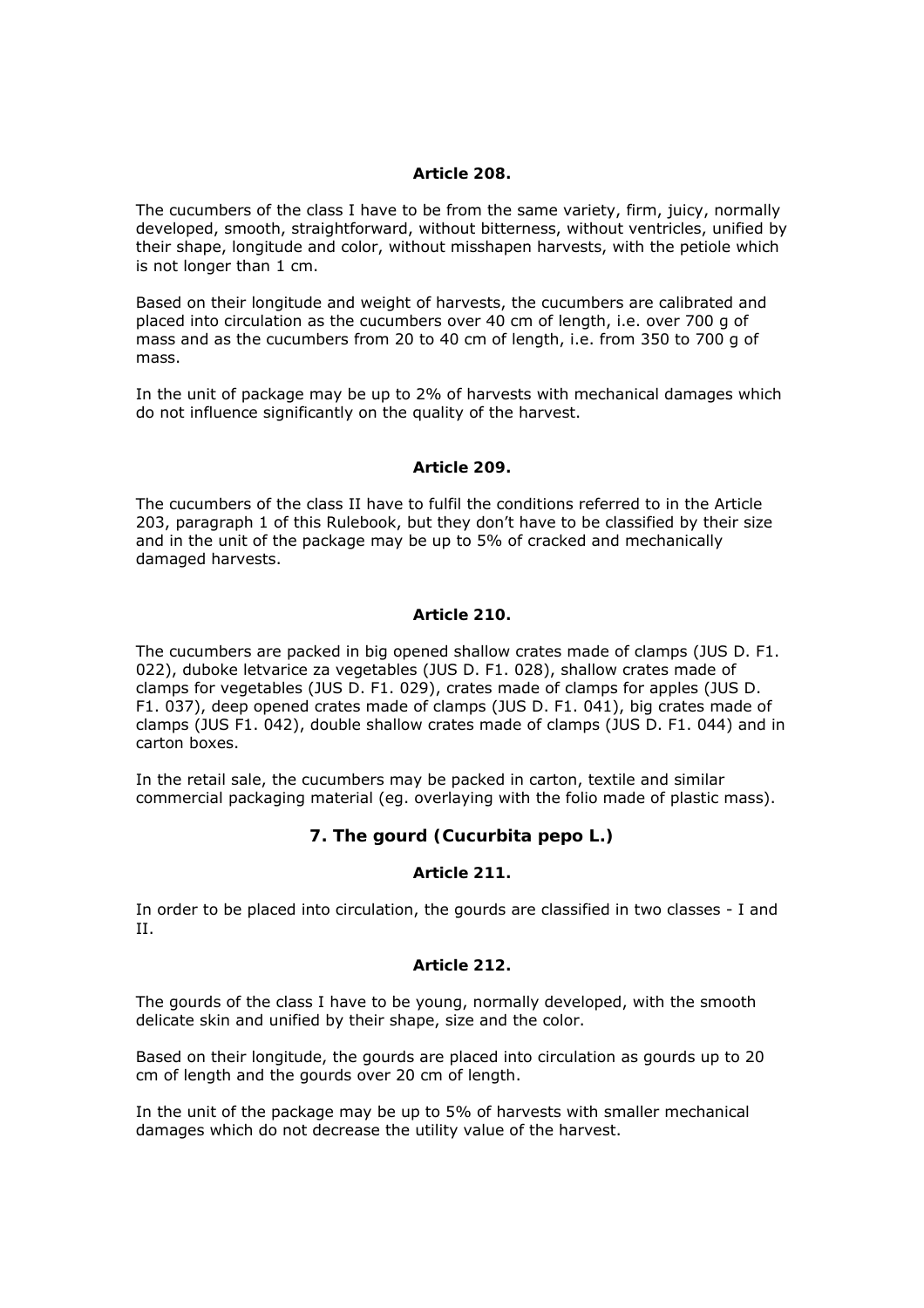**Article 208.**

The cucumbers of the class I have to be from the same variety, firm, juicy, normally developed, smooth, straightforward, without bitterness, without ventricles, unified by their shape, longitude and color, without misshapen harvests, with the petiole which is not longer than 1 cm.

Based on their longitude and weight of harvests, the cucumbers are calibrated and placed into circulation as the cucumbers over 40 cm of length, i.e. over 700 g of mass and as the cucumbers from 20 to 40 cm of length, i.e. from 350 to 700 g of mass.

In the unit of package may be up to 2% of harvests with mechanical damages which do not influence significantly on the quality of the harvest.

**Article 209.**

The cucumbers of the class II have to fulfil the conditions referred to in the Article 203, paragraph 1 of this Rulebook, but they don't have to be classified by their size and in the unit of the package may be up to 5% of cracked and mechanically damaged harvests.

**Article 210.**

The cucumbers are packed in big opened shallow crates made of clamps (JUS D. F1. 022), duboke letvarice za vegetables (JUS D. F1. 028), shallow crates made of clamps for vegetables (JUS D. F1. 029), crates made of clamps for apples (JUS D. F1. 037), deep opened crates made of clamps (JUS D. F1. 041), big crates made of clamps (JUS F1. 042), double shallow crates made of clamps (JUS D. F1. 044) and in carton boxes.

In the retail sale, the cucumbers may be packed in carton, textile and similar commercial packaging material (eg. overlaying with the folio made of plastic mass).

## 7. The gourd (Cucurbita pepo L.)

**Article 211.**

In order to be placed into circulation, the gourds are classified in two classes - I and II.

**Article 212.**

The gourds of the class I have to be young, normally developed, with the smooth delicate skin and unified by their shape, size and the color.

Based on their longitude, the gourds are placed into circulation as gourds up to 20 cm of length and the gourds over 20 cm of length.

In the unit of the package may be up to 5% of harvests with smaller mechanical damages which do not decrease the utility value of the harvest.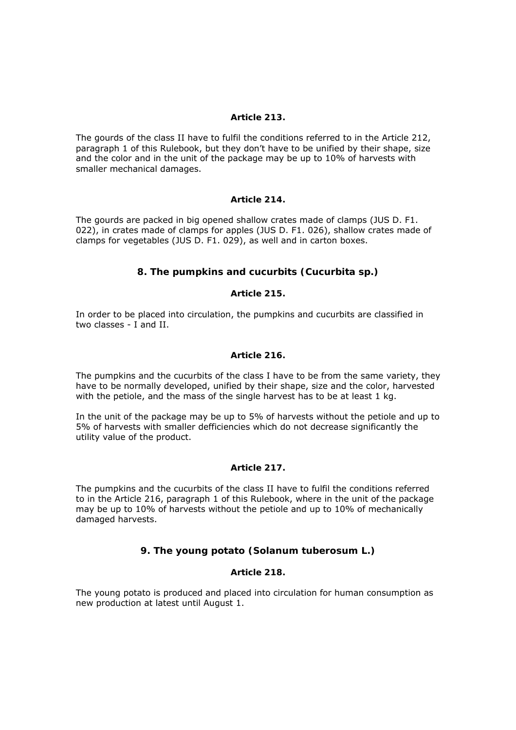**Article 213.**

The gourds of the class II have to fulfil the conditions referred to in the Article 212, paragraph 1 of this Rulebook, but they don't have to be unified by their shape, size and the color and in the unit of the package may be up to 10% of harvests with smaller mechanical damages.

**Article 214.**

The gourds are packed in big opened shallow crates made of clamps (JUS D. F1. 022), in crates made of clamps for apples (JUS D. F1. 026), shallow crates made of clamps for vegetables (JUS D. F1. 029), as well and in carton boxes.

## 8. The pumpkins and cucurbits (Cucurbita sp.)

**Article 215.**

In order to be placed into circulation, the pumpkins and cucurbits are classified in two classes - I and II.

**Article 216.**

The pumpkins and the cucurbits of the class I have to be from the same variety, they have to be normally developed, unified by their shape, size and the color, harvested with the petiole, and the mass of the single harvest has to be at least 1 kg.

In the unit of the package may be up to 5% of harvests without the petiole and up to 5% of harvests with smaller defficiencies which do not decrease significantly the utility value of the product.

**Article 217.**

The pumpkins and the cucurbits of the class II have to fulfil the conditions referred to in the Article 216, paragraph 1 of this Rulebook, where in the unit of the package may be up to 10% of harvests without the petiole and up to 10% of mechanically damaged harvests.

## 9. The young potato (Solanum tuberosum L.)

**Article 218.**

The young potato is produced and placed into circulation for human consumption as new production at latest until August 1.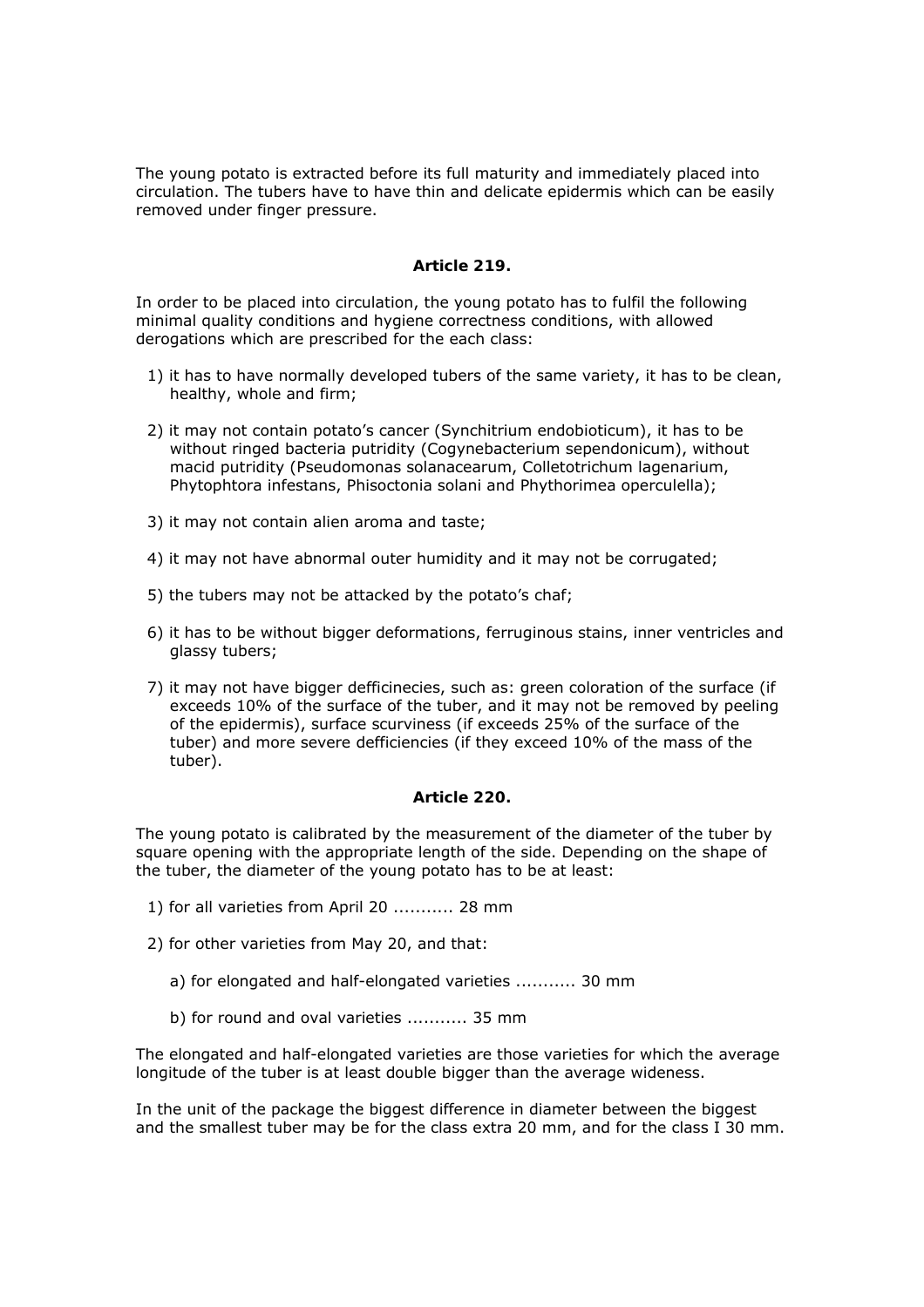The young potato is extracted before its full maturity and immediately placed into circulation. The tubers have to have thin and delicate epidermis which can be easily removed under finger pressure.

### Article 219.

In order to be placed into circulation, the young potato has to fulfil the following minimal quality conditions and hygiene correctness conditions, with allowed derogations which are prescribed for the each class:

1) it has to have normally developed tubers of the same variety, it has to be clean, healthy, whole and firm;
2) it may not contain potato's cancer (Synchitrium endobioticum), it has to be without ringed bacteria putridity (Cogynebacterium sependonicum), without macid putridity (Pseudomonas solanacearum, Colletotrichum lagenarium, Phytophtora infestans, Phisoctonia solani and Phythorimea operculella);
3) it may not contain alien aroma and taste;
4) it may not have abnormal outer humidity and it may not be corrugated;
5) the tubers may not be attacked by the potato's chaf;
6) it has to be without bigger deformations, ferruginous stains, inner ventricles and glassy tubers;
7) it may not have bigger defficinecies, such as: green coloration of the surface (if exceeds 10% of the surface of the tuber, and it may not be removed by peeling of the epidermis), surface scurviness (if exceeds 25% of the surface of the tuber) and more severe defficiencies (if they exceed 10% of the mass of the tuber).

### Article 220.

The young potato is calibrated by the measurement of the diameter of the tuber by square opening with the appropriate length of the side. Depending on the shape of the tuber, the diameter of the young potato has to be at least:

1) for all varieties from April 20 ........... 28 mm
2) for other varieties from May 20, and that:
   a) for elongated and half-elongated varieties ........... 30 mm
   b) for round and oval varieties ........... 35 mm

The elongated and half-elongated varieties are those varieties for which the average longitude of the tuber is at least double bigger than the average wideness.

In the unit of the package the biggest difference in diameter between the biggest and the smallest tuber may be for the class extra 20 mm, and for the class I 30 mm.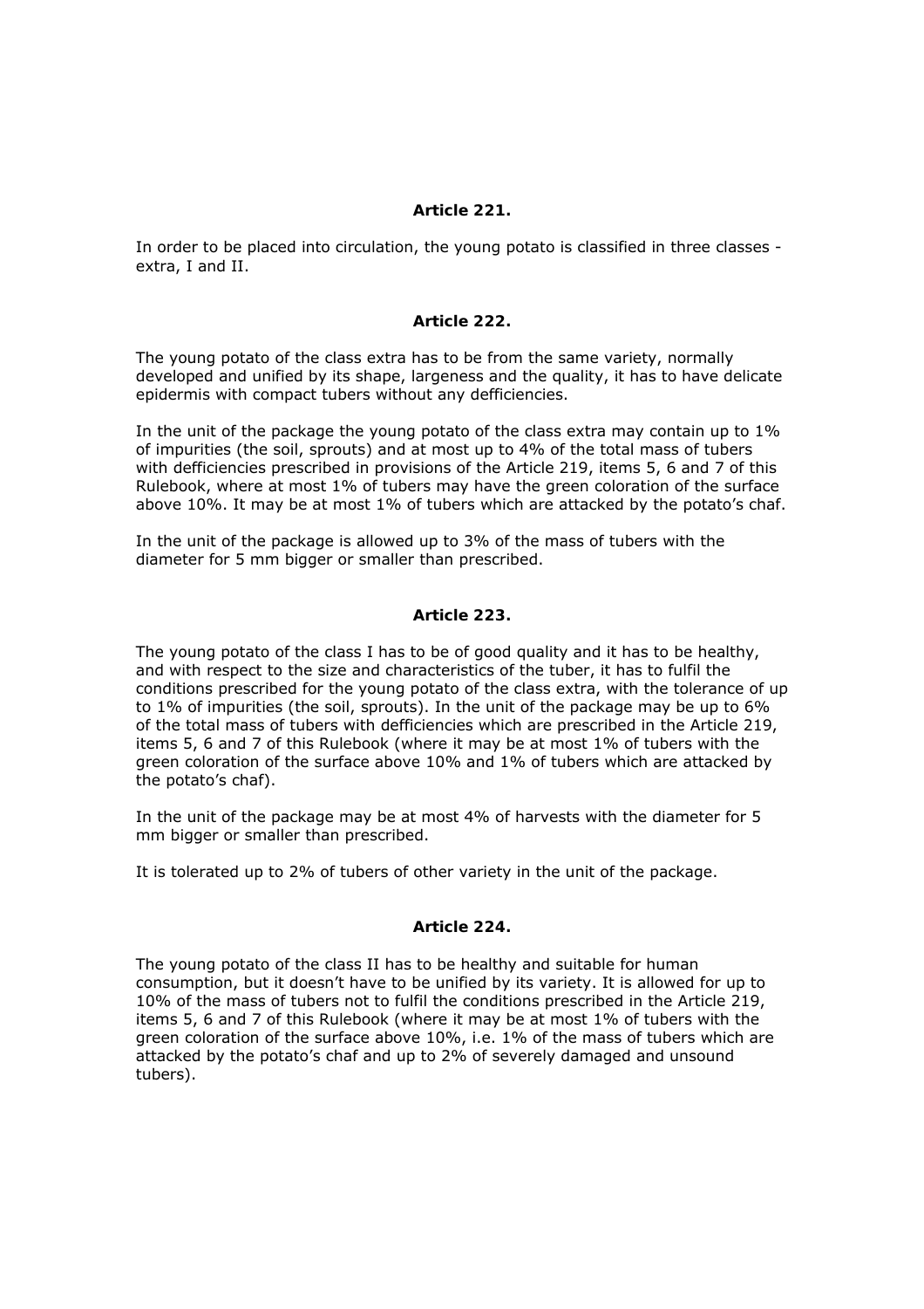**Article 221.**

In order to be placed into circulation, the young potato is classified in three classes - extra, I and II.

**Article 222.**

The young potato of the class extra has to be from the same variety, normally developed and unified by its shape, largeness and the quality, it has to have delicate epidermis with compact tubers without any defficiencies.

In the unit of the package the young potato of the class extra may contain up to 1% of impurities (the soil, sprouts) and at most up to 4% of the total mass of tubers with defficiencies prescribed in provisions of the Article 219, items 5, 6 and 7 of this Rulebook, where at most 1% of tubers may have the green coloration of the surface above 10%. It may be at most 1% of tubers which are attacked by the potato's chaf.

In the unit of the package is allowed up to 3% of the mass of tubers with the diameter for 5 mm bigger or smaller than prescribed.

**Article 223.**

The young potato of the class I has to be of good quality and it has to be healthy, and with respect to the size and characteristics of the tuber, it has to fulfil the conditions prescribed for the young potato of the class extra, with the tolerance of up to 1% of impurities (the soil, sprouts). In the unit of the package may be up to 6% of the total mass of tubers with defficiencies which are prescribed in the Article 219, items 5, 6 and 7 of this Rulebook (where it may be at most 1% of tubers with the green coloration of the surface above 10% and 1% of tubers which are attacked by the potato's chaf).

In the unit of the package may be at most 4% of harvests with the diameter for 5 mm bigger or smaller than prescribed.

It is tolerated up to 2% of tubers of other variety in the unit of the package.

**Article 224.**

The young potato of the class II has to be healthy and suitable for human consumption, but it doesn't have to be unified by its variety. It is allowed for up to 10% of the mass of tubers not to fulfil the conditions prescribed in the Article 219, items 5, 6 and 7 of this Rulebook (where it may be at most 1% of tubers with the green coloration of the surface above 10%, i.e. 1% of the mass of tubers which are attacked by the potato's chaf and up to 2% of severely damaged and unsound tubers).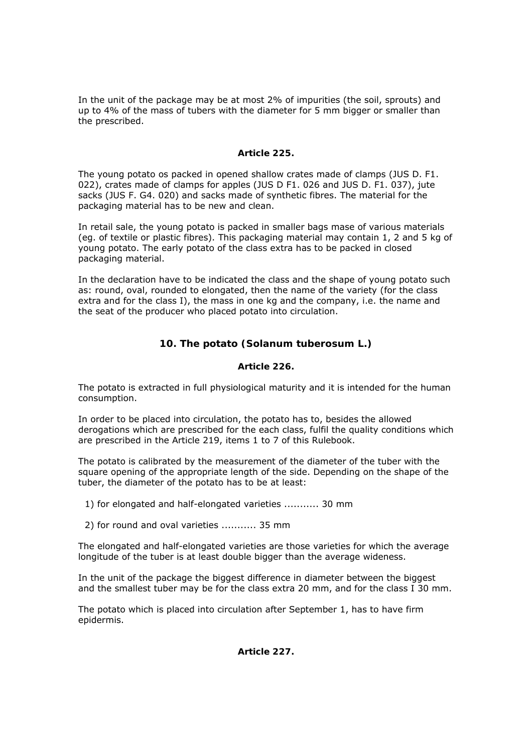In the unit of the package may be at most 2% of impurities (the soil, sprouts) and up to 4% of the mass of tubers with the diameter for 5 mm bigger or smaller than the prescribed.

**Article 225.**

The young potato os packed in opened shallow crates made of clamps (JUS D. F1. 022), crates made of clamps for apples (JUS D F1. 026 and JUS D. F1. 037), jute sacks (JUS F. G4. 020) and sacks made of synthetic fibres. The material for the packaging material has to be new and clean.

In retail sale, the young potato is packed in smaller bags mase of various materials (eg. of textile or plastic fibres). This packaging material may contain 1, 2 and 5 kg of young potato. The early potato of the class extra has to be packed in closed packaging material.

In the declaration have to be indicated the class and the shape of young potato such as: round, oval, rounded to elongated, then the name of the variety (for the class extra and for the class I), the mass in one kg and the company, i.e. the name and the seat of the producer who placed potato into circulation.

## 10. The potato (Solanum tuberosum L.)

**Article 226.**

The potato is extracted in full physiological maturity and it is intended for the human consumption.

In order to be placed into circulation, the potato has to, besides the allowed derogations which are prescribed for the each class, fulfil the quality conditions which are prescribed in the Article 219, items 1 to 7 of this Rulebook.

The potato is calibrated by the measurement of the diameter of the tuber with the square opening of the appropriate length of the side. Depending on the shape of the tuber, the diameter of the potato has to be at least:

1) for elongated and half-elongated varieties ........... 30 mm

2) for round and oval varieties ........... 35 mm

The elongated and half-elongated varieties are those varieties for which the average longitude of the tuber is at least double bigger than the average wideness.

In the unit of the package the biggest difference in diameter between the biggest and the smallest tuber may be for the class extra 20 mm, and for the class I 30 mm.

The potato which is placed into circulation after September 1, has to have firm epidermis.

**Article 227.**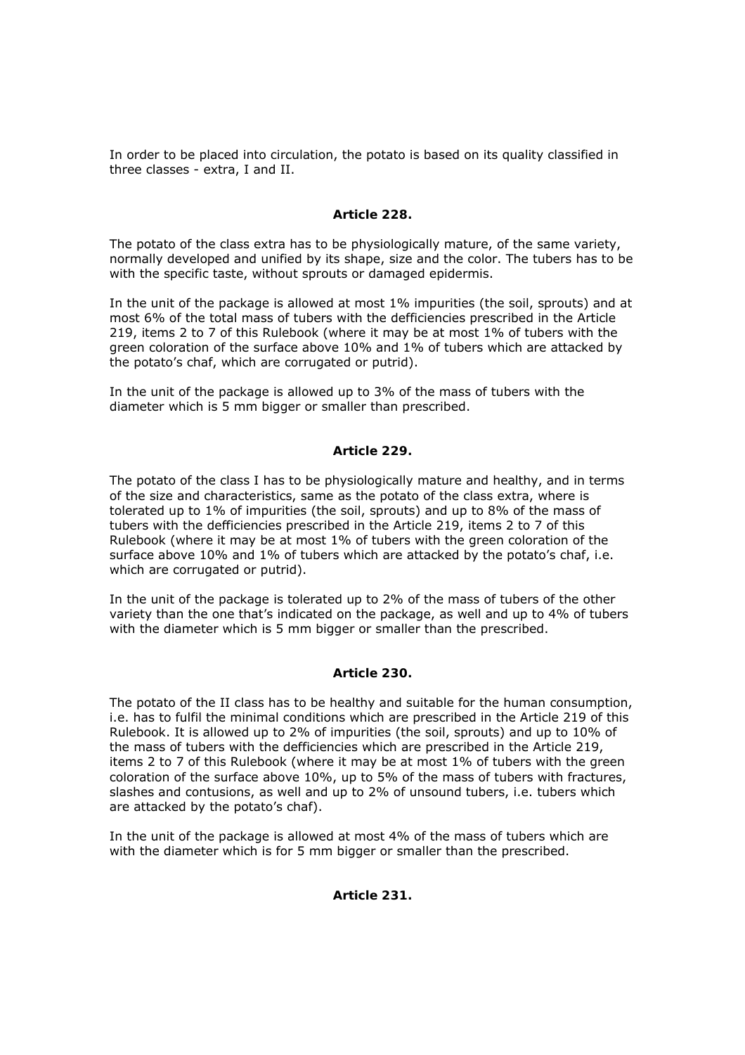In order to be placed into circulation, the potato is based on its quality classified in three classes - extra, I and II.

### Article 228.

The potato of the class extra has to be physiologically mature, of the same variety, normally developed and unified by its shape, size and the color. The tubers has to be with the specific taste, without sprouts or damaged epidermis.

In the unit of the package is allowed at most 1% impurities (the soil, sprouts) and at most 6% of the total mass of tubers with the defficiencies prescribed in the Article 219, items 2 to 7 of this Rulebook (where it may be at most 1% of tubers with the green coloration of the surface above 10% and 1% of tubers which are attacked by the potato’s chaf, which are corrugated or putrid).

In the unit of the package is allowed up to 3% of the mass of tubers with the diameter which is 5 mm bigger or smaller than prescribed.

### Article 229.

The potato of the class I has to be physiologically mature and healthy, and in terms of the size and characteristics, same as the potato of the class extra, where is tolerated up to 1% of impurities (the soil, sprouts) and up to 8% of the mass of tubers with the defficiencies prescribed in the Article 219, items 2 to 7 of this Rulebook (where it may be at most 1% of tubers with the green coloration of the surface above 10% and 1% of tubers which are attacked by the potato’s chaf, i.e. which are corrugated or putrid).

In the unit of the package is tolerated up to 2% of the mass of tubers of the other variety than the one that’s indicated on the package, as well and up to 4% of tubers with the diameter which is 5 mm bigger or smaller than the prescribed.

### Article 230.

The potato of the II class has to be healthy and suitable for the human consumption, i.e. has to fulfil the minimal conditions which are prescribed in the Article 219 of this Rulebook. It is allowed up to 2% of impurities (the soil, sprouts) and up to 10% of the mass of tubers with the defficiencies which are prescribed in the Article 219, items 2 to 7 of this Rulebook (where it may be at most 1% of tubers with the green coloration of the surface above 10%, up to 5% of the mass of tubers with fractures, slashes and contusions, as well and up to 2% of unsound tubers, i.e. tubers which are attacked by the potato’s chaf).

In the unit of the package is allowed at most 4% of the mass of tubers which are with the diameter which is for 5 mm bigger or smaller than the prescribed.

### Article 231.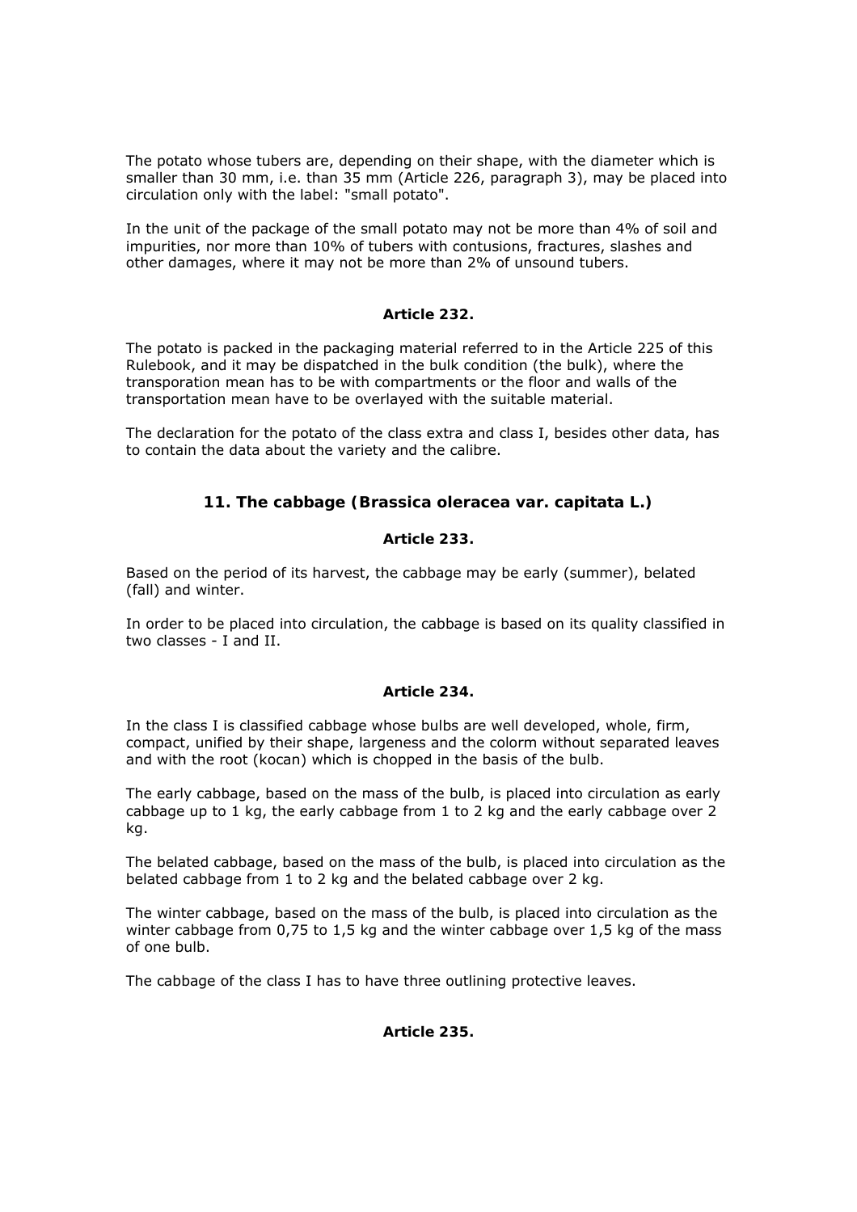The potato whose tubers are, depending on their shape, with the diameter which is smaller than 30 mm, i.e. than 35 mm (Article 226, paragraph 3), may be placed into circulation only with the label: "small potato".

In the unit of the package of the small potato may not be more than 4% of soil and impurities, nor more than 10% of tubers with contusions, fractures, slashes and other damages, where it may not be more than 2% of unsound tubers.

**Article 232.**

The potato is packed in the packaging material referred to in the Article 225 of this Rulebook, and it may be dispatched in the bulk condition (the bulk), where the transporation mean has to be with compartments or the floor and walls of the transportation mean have to be overlayed with the suitable material.

The declaration for the potato of the class extra and class I, besides other data, has to contain the data about the variety and the calibre.

### 11. The cabbage (Brassica oleracea var. capitata L.)

**Article 233.**

Based on the period of its harvest, the cabbage may be early (summer), belated (fall) and winter.

In order to be placed into circulation, the cabbage is based on its quality classified in two classes - I and II.

**Article 234.**

In the class I is classified cabbage whose bulbs are well developed, whole, firm, compact, unified by their shape, largeness and the colorm without separated leaves and with the root (kocan) which is chopped in the basis of the bulb.

The early cabbage, based on the mass of the bulb, is placed into circulation as early cabbage up to 1 kg, the early cabbage from 1 to 2 kg and the early cabbage over 2 kg.

The belated cabbage, based on the mass of the bulb, is placed into circulation as the belated cabbage from 1 to 2 kg and the belated cabbage over 2 kg.

The winter cabbage, based on the mass of the bulb, is placed into circulation as the winter cabbage from 0,75 to 1,5 kg and the winter cabbage over 1,5 kg of the mass of one bulb.

The cabbage of the class I has to have three outlining protective leaves.

**Article 235.**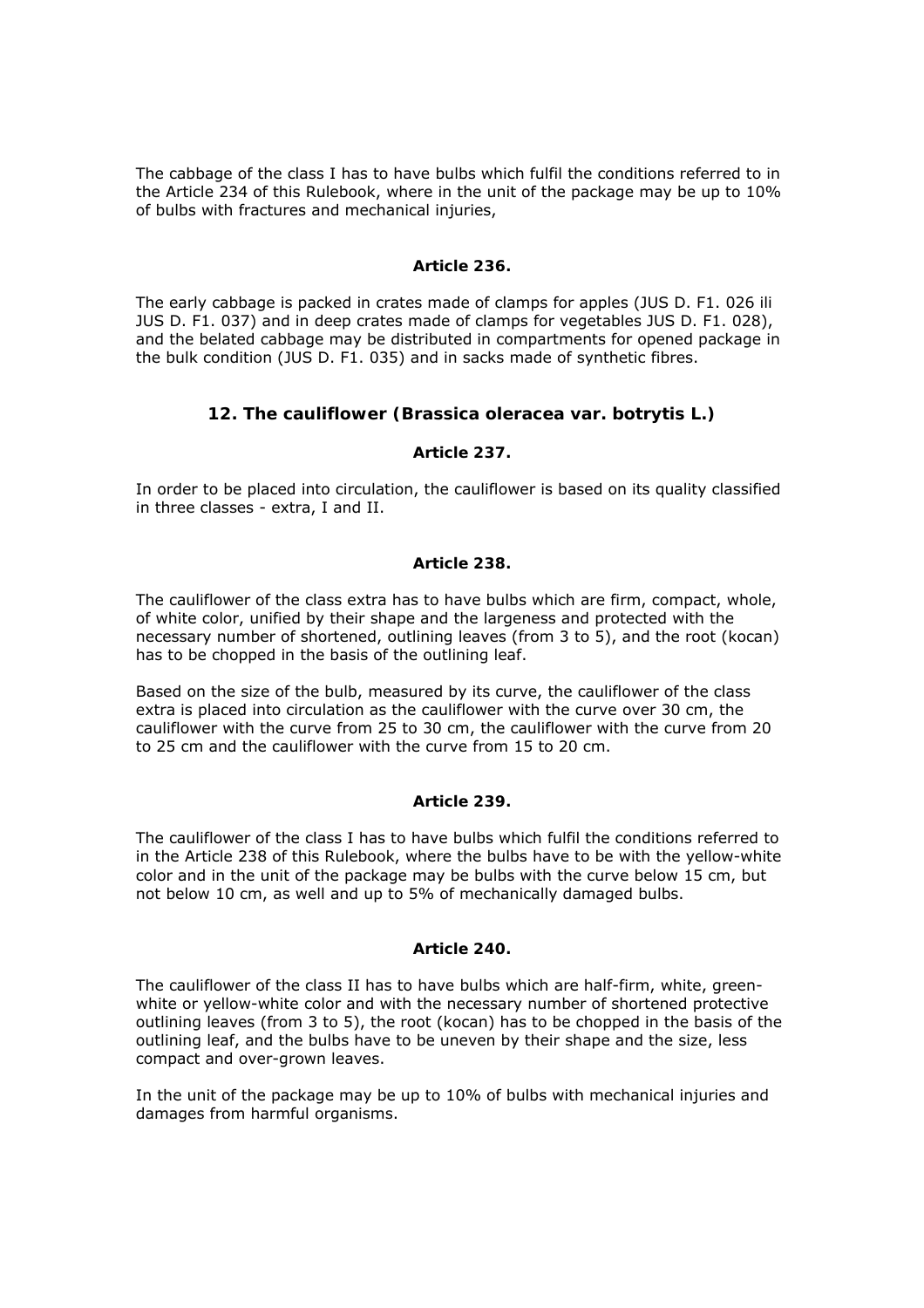The cabbage of the class I has to have bulbs which fulfil the conditions referred to in the Article 234 of this Rulebook, where in the unit of the package may be up to 10% of bulbs with fractures and mechanical injuries,

**Article 236.**

The early cabbage is packed in crates made of clamps for apples (JUS D. F1. 026 ili JUS D. F1. 037) and in deep crates made of clamps for vegetables JUS D. F1. 028), and the belated cabbage may be distributed in compartments for opened package in the bulk condition (JUS D. F1. 035) and in sacks made of synthetic fibres.

### 12. The cauliflower (*Brassica oleracea var. botrytis L.*)

**Article 237.**

In order to be placed into circulation, the cauliflower is based on its quality classified in three classes - extra, I and II.

**Article 238.**

The cauliflower of the class extra has to have bulbs which are firm, compact, whole, of white color, unified by their shape and the largeness and protected with the necessary number of shortened, outlining leaves (from 3 to 5), and the root (kocan) has to be chopped in the basis of the outlining leaf.

Based on the size of the bulb, measured by its curve, the cauliflower of the class extra is placed into circulation as the cauliflower with the curve over 30 cm, the cauliflower with the curve from 25 to 30 cm, the cauliflower with the curve from 20 to 25 cm and the cauliflower with the curve from 15 to 20 cm.

**Article 239.**

The cauliflower of the class I has to have bulbs which fulfil the conditions referred to in the Article 238 of this Rulebook, where the bulbs have to be with the yellow-white color and in the unit of the package may be bulbs with the curve below 15 cm, but not below 10 cm, as well and up to 5% of mechanically damaged bulbs.

**Article 240.**

The cauliflower of the class II has to have bulbs which are half-firm, white, green-white or yellow-white color and with the necessary number of shortened protective outlining leaves (from 3 to 5), the root (kocan) has to be chopped in the basis of the outlining leaf, and the bulbs have to be uneven by their shape and the size, less compact and over-grown leaves.

In the unit of the package may be up to 10% of bulbs with mechanical injuries and damages from harmful organisms.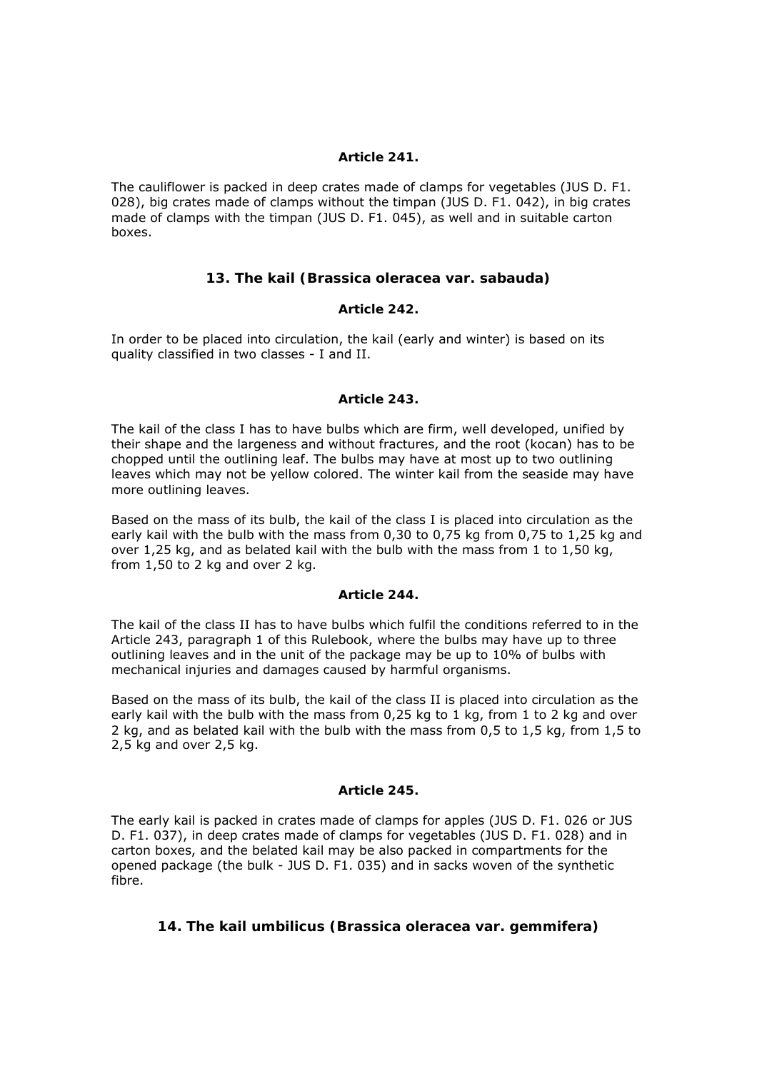**Article 241.**

The cauliflower is packed in deep crates made of clamps for vegetables (JUS D. F1. 028), big crates made of clamps without the timpan (JUS D. F1. 042), in big crates made of clamps with the timpan (JUS D. F1. 045), as well and in suitable carton boxes.

## 13. The kail (Brassica oleracea var. sabauda)

**Article 242.**

In order to be placed into circulation, the kail (early and winter) is based on its quality classified in two classes - I and II.

**Article 243.**

The kail of the class I has to have bulbs which are firm, well developed, unified by their shape and the largeness and without fractures, and the root (kocan) has to be chopped until the outlining leaf. The bulbs may have at most up to two outlining leaves which may not be yellow colored. The winter kail from the seaside may have more outlining leaves.

Based on the mass of its bulb, the kail of the class I is placed into circulation as the early kail with the bulb with the mass from 0,30 to 0,75 kg from 0,75 to 1,25 kg and over 1,25 kg, and as belated kail with the bulb with the mass from 1 to 1,50 kg, from 1,50 to 2 kg and over 2 kg.

**Article 244.**

The kail of the class II has to have bulbs which fulfil the conditions referred to in the Article 243, paragraph 1 of this Rulebook, where the bulbs may have up to three outlining leaves and in the unit of the package may be up to 10% of bulbs with mechanical injuries and damages caused by harmful organisms.

Based on the mass of its bulb, the kail of the class II is placed into circulation as the early kail with the bulb with the mass from 0,25 kg to 1 kg, from 1 to 2 kg and over 2 kg, and as belated kail with the bulb with the mass from 0,5 to 1,5 kg, from 1,5 to 2,5 kg and over 2,5 kg.

**Article 245.**

The early kail is packed in crates made of clamps for apples (JUS D. F1. 026 or JUS D. F1. 037), in deep crates made of clamps for vegetables (JUS D. F1. 028) and in carton boxes, and the belated kail may be also packed in compartments for the opened package (the bulk - JUS D. F1. 035) and in sacks woven of the synthetic fibre.

## 14. The kail umbilicus (Brassica oleracea var. gemmifera)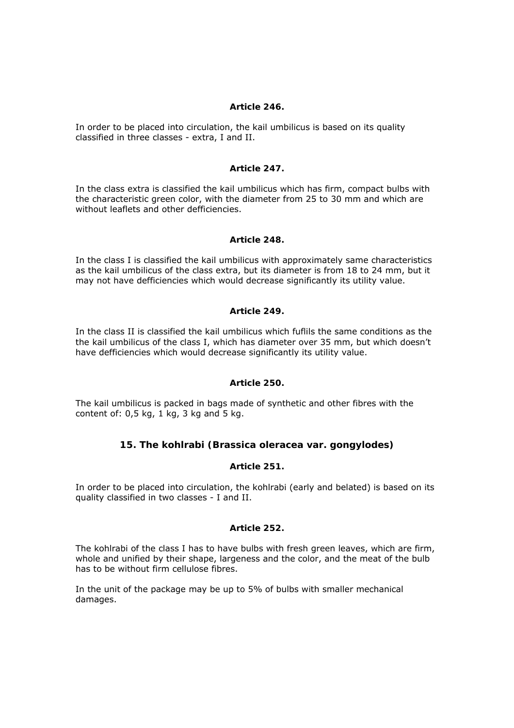**Article 246.**

In order to be placed into circulation, the kail umbilicus is based on its quality classified in three classes - extra, I and II.

**Article 247.**

In the class extra is classified the kail umbilicus which has firm, compact bulbs with the characteristic green color, with the diameter from 25 to 30 mm and which are without leaflets and other defficiencies.

**Article 248.**

In the class I is classified the kail umbilicus with approximately same characteristics as the kail umbilicus of the class extra, but its diameter is from 18 to 24 mm, but it may not have defficiencies which would decrease significantly its utility value.

**Article 249.**

In the class II is classified the kail umbilicus which fuflils the same conditions as the the kail umbilicus of the class I, which has diameter over 35 mm, but which doesn't have defficiencies which would decrease significantly its utility value.

**Article 250.**

The kail umbilicus is packed in bags made of synthetic and other fibres with the content of: 0,5 kg, 1 kg, 3 kg and 5 kg.

## 15. The kohlrabi (Brassica oleracea var. gongylodes)

**Article 251.**

In order to be placed into circulation, the kohlrabi (early and belated) is based on its quality classified in two classes - I and II.

**Article 252.**

The kohlrabi of the class I has to have bulbs with fresh green leaves, which are firm, whole and unified by their shape, largeness and the color, and the meat of the bulb has to be without firm cellulose fibres.

In the unit of the package may be up to 5% of bulbs with smaller mechanical damages.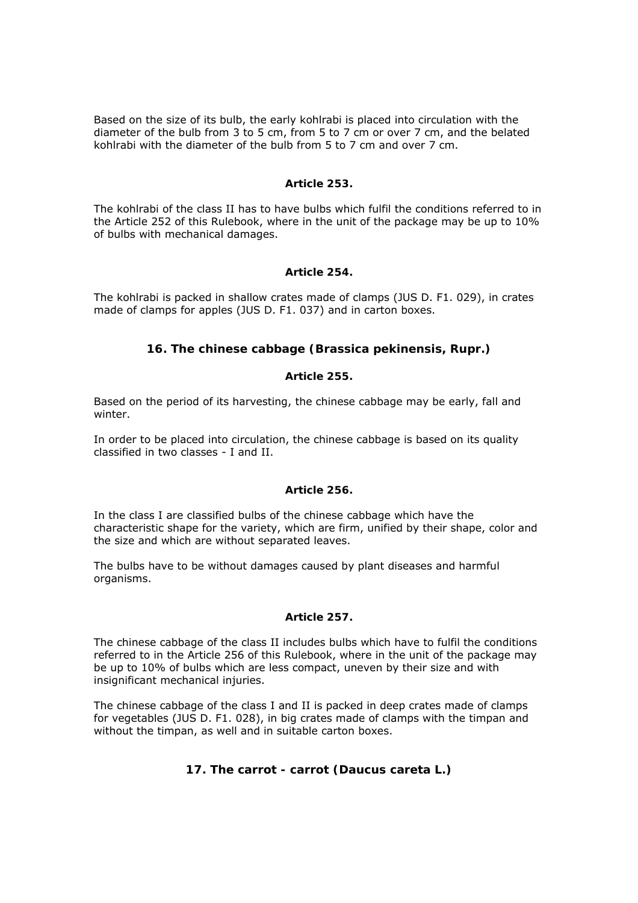Based on the size of its bulb, the early kohlrabi is placed into circulation with the diameter of the bulb from 3 to 5 cm, from 5 to 7 cm or over 7 cm, and the belated kohlrabi with the diameter of the bulb from 5 to 7 cm and over 7 cm.

**Article 253.**

The kohlrabi of the class II has to have bulbs which fulfil the conditions referred to in the Article 252 of this Rulebook, where in the unit of the package may be up to 10% of bulbs with mechanical damages.

**Article 254.**

The kohlrabi is packed in shallow crates made of clamps (JUS D. F1. 029), in crates made of clamps for apples (JUS D. F1. 037) and in carton boxes.

## 16. The chinese cabbage (Brassica pekinensis, Rupr.)

**Article 255.**

Based on the period of its harvesting, the chinese cabbage may be early, fall and winter.

In order to be placed into circulation, the chinese cabbage is based on its quality classified in two classes - I and II.

**Article 256.**

In the class I are classified bulbs of the chinese cabbage which have the characteristic shape for the variety, which are firm, unified by their shape, color and the size and which are without separated leaves.

The bulbs have to be without damages caused by plant diseases and harmful organisms.

**Article 257.**

The chinese cabbage of the class II includes bulbs which have to fulfil the conditions referred to in the Article 256 of this Rulebook, where in the unit of the package may be up to 10% of bulbs which are less compact, uneven by their size and with insignificant mechanical injuries.

The chinese cabbage of the class I and II is packed in deep crates made of clamps for vegetables (JUS D. F1. 028), in big crates made of clamps with the timpan and without the timpan, as well and in suitable carton boxes.

## 17. The carrot - carrot (Daucus careta L.)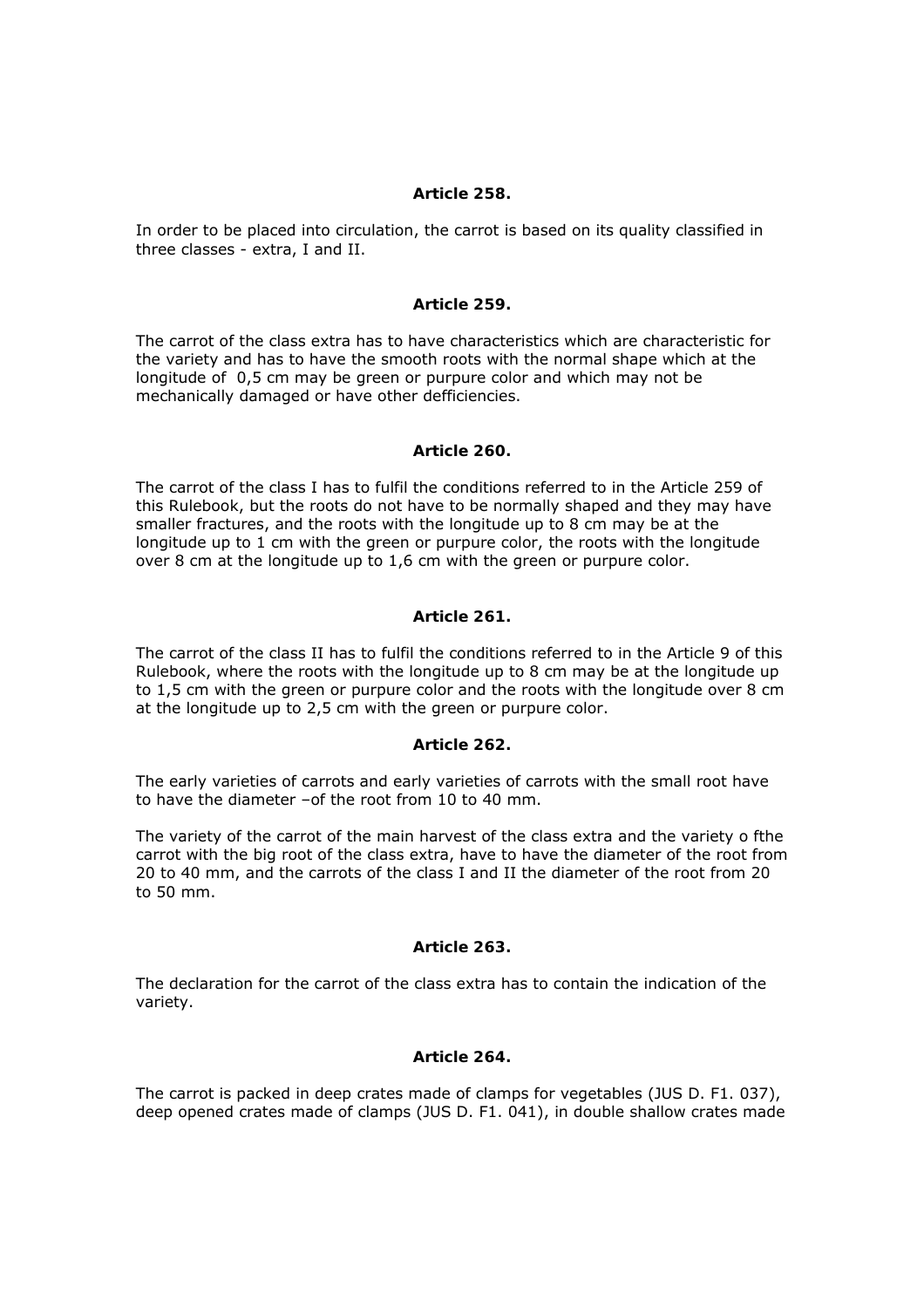**Article 258.**

In order to be placed into circulation, the carrot is based on its quality classified in three classes - extra, I and II.

**Article 259.**

The carrot of the class extra has to have characteristics which are characteristic for the variety and has to have the smooth roots with the normal shape which at the longitude of 0,5 cm may be green or purpure color and which may not be mechanically damaged or have other defficiencies.

**Article 260.**

The carrot of the class I has to fulfil the conditions referred to in the Article 259 of this Rulebook, but the roots do not have to be normally shaped and they may have smaller fractures, and the roots with the longitude up to 8 cm may be at the longitude up to 1 cm with the green or purpure color, the roots with the longitude over 8 cm at the longitude up to 1,6 cm with the green or purpure color.

**Article 261.**

The carrot of the class II has to fulfil the conditions referred to in the Article 9 of this Rulebook, where the roots with the longitude up to 8 cm may be at the longitude up to 1,5 cm with the green or purpure color and the roots with the longitude over 8 cm at the longitude up to 2,5 cm with the green or purpure color.

**Article 262.**

The early varieties of carrots and early varieties of carrots with the small root have to have the diameter –of the root from 10 to 40 mm.

The variety of the carrot of the main harvest of the class extra and the variety o fthe carrot with the big root of the class extra, have to have the diameter of the root from 20 to 40 mm, and the carrots of the class I and II the diameter of the root from 20 to 50 mm.

**Article 263.**

The declaration for the carrot of the class extra has to contain the indication of the variety.

**Article 264.**

The carrot is packed in deep crates made of clamps for vegetables (JUS D. F1. 037), deep opened crates made of clamps (JUS D. F1. 041), in double shallow crates made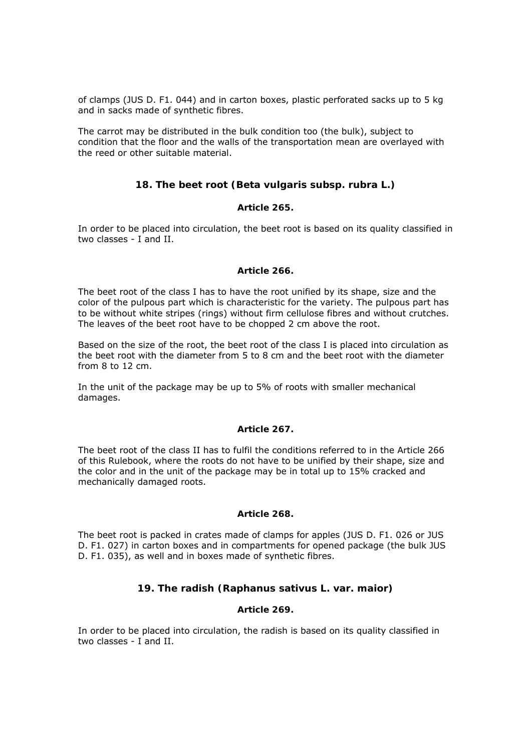of clamps (JUS D. F1. 044) and in carton boxes, plastic perforated sacks up to 5 kg and in sacks made of synthetic fibres.

The carrot may be distributed in the bulk condition too (the bulk), subject to condition that the floor and the walls of the transportation mean are overlayed with the reed or other suitable material.

### 18. The beet root (Beta vulgaris subsp. rubra L.)

#### Article 265.

In order to be placed into circulation, the beet root is based on its quality classified in two classes - I and II.

#### Article 266.

The beet root of the class I has to have the root unified by its shape, size and the color of the pulpous part which is characteristic for the variety. The pulpous part has to be without white stripes (rings) without firm cellulose fibres and without crutches. The leaves of the beet root have to be chopped 2 cm above the root.

Based on the size of the root, the beet root of the class I is placed into circulation as the beet root with the diameter from 5 to 8 cm and the beet root with the diameter from 8 to 12 cm.

In the unit of the package may be up to 5% of roots with smaller mechanical damages.

#### Article 267.

The beet root of the class II has to fulfil the conditions referred to in the Article 266 of this Rulebook, where the roots do not have to be unified by their shape, size and the color and in the unit of the package may be in total up to 15% cracked and mechanically damaged roots.

#### Article 268.

The beet root is packed in crates made of clamps for apples (JUS D. F1. 026 or JUS D. F1. 027) in carton boxes and in compartments for opened package (the bulk JUS D. F1. 035), as well and in boxes made of synthetic fibres.

### 19. The radish (Raphanus sativus L. var. maior)

#### Article 269.

In order to be placed into circulation, the radish is based on its quality classified in two classes - I and II.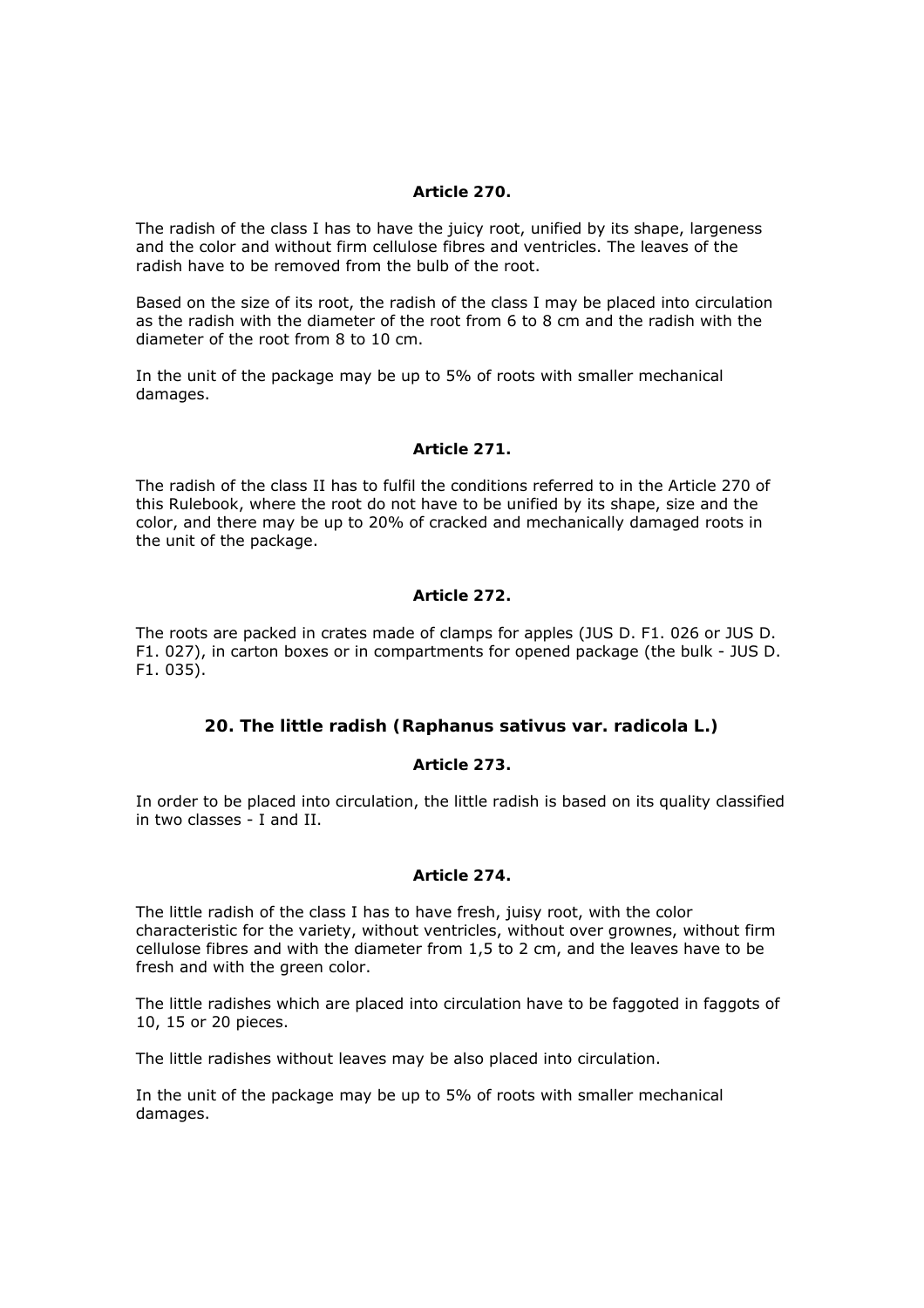#### Article 270.

The radish of the class I has to have the juicy root, unified by its shape, largeness and the color and without firm cellulose fibres and ventricles. The leaves of the radish have to be removed from the bulb of the root.

Based on the size of its root, the radish of the class I may be placed into circulation as the radish with the diameter of the root from 6 to 8 cm and the radish with the diameter of the root from 8 to 10 cm.

In the unit of the package may be up to 5% of roots with smaller mechanical damages.

#### Article 271.

The radish of the class II has to fulfil the conditions referred to in the Article 270 of this Rulebook, where the root do not have to be unified by its shape, size and the color, and there may be up to 20% of cracked and mechanically damaged roots in the unit of the package.

#### Article 272.

The roots are packed in crates made of clamps for apples (JUS D. F1. 026 or JUS D. F1. 027), in carton boxes or in compartments for opened package (the bulk - JUS D. F1. 035).

### 20. The little radish (Raphanus sativus var. radicola L.)

#### Article 273.

In order to be placed into circulation, the little radish is based on its quality classified in two classes - I and II.

#### Article 274.

The little radish of the class I has to have fresh, juisy root, with the color characteristic for the variety, without ventricles, without over grownes, without firm cellulose fibres and with the diameter from 1,5 to 2 cm, and the leaves have to be fresh and with the green color.

The little radishes which are placed into circulation have to be faggoted in faggots of 10, 15 or 20 pieces.

The little radishes without leaves may be also placed into circulation.

In the unit of the package may be up to 5% of roots with smaller mechanical damages.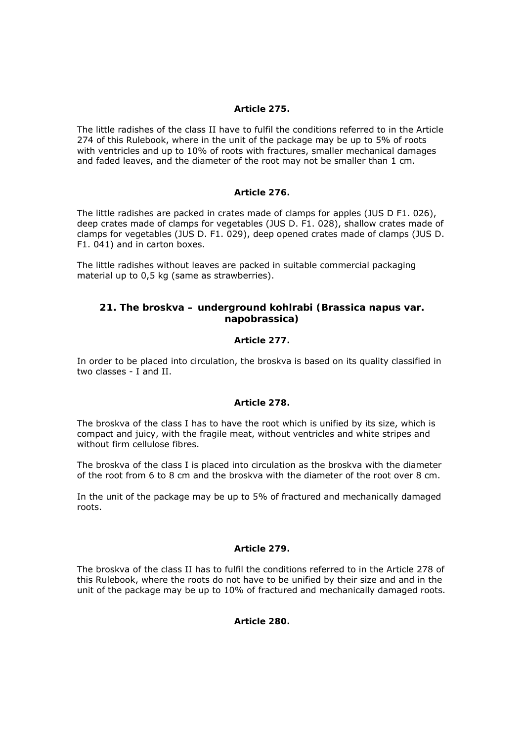**Article 275.**

The little radishes of the class II have to fulfil the conditions referred to in the Article 274 of this Rulebook, where in the unit of the package may be up to 5% of roots with ventricles and up to 10% of roots with fractures, smaller mechanical damages and faded leaves, and the diameter of the root may not be smaller than 1 cm.

**Article 276.**

The little radishes are packed in crates made of clamps for apples (JUS D F1. 026), deep crates made of clamps for vegetables (JUS D. F1. 028), shallow crates made of clamps for vegetables (JUS D. F1. 029), deep opened crates made of clamps (JUS D. F1. 041) and in carton boxes.

The little radishes without leaves are packed in suitable commercial packaging material up to 0,5 kg (same as strawberries).

### 21. The broskva – underground kohlrabi (Brassica napus var. napobrassica)

**Article 277.**

In order to be placed into circulation, the broskva is based on its quality classified in two classes - I and II.

**Article 278.**

The broskva of the class I has to have the root which is unified by its size, which is compact and juicy, with the fragile meat, without ventricles and white stripes and without firm cellulose fibres.

The broskva of the class I is placed into circulation as the broskva with the diameter of the root from 6 to 8 cm and the broskva with the diameter of the root over 8 cm.

In the unit of the package may be up to 5% of fractured and mechanically damaged roots.

**Article 279.**

The broskva of the class II has to fulfil the conditions referred to in the Article 278 of this Rulebook, where the roots do not have to be unified by their size and and in the unit of the package may be up to 10% of fractured and mechanically damaged roots.

**Article 280.**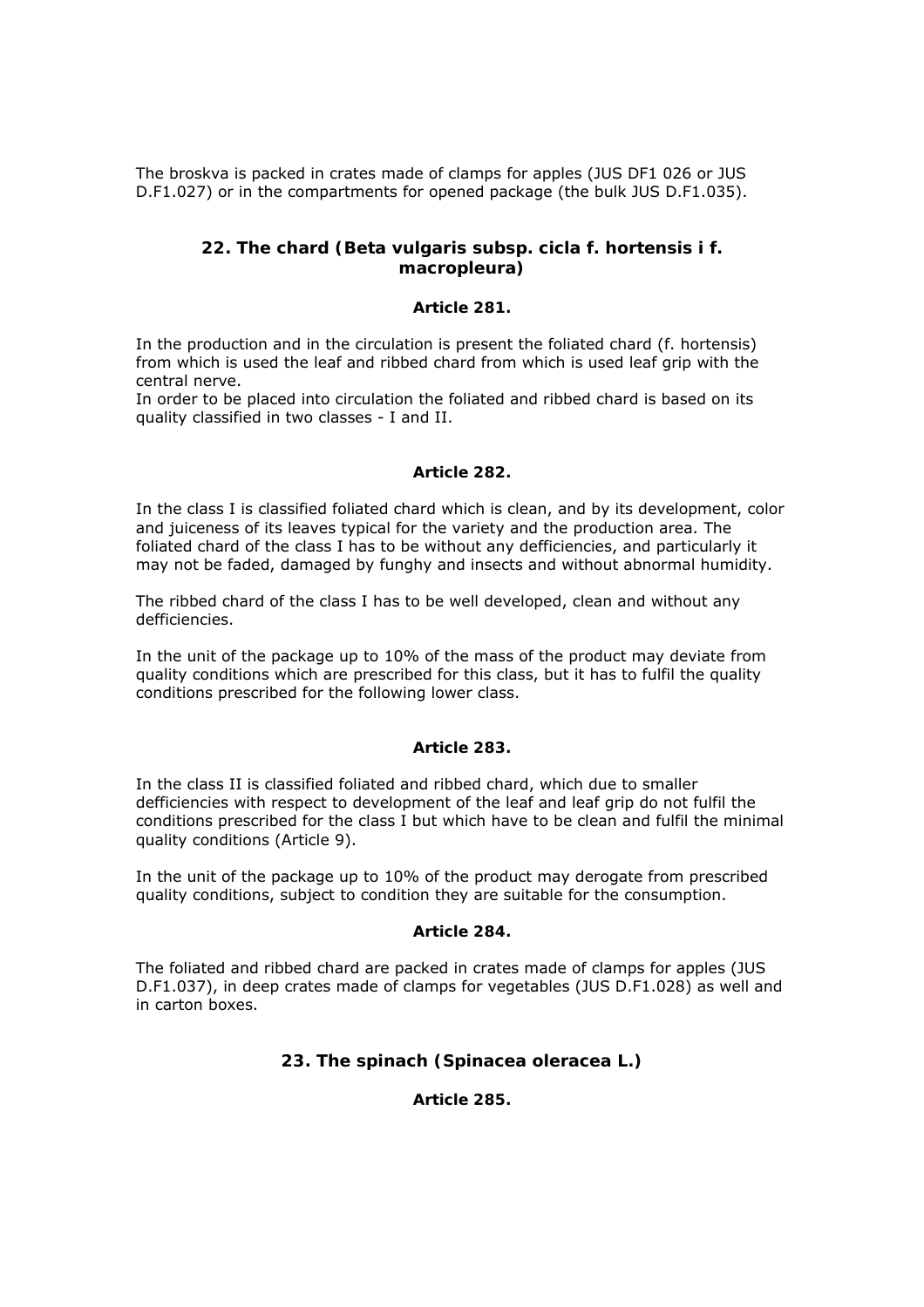The broskva is packed in crates made of clamps for apples (JUS DF1 026 or JUS D.F1.027) or in the compartments for opened package (the bulk JUS D.F1.035).

### 22. The chard (Beta vulgaris subsp. cicla f. hortensis i f. macropleura)

**Article 281.**

In the production and in the circulation is present the foliated chard (f. hortensis) from which is used the leaf and ribbed chard from which is used leaf grip with the central nerve.
In order to be placed into circulation the foliated and ribbed chard is based on its quality classified in two classes - I and II.

**Article 282.**

In the class I is classified foliated chard which is clean, and by its development, color and juiceness of its leaves typical for the variety and the production area. The foliated chard of the class I has to be without any defficiencies, and particularly it may not be faded, damaged by funghy and insects and without abnormal humidity.

The ribbed chard of the class I has to be well developed, clean and without any defficiencies.

In the unit of the package up to 10% of the mass of the product may deviate from quality conditions which are prescribed for this class, but it has to fulfil the quality conditions prescribed for the following lower class.

**Article 283.**

In the class II is classified foliated and ribbed chard, which due to smaller defficiencies with respect to development of the leaf and leaf grip do not fulfil the conditions prescribed for the class I but which have to be clean and fulfil the minimal quality conditions (Article 9).

In the unit of the package up to 10% of the product may derogate from prescribed quality conditions, subject to condition they are suitable for the consumption.

**Article 284.**

The foliated and ribbed chard are packed in crates made of clamps for apples (JUS D.F1.037), in deep crates made of clamps for vegetables (JUS D.F1.028) as well and in carton boxes.

### 23. The spinach (Spinacea oleracea L.)

**Article 285.**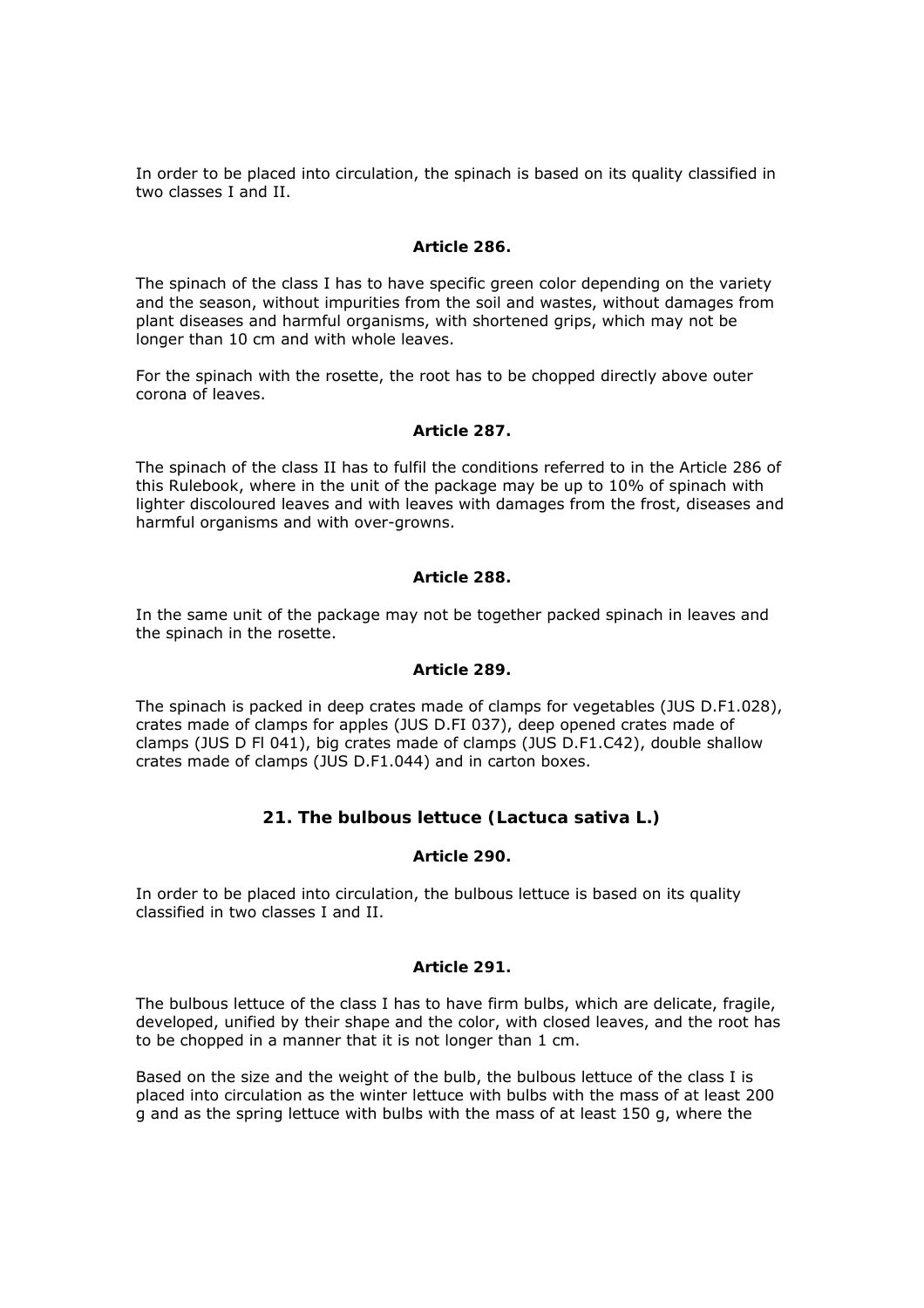In order to be placed into circulation, the spinach is based on its quality classified in two classes I and II.

**Article 286.**

The spinach of the class I has to have specific green color depending on the variety and the season, without impurities from the soil and wastes, without damages from plant diseases and harmful organisms, with shortened grips, which may not be longer than 10 cm and with whole leaves.

For the spinach with the rosette, the root has to be chopped directly above outer corona of leaves.

**Article 287.**

The spinach of the class II has to fulfil the conditions referred to in the Article 286 of this Rulebook, where in the unit of the package may be up to 10% of spinach with lighter discoloured leaves and with leaves with damages from the frost, diseases and harmful organisms and with over-growns.

**Article 288.**

In the same unit of the package may not be together packed spinach in leaves and the spinach in the rosette.

**Article 289.**

The spinach is packed in deep crates made of clamps for vegetables (JUS D.F1.028), crates made of clamps for apples (JUS D.FI 037), deep opened crates made of clamps (JUS D Fl 041), big crates made of clamps (JUS D.F1.C42), double shallow crates made of clamps (JUS D.F1.044) and in carton boxes.

## 21. The bulbous lettuce (Lactuca sativa L.)

**Article 290.**

In order to be placed into circulation, the bulbous lettuce is based on its quality classified in two classes I and II.

**Article 291.**

The bulbous lettuce of the class I has to have firm bulbs, which are delicate, fragile, developed, unified by their shape and the color, with closed leaves, and the root has to be chopped in a manner that it is not longer than 1 cm.

Based on the size and the weight of the bulb, the bulbous lettuce of the class I is placed into circulation as the winter lettuce with bulbs with the mass of at least 200 g and as the spring lettuce with bulbs with the mass of at least 150 g, where the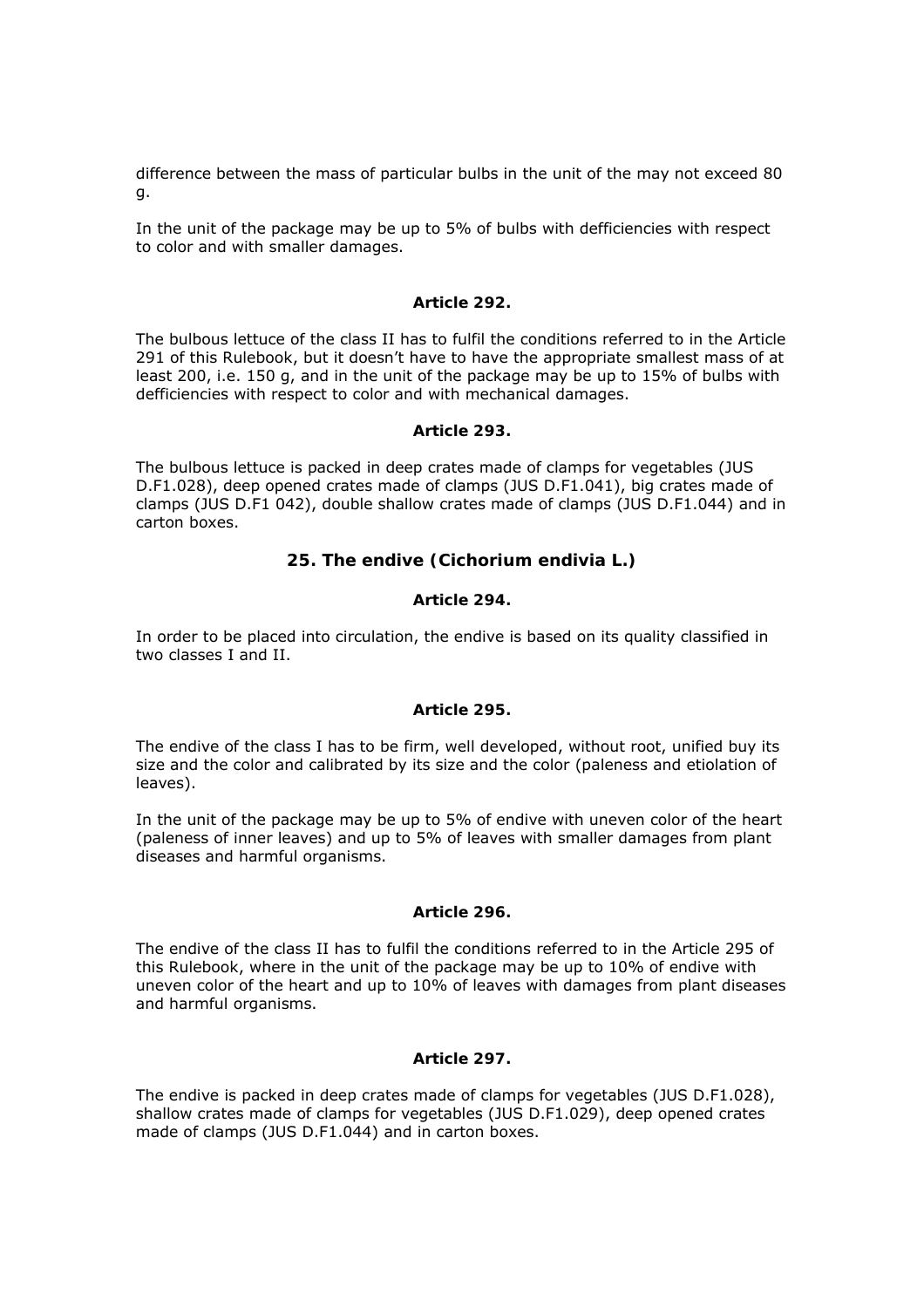difference between the mass of particular bulbs in the unit of the may not exceed 80 g.

In the unit of the package may be up to 5% of bulbs with defficiencies with respect to color and with smaller damages.

**Article 292.**

The bulbous lettuce of the class II has to fulfil the conditions referred to in the Article 291 of this Rulebook, but it doesn't have to have the appropriate smallest mass of at least 200, i.e. 150 g, and in the unit of the package may be up to 15% of bulbs with defficiencies with respect to color and with mechanical damages.

**Article 293.**

The bulbous lettuce is packed in deep crates made of clamps for vegetables (JUS D.F1.028), deep opened crates made of clamps (JUS D.F1.041), big crates made of clamps (JUS D.F1 042), double shallow crates made of clamps (JUS D.F1.044) and in carton boxes.

## 25. The endive (Cichorium endivia L.)

**Article 294.**

In order to be placed into circulation, the endive is based on its quality classified in two classes I and II.

**Article 295.**

The endive of the class I has to be firm, well developed, without root, unified buy its size and the color and calibrated by its size and the color (paleness and etiolation of leaves).

In the unit of the package may be up to 5% of endive with uneven color of the heart (paleness of inner leaves) and up to 5% of leaves with smaller damages from plant diseases and harmful organisms.

**Article 296.**

The endive of the class II has to fulfil the conditions referred to in the Article 295 of this Rulebook, where in the unit of the package may be up to 10% of endive with uneven color of the heart and up to 10% of leaves with damages from plant diseases and harmful organisms.

**Article 297.**

The endive is packed in deep crates made of clamps for vegetables (JUS D.F1.028), shallow crates made of clamps for vegetables (JUS D.F1.029), deep opened crates made of clamps (JUS D.F1.044) and in carton boxes.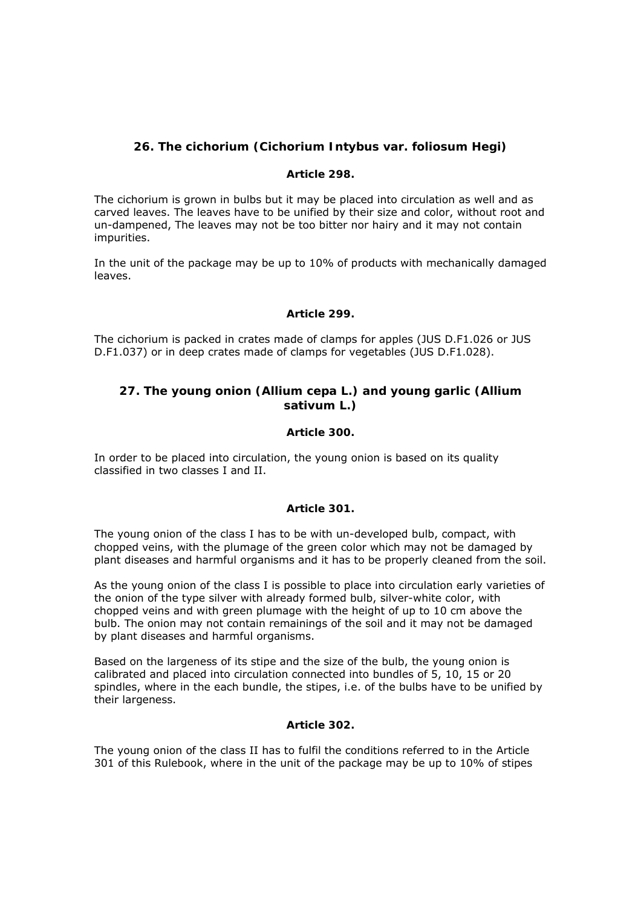### 26. The cichorium (*Cichorium Intybus var. foliosum Hegi*)

#### Article 298.

The cichorium is grown in bulbs but it may be placed into circulation as well and as carved leaves. The leaves have to be unified by their size and color, without root and un-dampened, The leaves may not be too bitter nor hairy and it may not contain impurities.

In the unit of the package may be up to 10% of products with mechanically damaged leaves.

#### Article 299.

The cichorium is packed in crates made of clamps for apples (JUS D.F1.026 or JUS D.F1.037) or in deep crates made of clamps for vegetables (JUS D.F1.028).

### 27. The young onion (*Allium cepa L.*) and young garlic (*Allium sativum L.*)

#### Article 300.

In order to be placed into circulation, the young onion is based on its quality classified in two classes I and II.

#### Article 301.

The young onion of the class I has to be with un-developed bulb, compact, with chopped veins, with the plumage of the green color which may not be damaged by plant diseases and harmful organisms and it has to be properly cleaned from the soil.

As the young onion of the class I is possible to place into circulation early varieties of the onion of the type silver with already formed bulb, silver-white color, with chopped veins and with green plumage with the height of up to 10 cm above the bulb. The onion may not contain remainings of the soil and it may not be damaged by plant diseases and harmful organisms.

Based on the largeness of its stipe and the size of the bulb, the young onion is calibrated and placed into circulation connected into bundles of 5, 10, 15 or 20 spindles, where in the each bundle, the stipes, i.e. of the bulbs have to be unified by their largeness.

#### Article 302.

The young onion of the class II has to fulfil the conditions referred to in the Article 301 of this Rulebook, where in the unit of the package may be up to 10% of stipes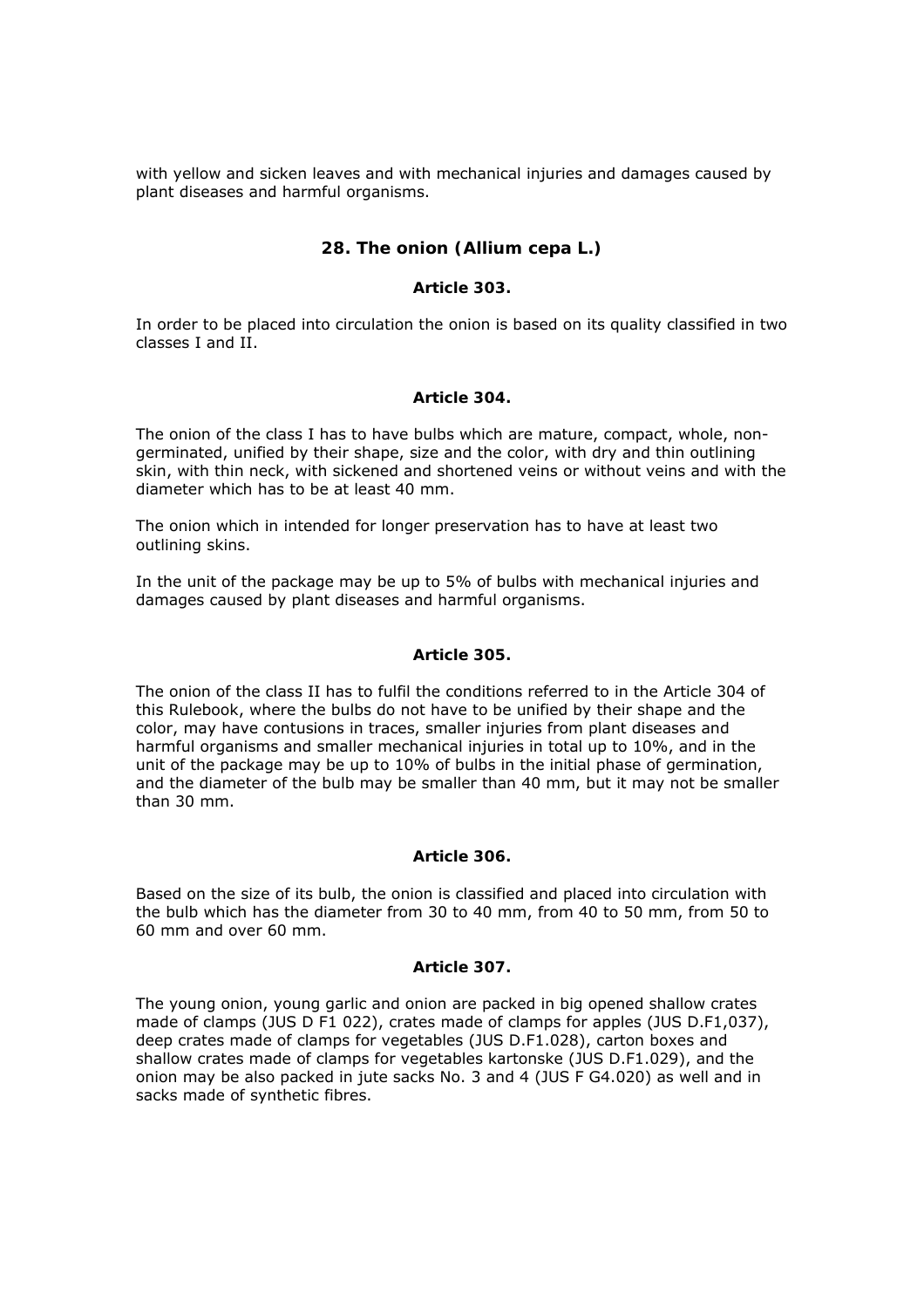with yellow and sicken leaves and with mechanical injuries and damages caused by plant diseases and harmful organisms.

## 28. The onion (*Allium cepa L.*)

### Article 303.

In order to be placed into circulation the onion is based on its quality classified in two classes I and II.

### Article 304.

The onion of the class I has to have bulbs which are mature, compact, whole, non-germinated, unified by their shape, size and the color, with dry and thin outlining skin, with thin neck, with sickened and shortened veins or without veins and with the diameter which has to be at least 40 mm.

The onion which in intended for longer preservation has to have at least two outlining skins.

In the unit of the package may be up to 5% of bulbs with mechanical injuries and damages caused by plant diseases and harmful organisms.

### Article 305.

The onion of the class II has to fulfil the conditions referred to in the Article 304 of this Rulebook, where the bulbs do not have to be unified by their shape and the color, may have contusions in traces, smaller injuries from plant diseases and harmful organisms and smaller mechanical injuries in total up to 10%, and in the unit of the package may be up to 10% of bulbs in the initial phase of germination, and the diameter of the bulb may be smaller than 40 mm, but it may not be smaller than 30 mm.

### Article 306.

Based on the size of its bulb, the onion is classified and placed into circulation with the bulb which has the diameter from 30 to 40 mm, from 40 to 50 mm, from 50 to 60 mm and over 60 mm.

### Article 307.

The young onion, young garlic and onion are packed in big opened shallow crates made of clamps (JUS D F1 022), crates made of clamps for apples (JUS D.F1,037), deep crates made of clamps for vegetables (JUS D.F1.028), carton boxes and shallow crates made of clamps for vegetables kartonske (JUS D.F1.029), and the onion may be also packed in jute sacks No. 3 and 4 (JUS F G4.020) as well and in sacks made of synthetic fibres.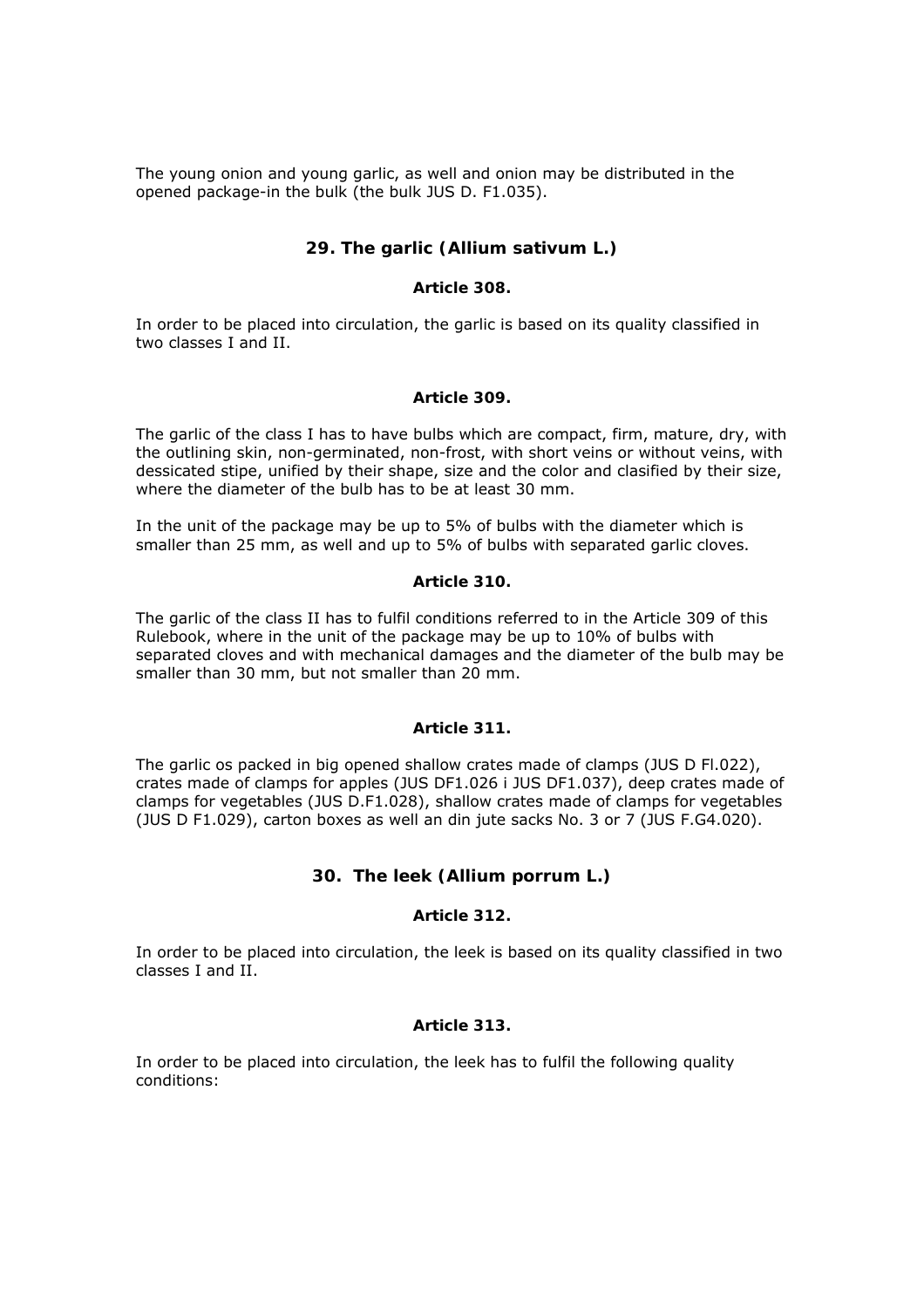The young onion and young garlic, as well and onion may be distributed in the opened package-in the bulk (the bulk JUS D. F1.035).

## 29. The garlic (Allium sativum L.)

### Article 308.

In order to be placed into circulation, the garlic is based on its quality classified in two classes I and II.

### Article 309.

The garlic of the class I has to have bulbs which are compact, firm, mature, dry, with the outlining skin, non-germinated, non-frost, with short veins or without veins, with dessicated stipe, unified by their shape, size and the color and clasified by their size, where the diameter of the bulb has to be at least 30 mm.

In the unit of the package may be up to 5% of bulbs with the diameter which is smaller than 25 mm, as well and up to 5% of bulbs with separated garlic cloves.

### Article 310.

The garlic of the class II has to fulfil conditions referred to in the Article 309 of this Rulebook, where in the unit of the package may be up to 10% of bulbs with separated cloves and with mechanical damages and the diameter of the bulb may be smaller than 30 mm, but not smaller than 20 mm.

### Article 311.

The garlic os packed in big opened shallow crates made of clamps (JUS D Fl.022), crates made of clamps for apples (JUS DF1.026 i JUS DF1.037), deep crates made of clamps for vegetables (JUS D.F1.028), shallow crates made of clamps for vegetables (JUS D F1.029), carton boxes as well an din jute sacks No. 3 or 7 (JUS F.G4.020).

## 30. The leek (Allium porrum L.)

### Article 312.

In order to be placed into circulation, the leek is based on its quality classified in two classes I and II.

### Article 313.

In order to be placed into circulation, the leek has to fulfil the following quality conditions: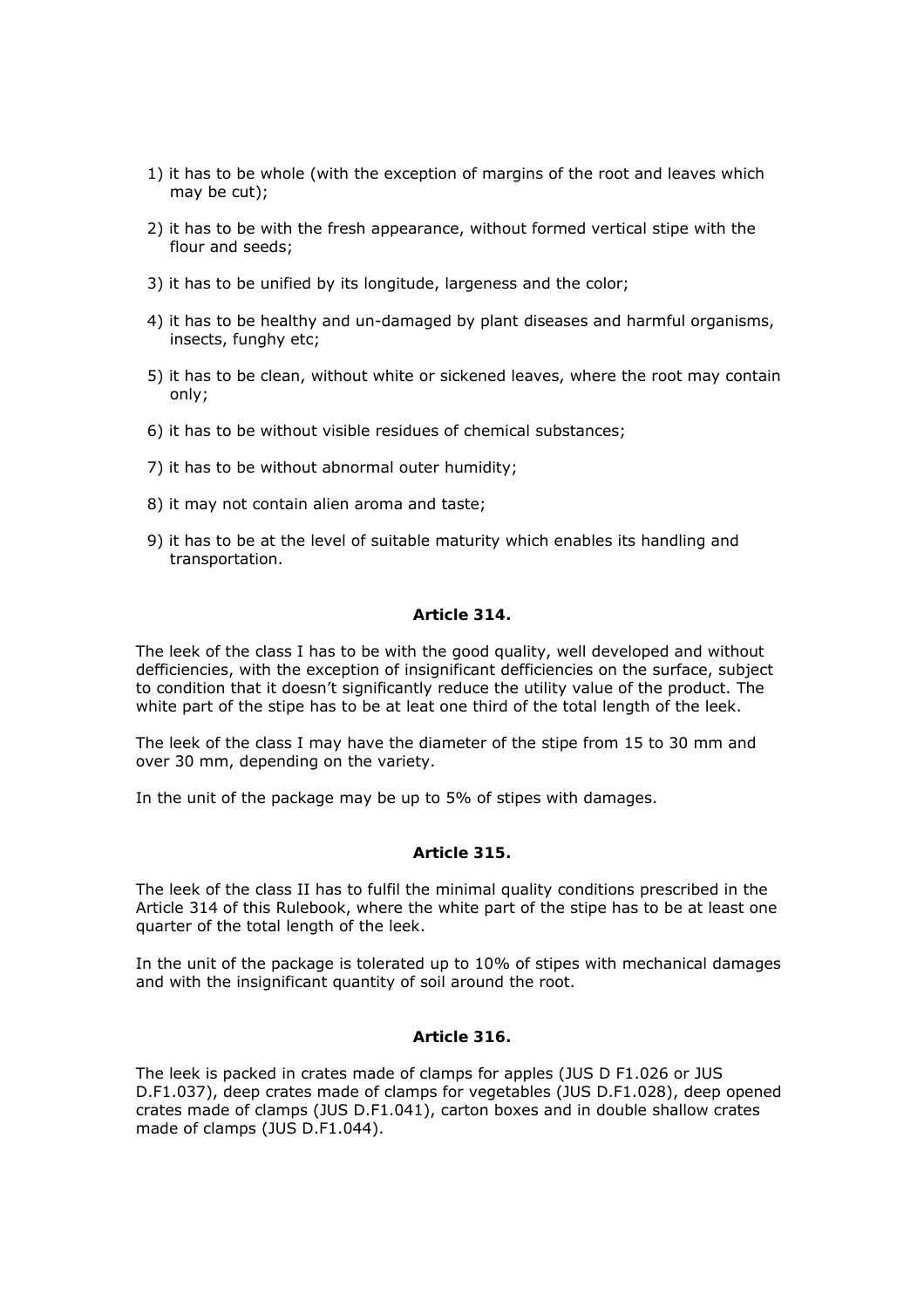1) it has to be whole (with the exception of margins of the root and leaves which may be cut);

2) it has to be with the fresh appearance, without formed vertical stipe with the flour and seeds;

3) it has to be unified by its longitude, largeness and the color;

4) it has to be healthy and un-damaged by plant diseases and harmful organisms, insects, funghy etc;

5) it has to be clean, without white or sickened leaves, where the root may contain only;

6) it has to be without visible residues of chemical substances;

7) it has to be without abnormal outer humidity;

8) it may not contain alien aroma and taste;

9) it has to be at the level of suitable maturity which enables its handling and transportation.

**Article 314.**

The leek of the class I has to be with the good quality, well developed and without defficiencies, with the exception of insignificant defficiencies on the surface, subject to condition that it doesn't significantly reduce the utility value of the product. The white part of the stipe has to be at leat one third of the total length of the leek.

The leek of the class I may have the diameter of the stipe from 15 to 30 mm and over 30 mm, depending on the variety.

In the unit of the package may be up to 5% of stipes with damages.

**Article 315.**

The leek of the class II has to fulfil the minimal quality conditions prescribed in the Article 314 of this Rulebook, where the white part of the stipe has to be at least one quarter of the total length of the leek.

In the unit of the package is tolerated up to 10% of stipes with mechanical damages and with the insignificant quantity of soil around the root.

**Article 316.**

The leek is packed in crates made of clamps for apples (JUS D F1.026 or JUS D.F1.037), deep crates made of clamps for vegetables (JUS D.F1.028), deep opened crates made of clamps (JUS D.F1.041), carton boxes and in double shallow crates made of clamps (JUS D.F1.044).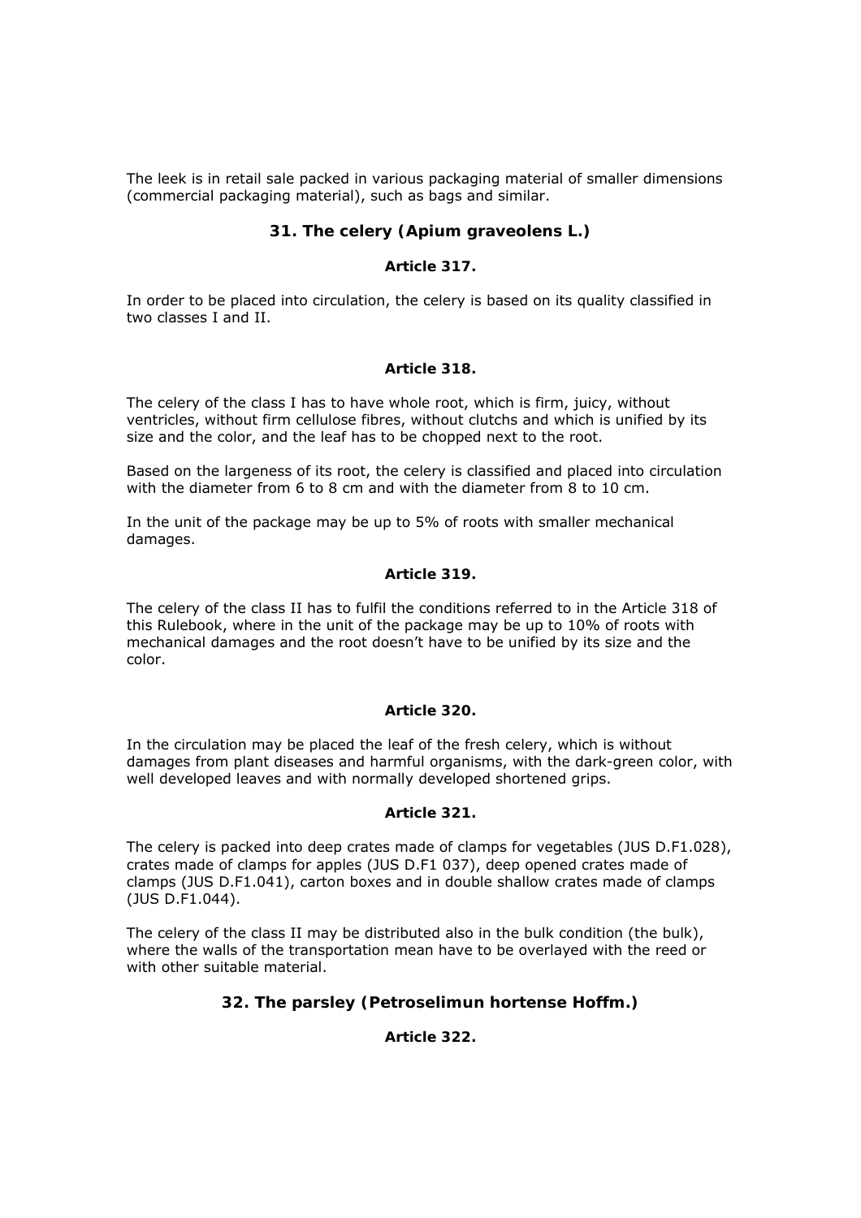The leek is in retail sale packed in various packaging material of smaller dimensions (commercial packaging material), such as bags and similar.

## 31. The celery (Apium graveolens L.)

### Article 317.

In order to be placed into circulation, the celery is based on its quality classified in two classes I and II.

### Article 318.

The celery of the class I has to have whole root, which is firm, juicy, without ventricles, without firm cellulose fibres, without clutchs and which is unified by its size and the color, and the leaf has to be chopped next to the root.

Based on the largeness of its root, the celery is classified and placed into circulation with the diameter from 6 to 8 cm and with the diameter from 8 to 10 cm.

In the unit of the package may be up to 5% of roots with smaller mechanical damages.

### Article 319.

The celery of the class II has to fulfil the conditions referred to in the Article 318 of this Rulebook, where in the unit of the package may be up to 10% of roots with mechanical damages and the root doesn't have to be unified by its size and the color.

### Article 320.

In the circulation may be placed the leaf of the fresh celery, which is without damages from plant diseases and harmful organisms, with the dark-green color, with well developed leaves and with normally developed shortened grips.

### Article 321.

The celery is packed into deep crates made of clamps for vegetables (JUS D.F1.028), crates made of clamps for apples (JUS D.F1 037), deep opened crates made of clamps (JUS D.F1.041), carton boxes and in double shallow crates made of clamps (JUS D.F1.044).

The celery of the class II may be distributed also in the bulk condition (the bulk), where the walls of the transportation mean have to be overlayed with the reed or with other suitable material.

## 32. The parsley (Petroselimun hortense Hoffm.)

### Article 322.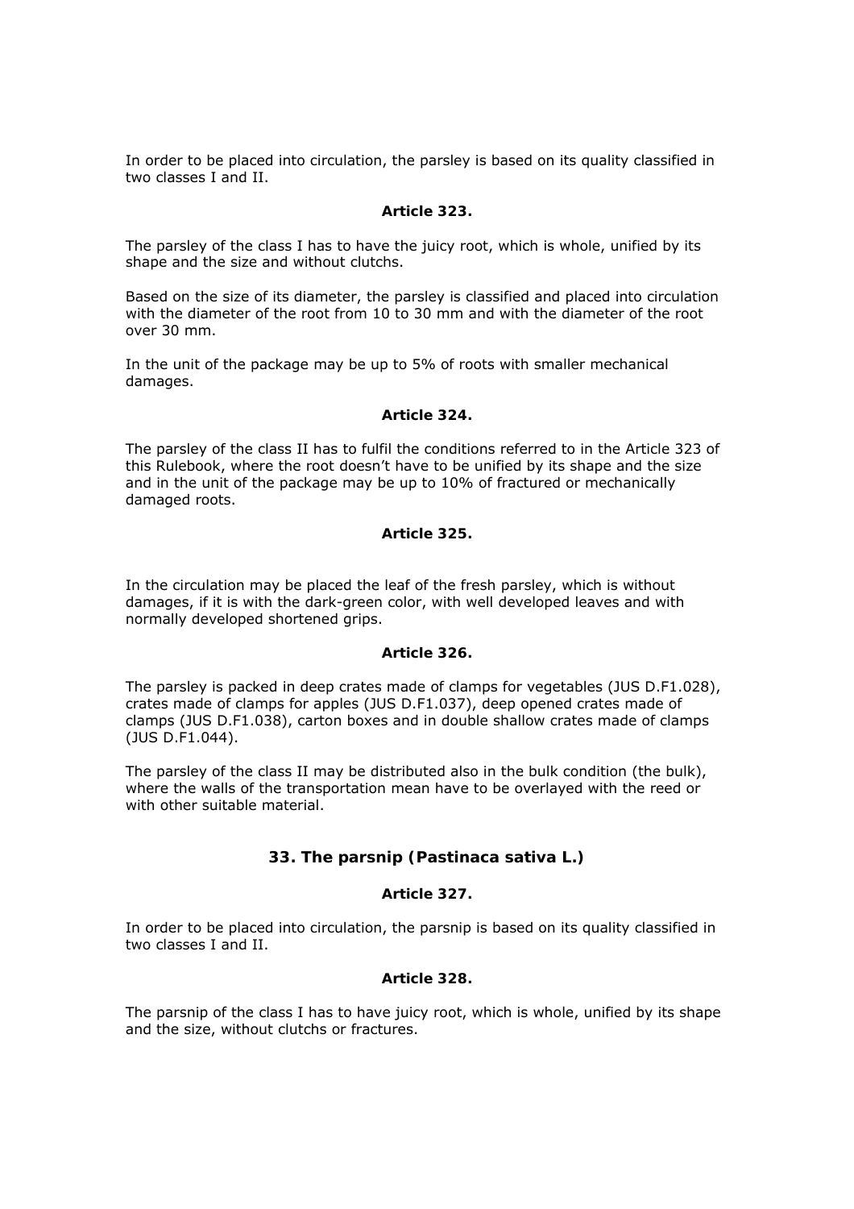In order to be placed into circulation, the parsley is based on its quality classified in two classes I and II.

**Article 323.**

The parsley of the class I has to have the juicy root, which is whole, unified by its shape and the size and without clutchs.

Based on the size of its diameter, the parsley is classified and placed into circulation with the diameter of the root from 10 to 30 mm and with the diameter of the root over 30 mm.

In the unit of the package may be up to 5% of roots with smaller mechanical damages.

**Article 324.**

The parsley of the class II has to fulfil the conditions referred to in the Article 323 of this Rulebook, where the root doesn't have to be unified by its shape and the size and in the unit of the package may be up to 10% of fractured or mechanically damaged roots.

**Article 325.**

In the circulation may be placed the leaf of the fresh parsley, which is without damages, if it is with the dark-green color, with well developed leaves and with normally developed shortened grips.

**Article 326.**

The parsley is packed in deep crates made of clamps for vegetables (JUS D.F1.028), crates made of clamps for apples (JUS D.F1.037), deep opened crates made of clamps (JUS D.F1.038), carton boxes and in double shallow crates made of clamps (JUS D.F1.044).

The parsley of the class II may be distributed also in the bulk condition (the bulk), where the walls of the transportation mean have to be overlayed with the reed or with other suitable material.

## 33. The parsnip (Pastinaca sativa L.)

**Article 327.**

In order to be placed into circulation, the parsnip is based on its quality classified in two classes I and II.

**Article 328.**

The parsnip of the class I has to have juicy root, which is whole, unified by its shape and the size, without clutchs or fractures.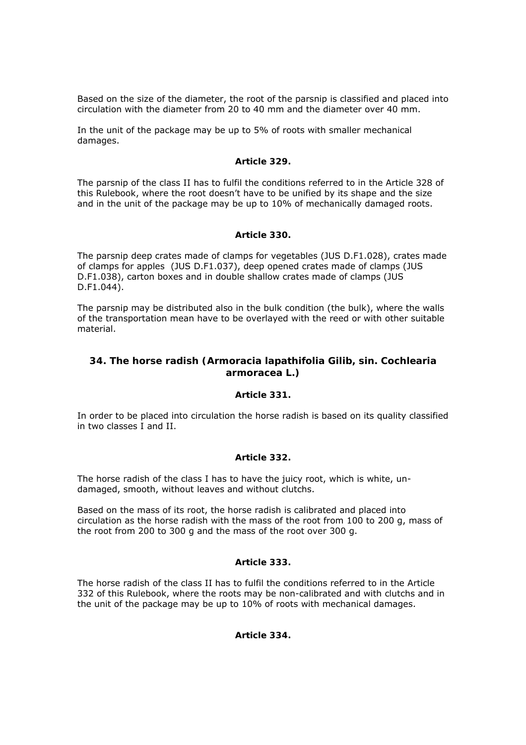Based on the size of the diameter, the root of the parsnip is classified and placed into circulation with the diameter from 20 to 40 mm and the diameter over 40 mm.

In the unit of the package may be up to 5% of roots with smaller mechanical damages.

**Article 329.**

The parsnip of the class II has to fulfil the conditions referred to in the Article 328 of this Rulebook, where the root doesn't have to be unified by its shape and the size and in the unit of the package may be up to 10% of mechanically damaged roots.

**Article 330.**

The parsnip deep crates made of clamps for vegetables (JUS D.F1.028), crates made of clamps for apples (JUS D.F1.037), deep opened crates made of clamps (JUS D.F1.038), carton boxes and in double shallow crates made of clamps (JUS D.F1.044).

The parsnip may be distributed also in the bulk condition (the bulk), where the walls of the transportation mean have to be overlayed with the reed or with other suitable material.

## 34. The horse radish (Armoracia lapathifolia Gilib, sin. Cochlearia armoracea L.)

**Article 331.**

In order to be placed into circulation the horse radish is based on its quality classified in two classes I and II.

**Article 332.**

The horse radish of the class I has to have the juicy root, which is white, un-damaged, smooth, without leaves and without clutchs.

Based on the mass of its root, the horse radish is calibrated and placed into circulation as the horse radish with the mass of the root from 100 to 200 g, mass of the root from 200 to 300 g and the mass of the root over 300 g.

**Article 333.**

The horse radish of the class II has to fulfil the conditions referred to in the Article 332 of this Rulebook, where the roots may be non-calibrated and with clutchs and in the unit of the package may be up to 10% of roots with mechanical damages.

**Article 334.**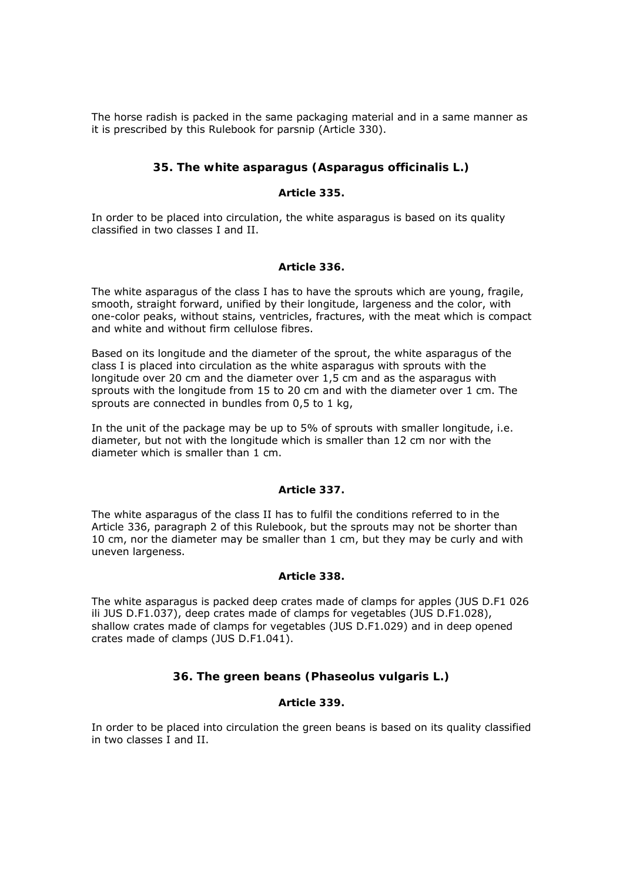The horse radish is packed in the same packaging material and in a same manner as it is prescribed by this Rulebook for parsnip (Article 330).

### 35. The white asparagus (Asparagus officinalis L.)

#### Article 335.

In order to be placed into circulation, the white asparagus is based on its quality classified in two classes I and II.

#### Article 336.

The white asparagus of the class I has to have the sprouts which are young, fragile, smooth, straight forward, unified by their longitude, largeness and the color, with one-color peaks, without stains, ventricles, fractures, with the meat which is compact and white and without firm cellulose fibres.

Based on its longitude and the diameter of the sprout, the white asparagus of the class I is placed into circulation as the white asparagus with sprouts with the longitude over 20 cm and the diameter over 1,5 cm and as the asparagus with sprouts with the longitude from 15 to 20 cm and with the diameter over 1 cm. The sprouts are connected in bundles from 0,5 to 1 kg,

In the unit of the package may be up to 5% of sprouts with smaller longitude, i.e. diameter, but not with the longitude which is smaller than 12 cm nor with the diameter which is smaller than 1 cm.

#### Article 337.

The white asparagus of the class II has to fulfil the conditions referred to in the Article 336, paragraph 2 of this Rulebook, but the sprouts may not be shorter than 10 cm, nor the diameter may be smaller than 1 cm, but they may be curly and with uneven largeness.

#### Article 338.

The white asparagus is packed deep crates made of clamps for apples (JUS D.F1 026 ili JUS D.F1.037), deep crates made of clamps for vegetables (JUS D.F1.028), shallow crates made of clamps for vegetables (JUS D.F1.029) and in deep opened crates made of clamps (JUS D.F1.041).

### 36. The green beans (Phaseolus vulgaris L.)

#### Article 339.

In order to be placed into circulation the green beans is based on its quality classified in two classes I and II.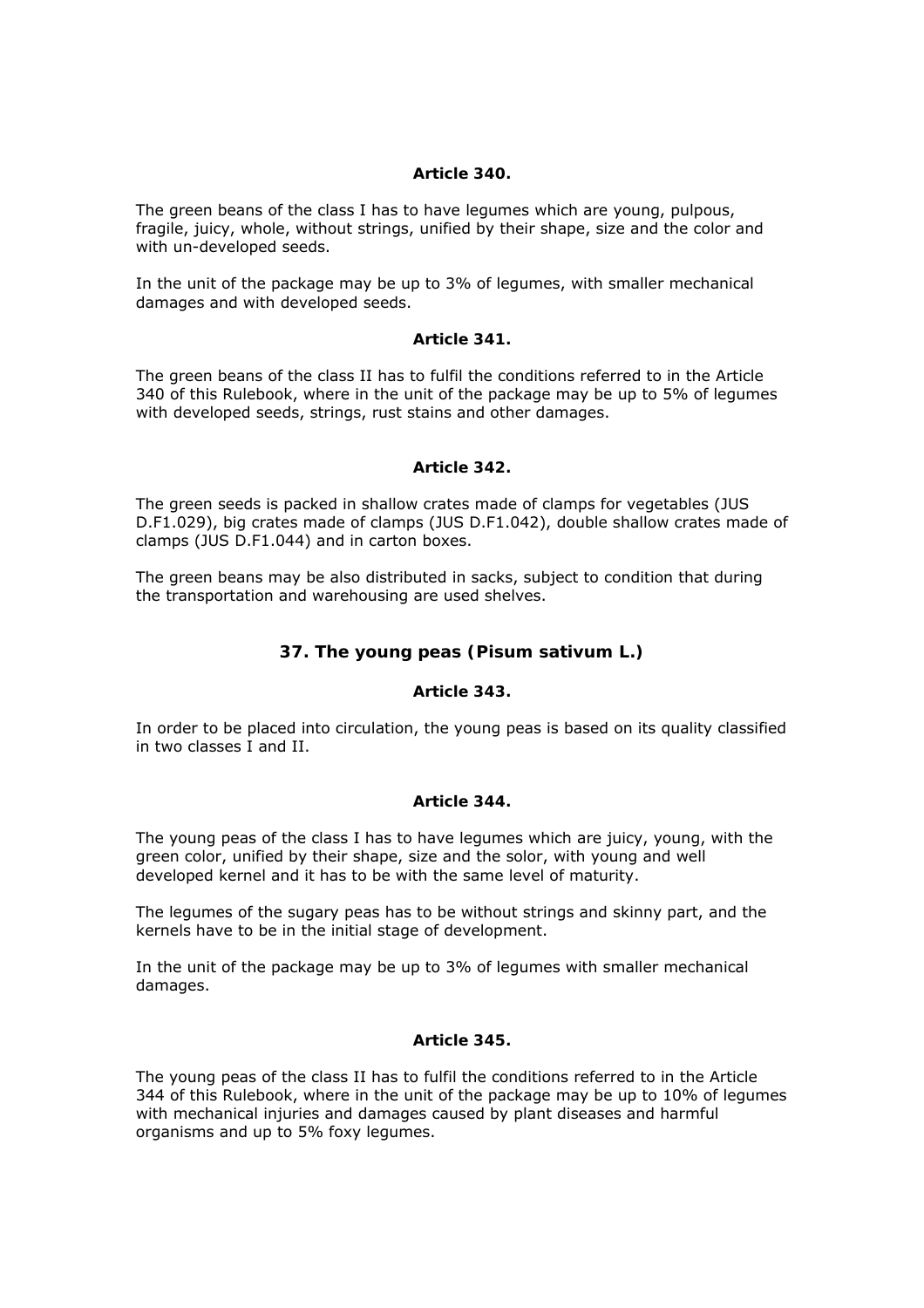**Article 340.**

The green beans of the class I has to have legumes which are young, pulpous, fragile, juicy, whole, without strings, unified by their shape, size and the color and with un-developed seeds.

In the unit of the package may be up to 3% of legumes, with smaller mechanical damages and with developed seeds.

**Article 341.**

The green beans of the class II has to fulfil the conditions referred to in the Article 340 of this Rulebook, where in the unit of the package may be up to 5% of legumes with developed seeds, strings, rust stains and other damages.

**Article 342.**

The green seeds is packed in shallow crates made of clamps for vegetables (JUS D.F1.029), big crates made of clamps (JUS D.F1.042), double shallow crates made of clamps (JUS D.F1.044) and in carton boxes.

The green beans may be also distributed in sacks, subject to condition that during the transportation and warehousing are used shelves.

## 37. The young peas (*Pisum sativum* L.)

**Article 343.**

In order to be placed into circulation, the young peas is based on its quality classified in two classes I and II.

**Article 344.**

The young peas of the class I has to have legumes which are juicy, young, with the green color, unified by their shape, size and the solor, with young and well developed kernel and it has to be with the same level of maturity.

The legumes of the sugary peas has to be without strings and skinny part, and the kernels have to be in the initial stage of development.

In the unit of the package may be up to 3% of legumes with smaller mechanical damages.

**Article 345.**

The young peas of the class II has to fulfil the conditions referred to in the Article 344 of this Rulebook, where in the unit of the package may be up to 10% of legumes with mechanical injuries and damages caused by plant diseases and harmful organisms and up to 5% foxy legumes.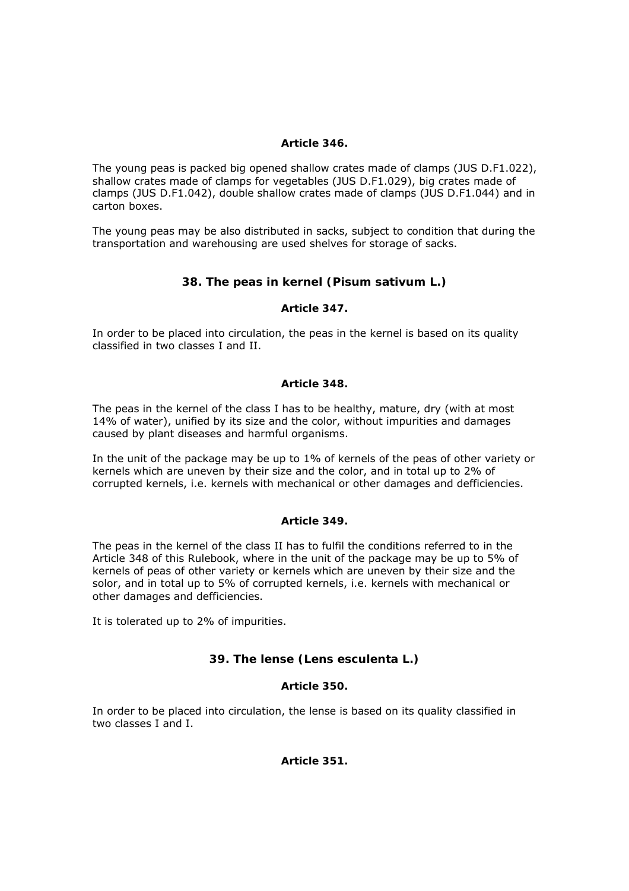**Article 346.**

The young peas is packed big opened shallow crates made of clamps (JUS D.F1.022), shallow crates made of clamps for vegetables (JUS D.F1.029), big crates made of clamps (JUS D.F1.042), double shallow crates made of clamps (JUS D.F1.044) and in carton boxes.

The young peas may be also distributed in sacks, subject to condition that during the transportation and warehousing are used shelves for storage of sacks.

### 38. The peas in kernel (Pisum sativum L.)

**Article 347.**

In order to be placed into circulation, the peas in the kernel is based on its quality classified in two classes I and II.

**Article 348.**

The peas in the kernel of the class I has to be healthy, mature, dry (with at most 14% of water), unified by its size and the color, without impurities and damages caused by plant diseases and harmful organisms.

In the unit of the package may be up to 1% of kernels of the peas of other variety or kernels which are uneven by their size and the color, and in total up to 2% of corrupted kernels, i.e. kernels with mechanical or other damages and defficiencies.

**Article 349.**

The peas in the kernel of the class II has to fulfil the conditions referred to in the Article 348 of this Rulebook, where in the unit of the package may be up to 5% of kernels of peas of other variety or kernels which are uneven by their size and the solor, and in total up to 5% of corrupted kernels, i.e. kernels with mechanical or other damages and defficiencies.

It is tolerated up to 2% of impurities.

### 39. The lense (Lens esculenta L.)

**Article 350.**

In order to be placed into circulation, the lense is based on its quality classified in two classes I and I.

**Article 351.**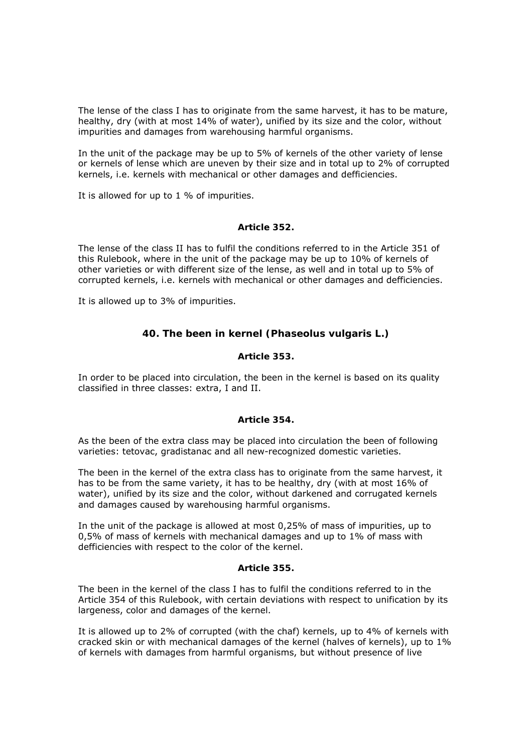The lense of the class I has to originate from the same harvest, it has to be mature, healthy, dry (with at most 14% of water), unified by its size and the color, without impurities and damages from warehousing harmful organisms.

In the unit of the package may be up to 5% of kernels of the other variety of lense or kernels of lense which are uneven by their size and in total up to 2% of corrupted kernels, i.e. kernels with mechanical or other damages and defficiencies.

It is allowed for up to 1 % of impurities.

#### Article 352.

The lense of the class II has to fulfil the conditions referred to in the Article 351 of this Rulebook, where in the unit of the package may be up to 10% of kernels of other varieties or with different size of the lense, as well and in total up to 5% of corrupted kernels, i.e. kernels with mechanical or other damages and defficiencies.

It is allowed up to 3% of impurities.

### 40. The been in kernel (*Phaseolus vulgaris L.*)

#### Article 353.

In order to be placed into circulation, the been in the kernel is based on its quality classified in three classes: extra, I and II.

#### Article 354.

As the been of the extra class may be placed into circulation the been of following varieties: tetovac, gradistanac and all new-recognized domestic varieties.

The been in the kernel of the extra class has to originate from the same harvest, it has to be from the same variety, it has to be healthy, dry (with at most 16% of water), unified by its size and the color, without darkened and corrugated kernels and damages caused by warehousing harmful organisms.

In the unit of the package is allowed at most 0,25% of mass of impurities, up to 0,5% of mass of kernels with mechanical damages and up to 1% of mass with defficiencies with respect to the color of the kernel.

#### Article 355.

The been in the kernel of the class I has to fulfil the conditions referred to in the Article 354 of this Rulebook, with certain deviations with respect to unification by its largeness, color and damages of the kernel.

It is allowed up to 2% of corrupted (with the chaf) kernels, up to 4% of kernels with cracked skin or with mechanical damages of the kernel (halves of kernels), up to 1% of kernels with damages from harmful organisms, but without presence of live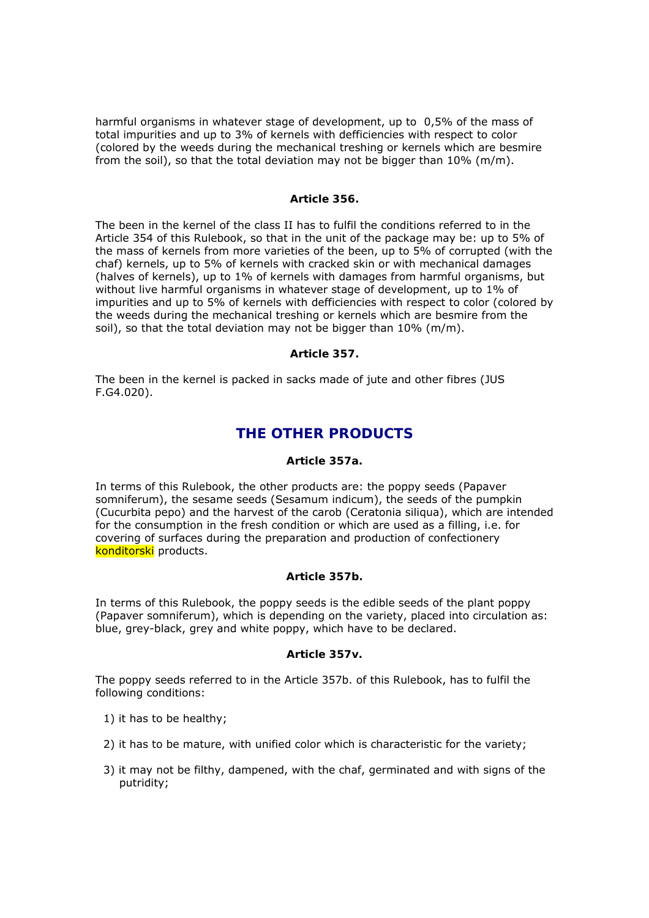harmful organisms in whatever stage of development, up to 0,5% of the mass of total impurities and up to 3% of kernels with defficiencies with respect to color (colored by the weeds during the mechanical treshing or kernels which are besmire from the soil), so that the total deviation may not be bigger than 10% (m/m).

#### Article 356.

The been in the kernel of the class II has to fulfil the conditions referred to in the Article 354 of this Rulebook, so that in the unit of the package may be: up to 5% of the mass of kernels from more varieties of the been, up to 5% of corrupted (with the chaf) kernels, up to 5% of kernels with cracked skin or with mechanical damages (halves of kernels), up to 1% of kernels with damages from harmful organisms, but without live harmful organisms in whatever stage of development, up to 1% of impurities and up to 5% of kernels with defficiencies with respect to color (colored by the weeds during the mechanical treshing or kernels which are besmire from the soil), so that the total deviation may not be bigger than 10% (m/m).

#### Article 357.

The been in the kernel is packed in sacks made of jute and other fibres (JUS F.G4.020).

## THE OTHER PRODUCTS

#### Article 357a.

In terms of this Rulebook, the other products are: the poppy seeds (Papaver somniferum), the sesame seeds (Sesamum indicum), the seeds of the pumpkin (Cucurbita pepo) and the harvest of the carob (Ceratonia siliqua), which are intended for the consumption in the fresh condition or which are used as a filling, i.e. for covering of surfaces during the preparation and production of confectionery konditorski products.

#### Article 357b.

In terms of this Rulebook, the poppy seeds is the edible seeds of the plant poppy (Papaver somniferum), which is depending on the variety, placed into circulation as: blue, grey-black, grey and white poppy, which have to be declared.

#### Article 357v.

The poppy seeds referred to in the Article 357b. of this Rulebook, has to fulfil the following conditions:

1) it has to be healthy;

2) it has to be mature, with unified color which is characteristic for the variety;

3) it may not be filthy, dampened, with the chaf, germinated and with signs of the putridity;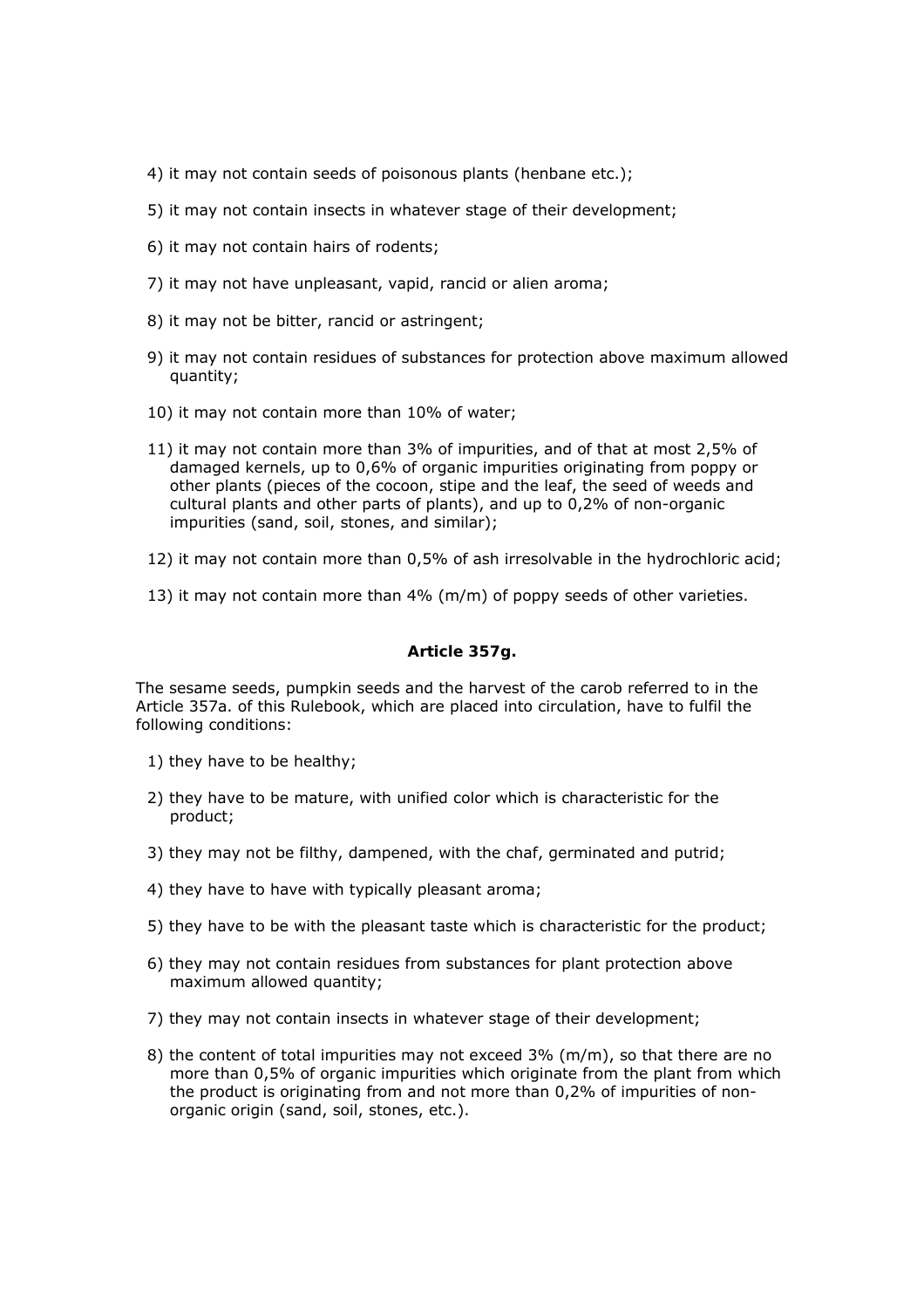4) it may not contain seeds of poisonous plants (henbane etc.);

5) it may not contain insects in whatever stage of their development;

6) it may not contain hairs of rodents;

7) it may not have unpleasant, vapid, rancid or alien aroma;

8) it may not be bitter, rancid or astringent;

9) it may not contain residues of substances for protection above maximum allowed quantity;

10) it may not contain more than 10% of water;

11) it may not contain more than 3% of impurities, and of that at most 2,5% of damaged kernels, up to 0,6% of organic impurities originating from poppy or other plants (pieces of the cocoon, stipe and the leaf, the seed of weeds and cultural plants and other parts of plants), and up to 0,2% of non-organic impurities (sand, soil, stones, and similar);

12) it may not contain more than 0,5% of ash irresolvable in the hydrochloric acid;

13) it may not contain more than 4% (m/m) of poppy seeds of other varieties.

**Article 357g.**

The sesame seeds, pumpkin seeds and the harvest of the carob referred to in the Article 357a. of this Rulebook, which are placed into circulation, have to fulfil the following conditions:

1) they have to be healthy;

2) they have to be mature, with unified color which is characteristic for the product;

3) they may not be filthy, dampened, with the chaf, germinated and putrid;

4) they have to have with typically pleasant aroma;

5) they have to be with the pleasant taste which is characteristic for the product;

6) they may not contain residues from substances for plant protection above maximum allowed quantity;

7) they may not contain insects in whatever stage of their development;

8) the content of total impurities may not exceed 3% (m/m), so that there are no more than 0,5% of organic impurities which originate from the plant from which the product is originating from and not more than 0,2% of impurities of non-organic origin (sand, soil, stones, etc.).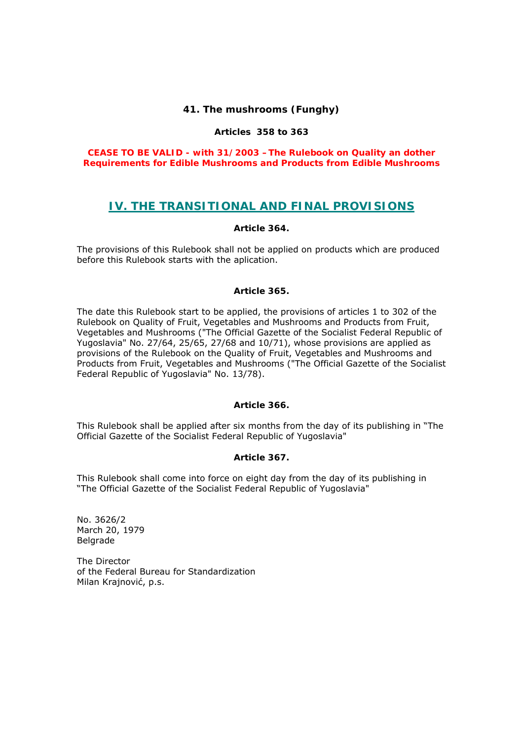### 41. The mushrooms (Funghy)

**Articles 358 to 363**

**CEASE TO BE VALID - with 31/2003 – The Rulebook on Quality an dother Requirements for Edible Mushrooms and Products from Edible Mushrooms**

## IV. THE TRANSITIONAL AND FINAL PROVISIONS

**Article 364.**

The provisions of this Rulebook shall not be applied on products which are produced before this Rulebook starts with the aplication.

**Article 365.**

The date this Rulebook start to be applied, the provisions of articles 1 to 302 of the Rulebook on Quality of Fruit, Vegetables and Mushrooms and Products from Fruit, Vegetables and Mushrooms ("The Official Gazette of the Socialist Federal Republic of Yugoslavia" No. 27/64, 25/65, 27/68 and 10/71), whose provisions are applied as provisions of the Rulebook on the Quality of Fruit, Vegetables and Mushrooms and Products from Fruit, Vegetables and Mushrooms ("The Official Gazette of the Socialist Federal Republic of Yugoslavia" No. 13/78).

**Article 366.**

This Rulebook shall be applied after six months from the day of its publishing in "The Official Gazette of the Socialist Federal Republic of Yugoslavia"

**Article 367.**

This Rulebook shall come into force on eight day from the day of its publishing in "The Official Gazette of the Socialist Federal Republic of Yugoslavia"

No. 3626/2
March 20, 1979
Belgrade

The Director
of the Federal Bureau for Standardization
Milan Krajnović, p.s.